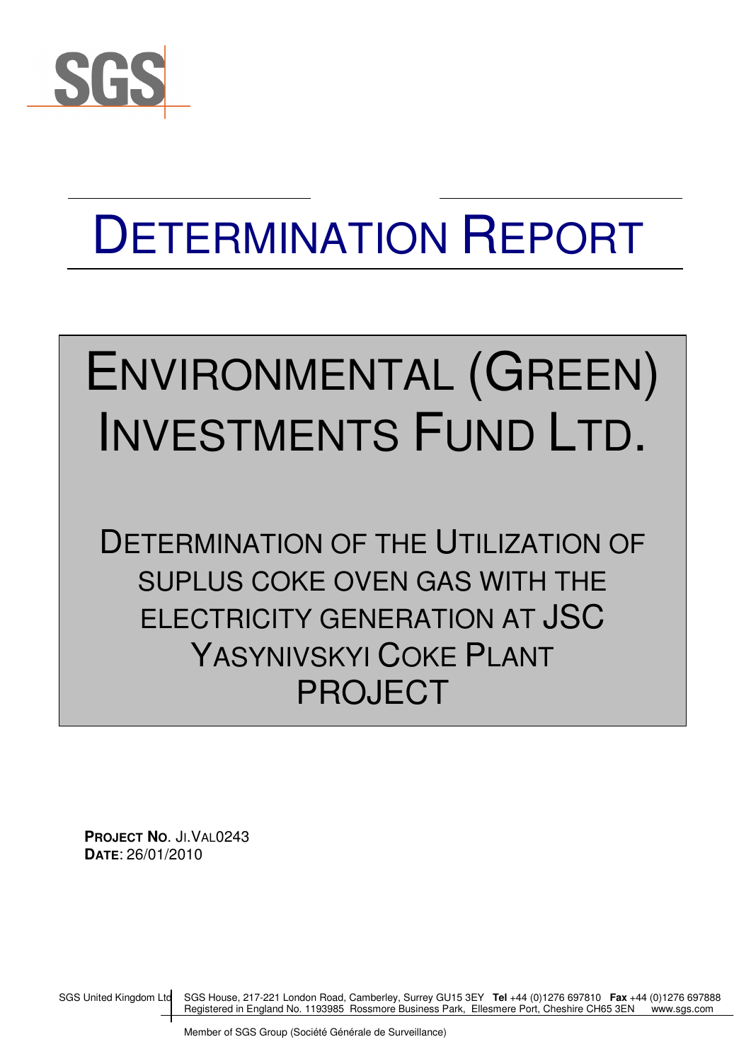SGS

# DETERMINATION REPORT

# ENVIRONMENTAL (GREEN) INVESTMENTS FUND LTD.

## DETERMINATION OF THE UTILIZATION OF SUPLUS COKE OVEN GAS WITH THE ELECTRICITY GENERATION AT JSC YASYNIVSKYI COKE PLANT PROJECT

**PROJECT NO.** JI.VAL0243
**DATE**: 26/01/2010

SGS United Kingdom Ltd SGS House, 217-221 London Road, Camberley, Surrey GU15 3EY **Tel** +44 (0)1276 697810 **Fax** +44 (0)1276 697888
Registered in England No. 1193985 Rossmore Business Park, Ellesmere Port, Cheshire CH65 3EN www.sgs.com

Member of SGS Group (Société Générale de Surveillance)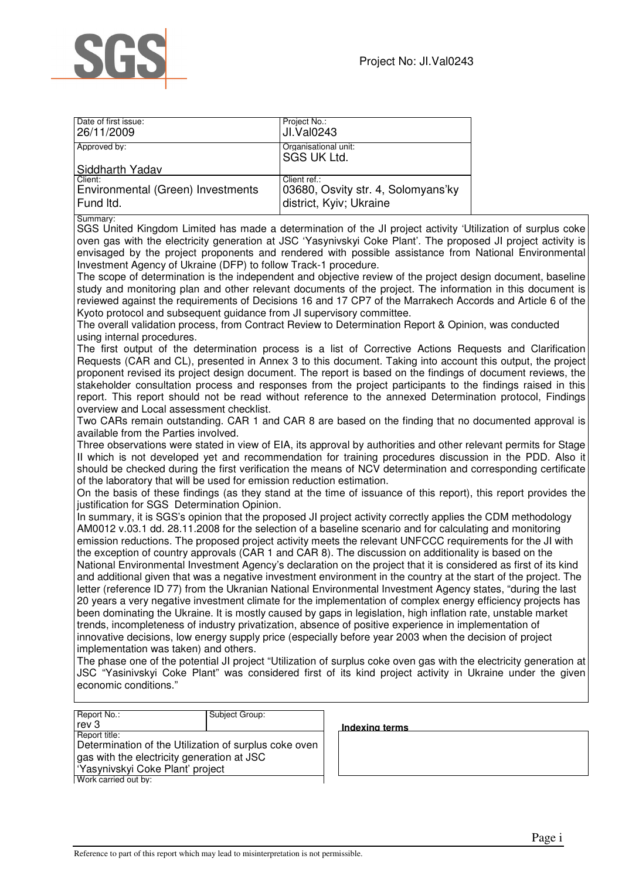SGS

Project No: JI.Val0243

| Date of first issue: 26/11/2009 | Project No.: JI.Val0243 |
|---|---|
| Approved by: Siddharth Yadav | Organisational unit: SGS UK Ltd. |
| Client: Environmental (Green) Investments Fund ltd. | Client ref.: 03680, Osvity str. 4, Solomyans'ky district, Kyiv; Ukraine |

Summary:

SGS United Kingdom Limited has made a determination of the JI project activity 'Utilization of surplus coke oven gas with the electricity generation at JSC 'Yasynivskyi Coke Plant'. The proposed JI project activity is envisaged by the project proponents and rendered with possible assistance from National Environmental Investment Agency of Ukraine (DFP) to follow Track-1 procedure.

The scope of determination is the independent and objective review of the project design document, baseline study and monitoring plan and other relevant documents of the project. The information in this document is reviewed against the requirements of Decisions 16 and 17 CP7 of the Marrakech Accords and Article 6 of the Kyoto protocol and subsequent guidance from JI supervisory committee.

The overall validation process, from Contract Review to Determination Report & Opinion, was conducted using internal procedures.

The first output of the determination process is a list of Corrective Actions Requests and Clarification Requests (CAR and CL), presented in Annex 3 to this document. Taking into account this output, the project proponent revised its project design document. The report is based on the findings of document reviews, the stakeholder consultation process and responses from the project participants to the findings raised in this report. This report should not be read without reference to the annexed Determination protocol, Findings overview and Local assessment checklist.

Two CARs remain outstanding. CAR 1 and CAR 8 are based on the finding that no documented approval is available from the Parties involved.

Three observations were stated in view of EIA, its approval by authorities and other relevant permits for Stage II which is not developed yet and recommendation for training procedures discussion in the PDD. Also it should be checked during the first verification the means of NCV determination and corresponding certificate of the laboratory that will be used for emission reduction estimation.

On the basis of these findings (as they stand at the time of issuance of this report), this report provides the justification for SGS Determination Opinion.

In summary, it is SGS's opinion that the proposed JI project activity correctly applies the CDM methodology AM0012 v.03.1 dd. 28.11.2008 for the selection of a baseline scenario and for calculating and monitoring emission reductions. The proposed project activity meets the relevant UNFCCC requirements for the JI with the exception of country approvals (CAR 1 and CAR 8). The discussion on additionality is based on the National Environmental Investment Agency's declaration on the project that it is considered as first of its kind and additional given that was a negative investment environment in the country at the start of the project. The letter (reference ID 77) from the Ukranian National Environmental Investment Agency states, "during the last 20 years a very negative investment climate for the implementation of complex energy efficiency projects has been dominating the Ukraine. It is mostly caused by gaps in legislation, high inflation rate, unstable market trends, incompleteness of industry privatization, absence of positive experience in implementation of innovative decisions, low energy supply price (especially before year 2003 when the decision of project implementation was taken) and others.

The phase one of the potential JI project "Utilization of surplus coke oven gas with the electricity generation at JSC "Yasinivskyi Coke Plant" was considered first of its kind project activity in Ukraine under the given economic conditions."

| Report No.: rev 3 | Subject Group: |
|---|---|
| Report title: Determination of the Utilization of surplus coke oven gas with the electricity generation at JSC 'Yasynivskyi Coke Plant' project | |
| Work carried out by: | |

**Indexing terms**

Reference to part of this report which may lead to misinterpretation is not permissible.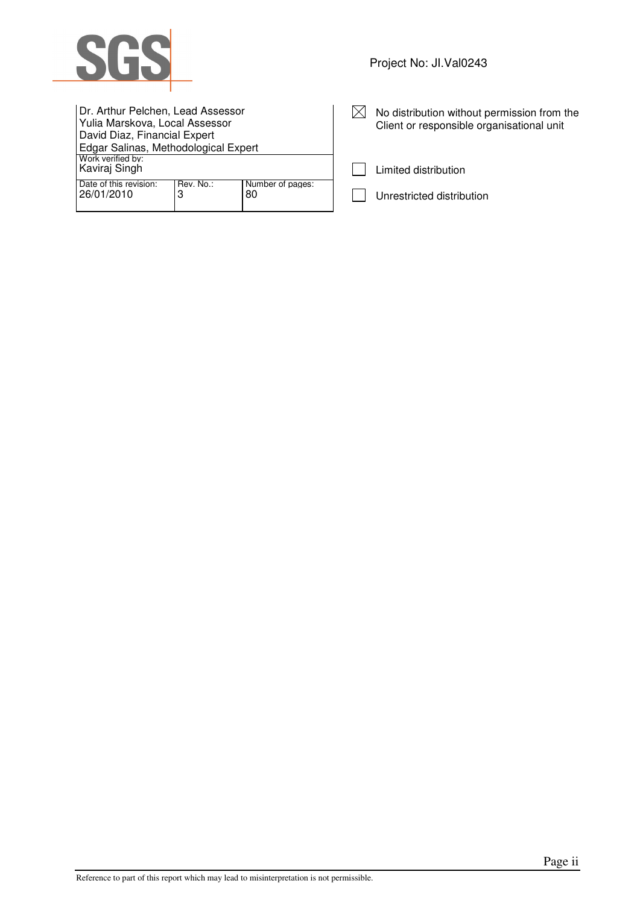Project No: JI.Val0243

| Dr. Arthur Pelchen, Lead Assessor<br>Yulia Marskova, Local Assessor<br>David Diaz, Financial Expert<br>Edgar Salinas, Methodological Expert | | |
|---|---|---|
| Work verified by:<br>Kaviraj Singh | | |
| Date of this revision:<br>26/01/2010 | Rev. No.:<br>3 | Number of pages:<br>80 |

- [x] No distribution without permission from the Client or responsible organisational unit
- [ ] Limited distribution
- [ ] Unrestricted distribution

Reference to part of this report which may lead to misinterpretation is not permissible.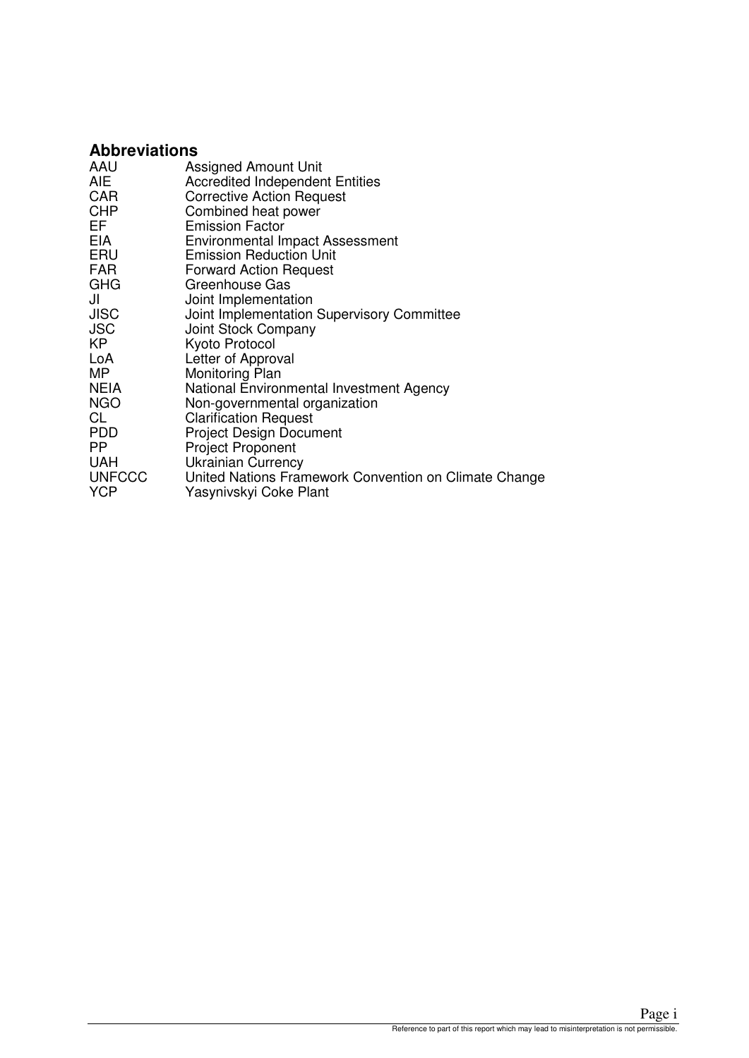## Abbreviations

| | |
|---|---|
| AAU | Assigned Amount Unit |
| AIE | Accredited Independent Entities |
| CAR | Corrective Action Request |
| CHP | Combined heat power |
| EF | Emission Factor |
| EIA | Environmental Impact Assessment |
| ERU | Emission Reduction Unit |
| FAR | Forward Action Request |
| GHG | Greenhouse Gas |
| JI | Joint Implementation |
| JISC | Joint Implementation Supervisory Committee |
| JSC | Joint Stock Company |
| KP | Kyoto Protocol |
| LoA | Letter of Approval |
| MP | Monitoring Plan |
| NEIA | National Environmental Investment Agency |
| NGO | Non-governmental organization |
| CL | Clarification Request |
| PDD | Project Design Document |
| PP | Project Proponent |
| UAH | Ukrainian Currency |
| UNFCCC | United Nations Framework Convention on Climate Change |
| YCP | Yasynivskyi Coke Plant |

Reference to part of this report which may lead to misinterpretation is not permissible.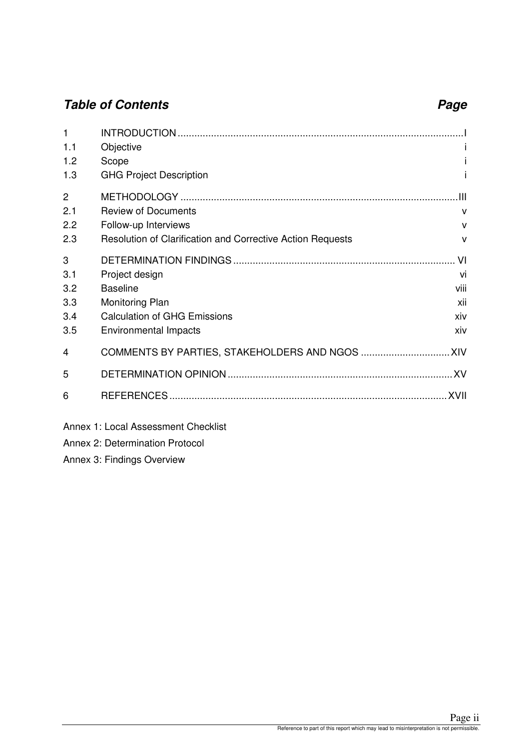## *Table of Contents* — *Page*

| | | |
|---|---|---|
| 1 | INTRODUCTION | I |
| 1.1 | Objective | i |
| 1.2 | Scope | i |
| 1.3 | GHG Project Description | i |
| 2 | METHODOLOGY | III |
| 2.1 | Review of Documents | v |
| 2.2 | Follow-up Interviews | v |
| 2.3 | Resolution of Clarification and Corrective Action Requests | v |
| 3 | DETERMINATION FINDINGS | VI |
| 3.1 | Project design | vi |
| 3.2 | Baseline | viii |
| 3.3 | Monitoring Plan | xii |
| 3.4 | Calculation of GHG Emissions | xiv |
| 3.5 | Environmental Impacts | xiv |
| 4 | COMMENTS BY PARTIES, STAKEHOLDERS AND NGOS | XIV |
| 5 | DETERMINATION OPINION | XV |
| 6 | REFERENCES | XVII |

Annex 1: Local Assessment Checklist

Annex 2: Determination Protocol

Annex 3: Findings Overview

Reference to part of this report which may lead to misinterpretation is not permissible.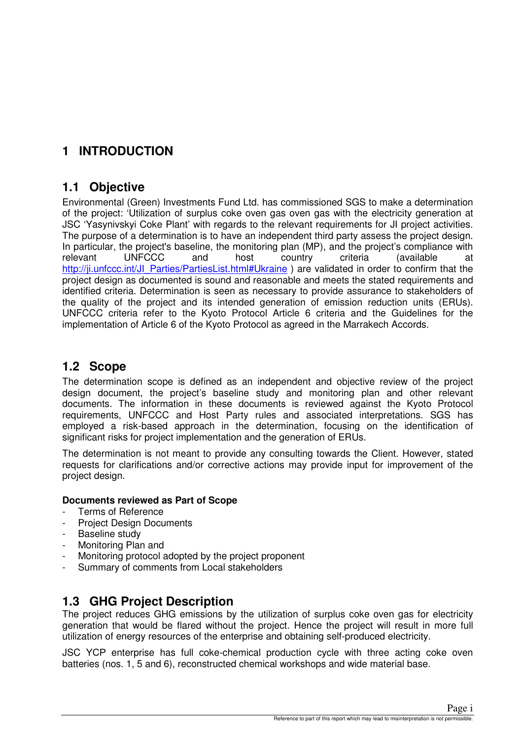# 1 INTRODUCTION

## 1.1 Objective

Environmental (Green) Investments Fund Ltd. has commissioned SGS to make a determination of the project: 'Utilization of surplus coke oven gas oven gas with the electricity generation at JSC 'Yasynivskyi Coke Plant' with regards to the relevant requirements for JI project activities. The purpose of a determination is to have an independent third party assess the project design. In particular, the project's baseline, the monitoring plan (MP), and the project's compliance with relevant UNFCCC and host country criteria (available at http://ji.unfccc.int/JI_Parties/PartiesList.html#Ukraine ) are validated in order to confirm that the project design as documented is sound and reasonable and meets the stated requirements and identified criteria. Determination is seen as necessary to provide assurance to stakeholders of the quality of the project and its intended generation of emission reduction units (ERUs). UNFCCC criteria refer to the Kyoto Protocol Article 6 criteria and the Guidelines for the implementation of Article 6 of the Kyoto Protocol as agreed in the Marrakech Accords.

## 1.2 Scope

The determination scope is defined as an independent and objective review of the project design document, the project's baseline study and monitoring plan and other relevant documents. The information in these documents is reviewed against the Kyoto Protocol requirements, UNFCCC and Host Party rules and associated interpretations. SGS has employed a risk-based approach in the determination, focusing on the identification of significant risks for project implementation and the generation of ERUs.

The determination is not meant to provide any consulting towards the Client. However, stated requests for clarifications and/or corrective actions may provide input for improvement of the project design.

**Documents reviewed as Part of Scope**

- Terms of Reference
- Project Design Documents
- Baseline study
- Monitoring Plan and
- Monitoring protocol adopted by the project proponent
- Summary of comments from Local stakeholders

## 1.3 GHG Project Description

The project reduces GHG emissions by the utilization of surplus coke oven gas for electricity generation that would be flared without the project. Hence the project will result in more full utilization of energy resources of the enterprise and obtaining self-produced electricity.

JSC YCP enterprise has full coke-chemical production cycle with three acting coke oven batteries (nos. 1, 5 and 6), reconstructed chemical workshops and wide material base.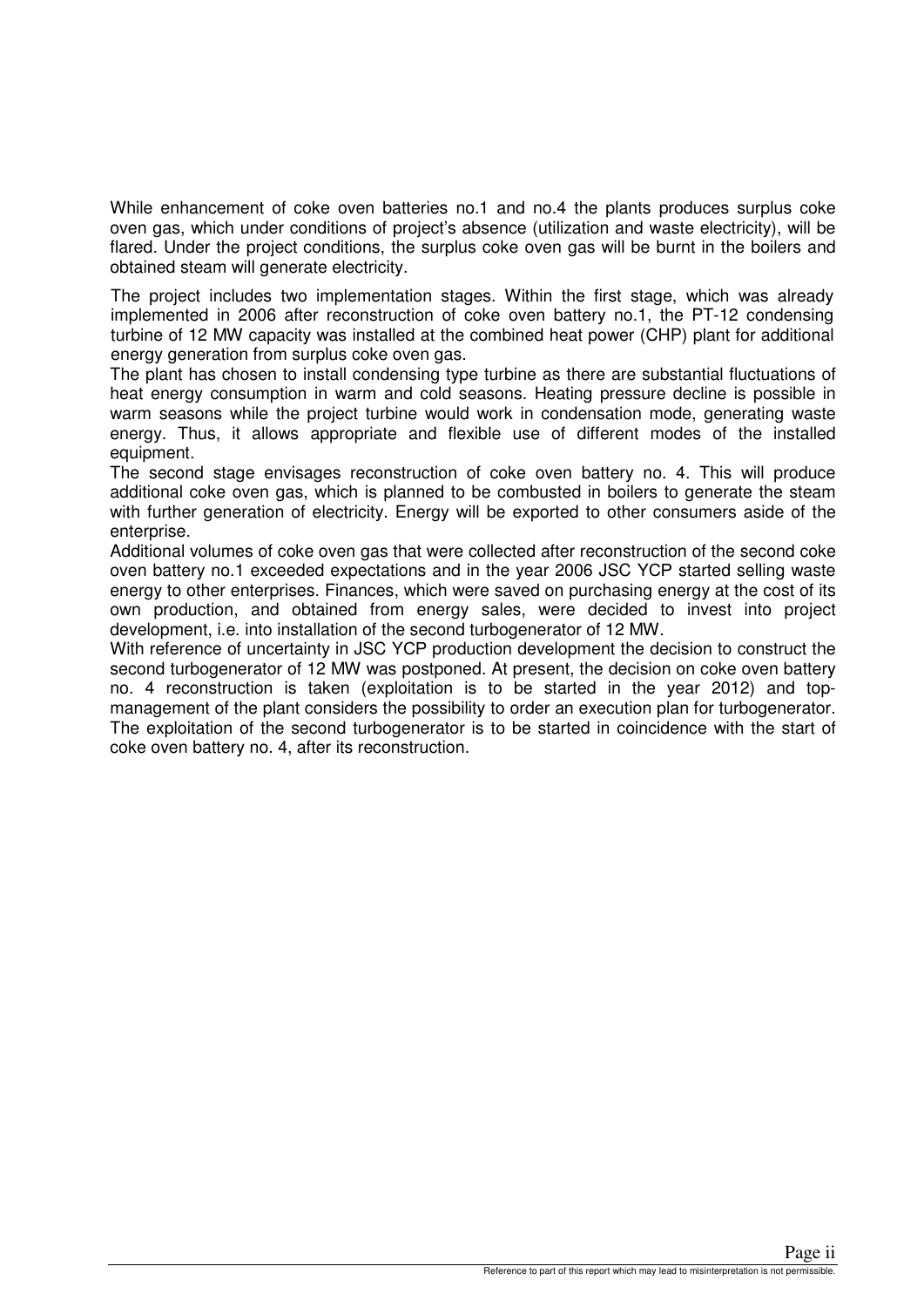While enhancement of coke oven batteries no.1 and no.4 the plants produces surplus coke oven gas, which under conditions of project's absence (utilization and waste electricity), will be flared. Under the project conditions, the surplus coke oven gas will be burnt in the boilers and obtained steam will generate electricity.

The project includes two implementation stages. Within the first stage, which was already implemented in 2006 after reconstruction of coke oven battery no.1, the PT-12 condensing turbine of 12 MW capacity was installed at the combined heat power (CHP) plant for additional energy generation from surplus coke oven gas.

The plant has chosen to install condensing type turbine as there are substantial fluctuations of heat energy consumption in warm and cold seasons. Heating pressure decline is possible in warm seasons while the project turbine would work in condensation mode, generating waste energy. Thus, it allows appropriate and flexible use of different modes of the installed equipment.

The second stage envisages reconstruction of coke oven battery no. 4. This will produce additional coke oven gas, which is planned to be combusted in boilers to generate the steam with further generation of electricity. Energy will be exported to other consumers aside of the enterprise.

Additional volumes of coke oven gas that were collected after reconstruction of the second coke oven battery no.1 exceeded expectations and in the year 2006 JSC YCP started selling waste energy to other enterprises. Finances, which were saved on purchasing energy at the cost of its own production, and obtained from energy sales, were decided to invest into project development, i.e. into installation of the second turbogenerator of 12 MW.

With reference of uncertainty in JSC YCP production development the decision to construct the second turbogenerator of 12 MW was postponed. At present, the decision on coke oven battery no. 4 reconstruction is taken (exploitation is to be started in the year 2012) and top-management of the plant considers the possibility to order an execution plan for turbogenerator. The exploitation of the second turbogenerator is to be started in coincidence with the start of coke oven battery no. 4, after its reconstruction.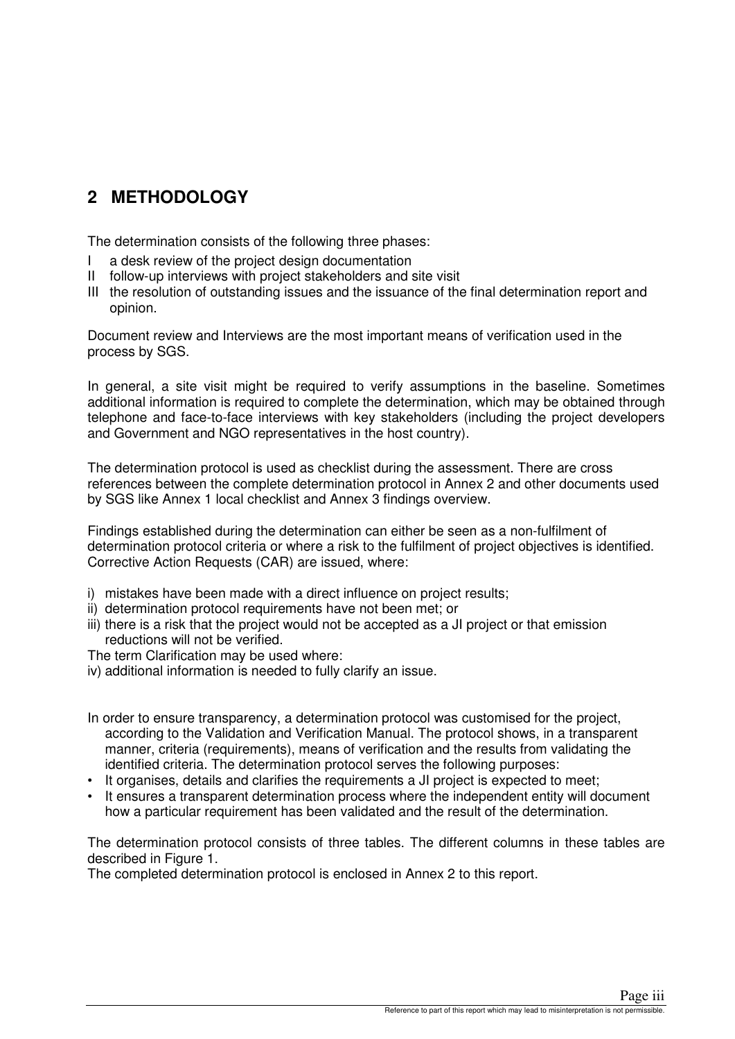## 2 METHODOLOGY

The determination consists of the following three phases:

- I a desk review of the project design documentation
- II follow-up interviews with project stakeholders and site visit
- III the resolution of outstanding issues and the issuance of the final determination report and opinion.

Document review and Interviews are the most important means of verification used in the process by SGS.

In general, a site visit might be required to verify assumptions in the baseline. Sometimes additional information is required to complete the determination, which may be obtained through telephone and face-to-face interviews with key stakeholders (including the project developers and Government and NGO representatives in the host country).

The determination protocol is used as checklist during the assessment. There are cross references between the complete determination protocol in Annex 2 and other documents used by SGS like Annex 1 local checklist and Annex 3 findings overview.

Findings established during the determination can either be seen as a non-fulfilment of determination protocol criteria or where a risk to the fulfilment of project objectives is identified. Corrective Action Requests (CAR) are issued, where:

- i) mistakes have been made with a direct influence on project results;
- ii) determination protocol requirements have not been met; or
- iii) there is a risk that the project would not be accepted as a JI project or that emission reductions will not be verified.

The term Clarification may be used where:

- iv) additional information is needed to fully clarify an issue.

In order to ensure transparency, a determination protocol was customised for the project, according to the Validation and Verification Manual. The protocol shows, in a transparent manner, criteria (requirements), means of verification and the results from validating the identified criteria. The determination protocol serves the following purposes:

- It organises, details and clarifies the requirements a JI project is expected to meet;
- It ensures a transparent determination process where the independent entity will document how a particular requirement has been validated and the result of the determination.

The determination protocol consists of three tables. The different columns in these tables are described in Figure 1.

The completed determination protocol is enclosed in Annex 2 to this report.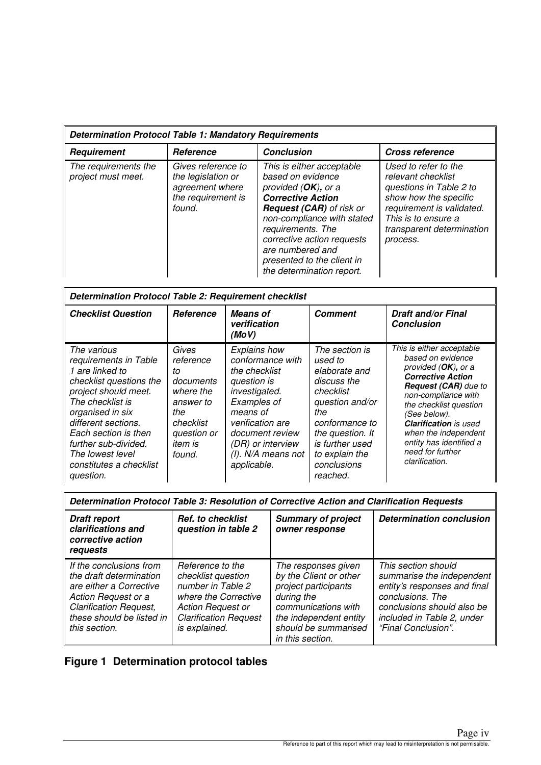| *Determination Protocol Table 1: Mandatory Requirements* | | | |
|---|---|---|---|
| ***Requirement*** | ***Reference*** | ***Conclusion*** | ***Cross reference*** |
| *The requirements the project must meet.* | *Gives reference to the legislation or agreement where the requirement is found.* | *This is either acceptable based on evidence provided (**OK**), or a **Corrective Action Request (CAR)** of risk or non-compliance with stated requirements. The corrective action requests are numbered and presented to the client in the determination report.* | *Used to refer to the relevant checklist questions in Table 2 to show how the specific requirement is validated. This is to ensure a transparent determination process.* |

| *Determination Protocol Table 2: Requirement checklist* | | | | |
|---|---|---|---|---|
| ***Checklist Question*** | ***Reference*** | ***Means of verification (MoV)*** | ***Comment*** | ***Draft and/or Final Conclusion*** |
| *The various requirements in Table 1 are linked to checklist questions the project should meet. The checklist is organised in six different sections. Each section is then further sub-divided. The lowest level constitutes a checklist question.* | *Gives reference to documents where the answer to the checklist question or item is found.* | *Explains how conformance with the checklist question is investigated. Examples of means of verification are document review (DR) or interview (I). N/A means not applicable.* | *The section is used to elaborate and discuss the checklist question and/or the conformance to the question. It is further used to explain the conclusions reached.* | *This is either acceptable based on evidence provided (**OK**), or a **Corrective Action Request (CAR)** due to non-compliance with the checklist question (See below). **Clarification** is used when the independent entity has identified a need for further clarification.* |

| *Determination Protocol Table 3: Resolution of Corrective Action and Clarification Requests* | | | |
|---|---|---|---|
| ***Draft report clarifications and corrective action requests*** | ***Ref. to checklist question in table 2*** | ***Summary of project owner response*** | ***Determination conclusion*** |
| *If the conclusions from the draft determination are either a Corrective Action Request or a Clarification Request, these should be listed in this section.* | *Reference to the checklist question number in Table 2 where the Corrective Action Request or Clarification Request is explained.* | *The responses given by the Client or other project participants during the communications with the independent entity should be summarised in this section.* | *This section should summarise the independent entity's responses and final conclusions. The conclusions should also be included in Table 2, under "Final Conclusion".* |

**Figure 1 Determination protocol tables**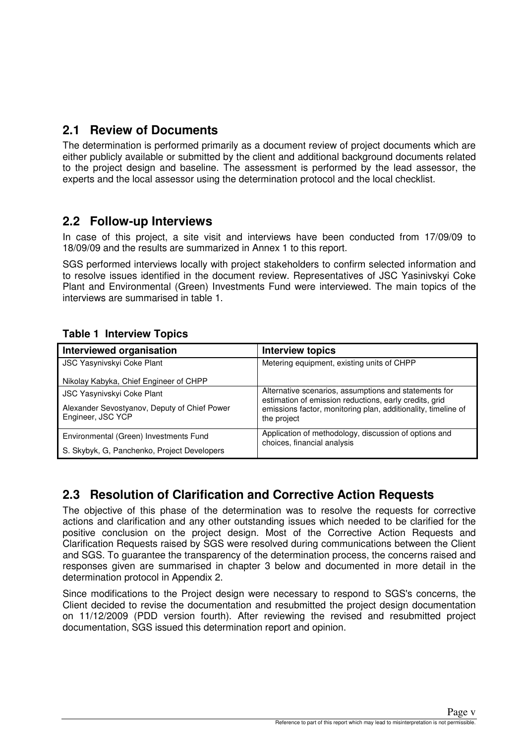## 2.1 Review of Documents

The determination is performed primarily as a document review of project documents which are either publicly available or submitted by the client and additional background documents related to the project design and baseline. The assessment is performed by the lead assessor, the experts and the local assessor using the determination protocol and the local checklist.

## 2.2 Follow-up Interviews

In case of this project, a site visit and interviews have been conducted from 17/09/09 to 18/09/09 and the results are summarized in Annex 1 to this report.

SGS performed interviews locally with project stakeholders to confirm selected information and to resolve issues identified in the document review. Representatives of JSC Yasinivskyi Coke Plant and Environmental (Green) Investments Fund were interviewed. The main topics of the interviews are summarised in table 1.

**Table 1 Interview Topics**

| Interviewed organisation | Interview topics |
|---|---|
| JSC Yasynivskyi Coke Plant<br><br>Nikolay Kabyka, Chief Engineer of CHPP | Metering equipment, existing units of CHPP |
| JSC Yasynivskyi Coke Plant<br><br>Alexander Sevostyanov, Deputy of Chief Power Engineer, JSC YCP | Alternative scenarios, assumptions and statements for estimation of emission reductions, early credits, grid emissions factor, monitoring plan, additionality, timeline of the project |
| Environmental (Green) Investments Fund<br><br>S. Skybyk, G, Panchenko, Project Developers | Application of methodology, discussion of options and choices, financial analysis |

## 2.3 Resolution of Clarification and Corrective Action Requests

The objective of this phase of the determination was to resolve the requests for corrective actions and clarification and any other outstanding issues which needed to be clarified for the positive conclusion on the project design. Most of the Corrective Action Requests and Clarification Requests raised by SGS were resolved during communications between the Client and SGS. To guarantee the transparency of the determination process, the concerns raised and responses given are summarised in chapter 3 below and documented in more detail in the determination protocol in Appendix 2.

Since modifications to the Project design were necessary to respond to SGS's concerns, the Client decided to revise the documentation and resubmitted the project design documentation on 11/12/2009 (PDD version fourth). After reviewing the revised and resubmitted project documentation, SGS issued this determination report and opinion.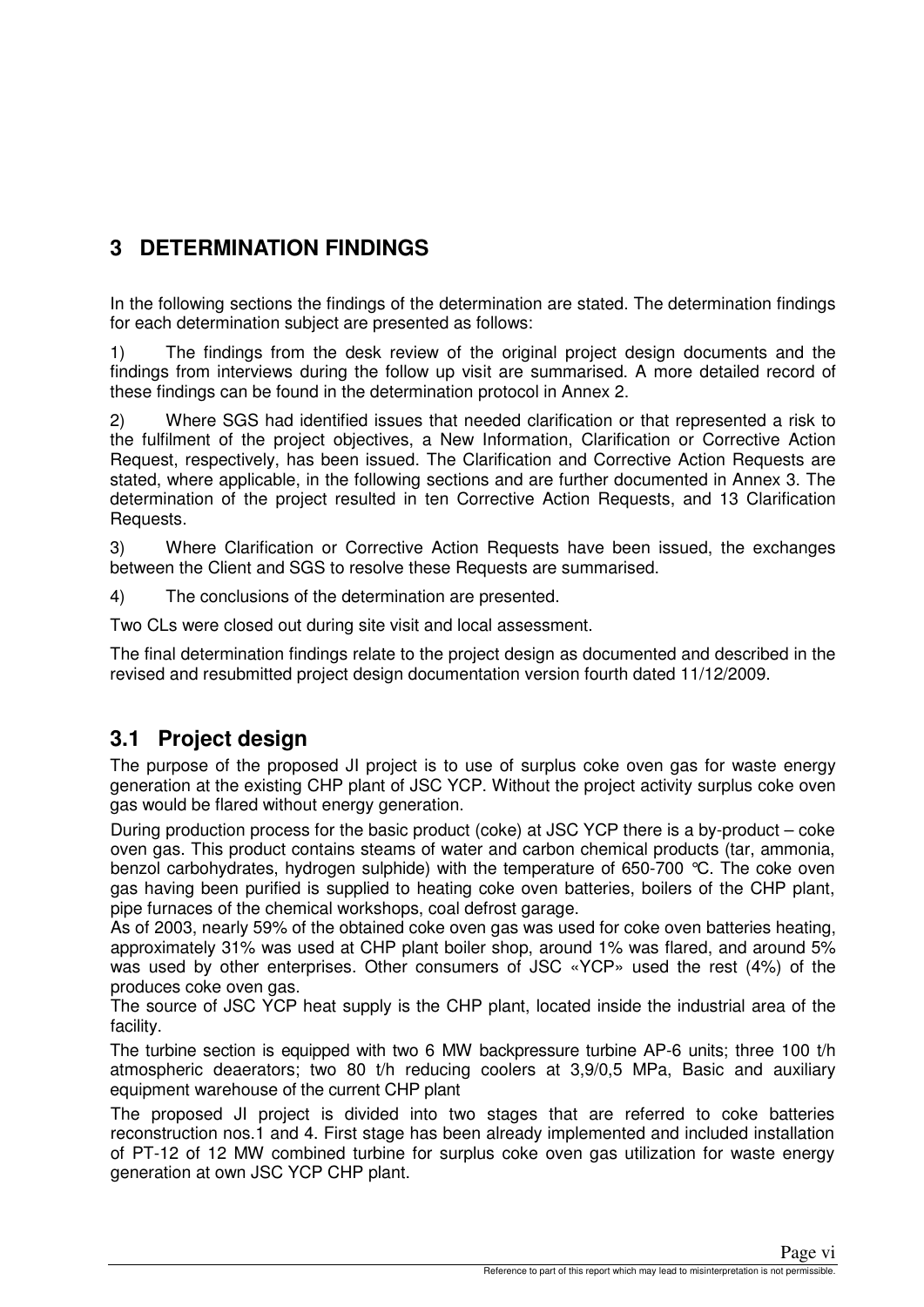# 3 DETERMINATION FINDINGS

In the following sections the findings of the determination are stated. The determination findings for each determination subject are presented as follows:

1) The findings from the desk review of the original project design documents and the findings from interviews during the follow up visit are summarised. A more detailed record of these findings can be found in the determination protocol in Annex 2.

2) Where SGS had identified issues that needed clarification or that represented a risk to the fulfilment of the project objectives, a New Information, Clarification or Corrective Action Request, respectively, has been issued. The Clarification and Corrective Action Requests are stated, where applicable, in the following sections and are further documented in Annex 3. The determination of the project resulted in ten Corrective Action Requests, and 13 Clarification Requests.

3) Where Clarification or Corrective Action Requests have been issued, the exchanges between the Client and SGS to resolve these Requests are summarised.

4) The conclusions of the determination are presented.

Two CLs were closed out during site visit and local assessment.

The final determination findings relate to the project design as documented and described in the revised and resubmitted project design documentation version fourth dated 11/12/2009.

## 3.1 Project design

The purpose of the proposed JI project is to use of surplus coke oven gas for waste energy generation at the existing CHP plant of JSC YCP. Without the project activity surplus coke oven gas would be flared without energy generation.

During production process for the basic product (coke) at JSC YCP there is a by-product – coke oven gas. This product contains steams of water and carbon chemical products (tar, ammonia, benzol carbohydrates, hydrogen sulphide) with the temperature of 650-700 °C. The coke oven gas having been purified is supplied to heating coke oven batteries, boilers of the CHP plant, pipe furnaces of the chemical workshops, coal defrost garage.

As of 2003, nearly 59% of the obtained coke oven gas was used for coke oven batteries heating, approximately 31% was used at CHP plant boiler shop, around 1% was flared, and around 5% was used by other enterprises. Other consumers of JSC «YCP» used the rest (4%) of the produces coke oven gas.

The source of JSC YCP heat supply is the CHP plant, located inside the industrial area of the facility.

The turbine section is equipped with two 6 MW backpressure turbine AP-6 units; three 100 t/h atmospheric deaerators; two 80 t/h reducing coolers at 3,9/0,5 MPa, Basic and auxiliary equipment warehouse of the current CHP plant

The proposed JI project is divided into two stages that are referred to coke batteries reconstruction nos.1 and 4. First stage has been already implemented and included installation of PT-12 of 12 MW combined turbine for surplus coke oven gas utilization for waste energy generation at own JSC YCP CHP plant.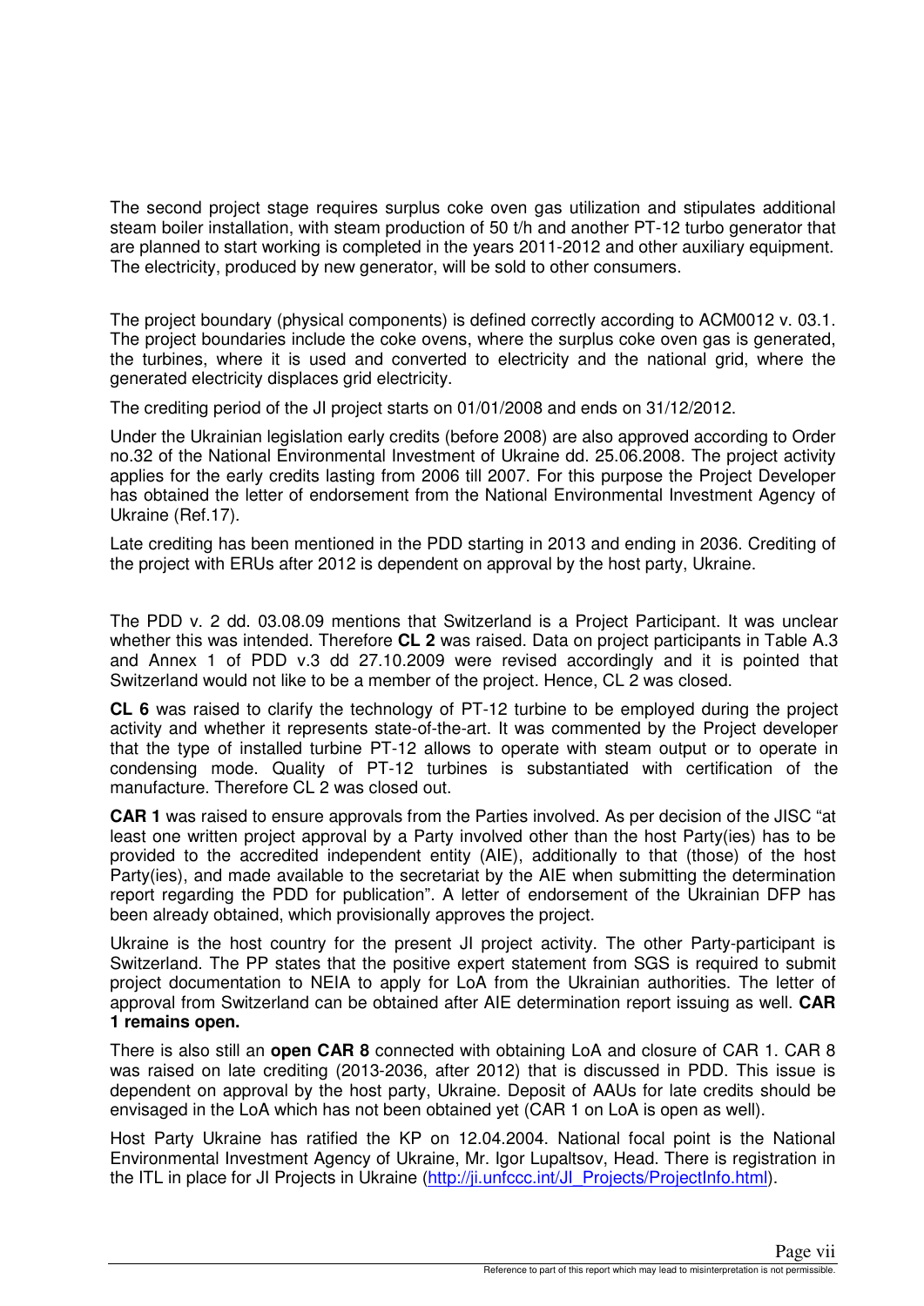The second project stage requires surplus coke oven gas utilization and stipulates additional steam boiler installation, with steam production of 50 t/h and another PT-12 turbo generator that are planned to start working is completed in the years 2011-2012 and other auxiliary equipment. The electricity, produced by new generator, will be sold to other consumers.

The project boundary (physical components) is defined correctly according to ACM0012 v. 03.1. The project boundaries include the coke ovens, where the surplus coke oven gas is generated, the turbines, where it is used and converted to electricity and the national grid, where the generated electricity displaces grid electricity.

The crediting period of the JI project starts on 01/01/2008 and ends on 31/12/2012.

Under the Ukrainian legislation early credits (before 2008) are also approved according to Order no.32 of the National Environmental Investment of Ukraine dd. 25.06.2008. The project activity applies for the early credits lasting from 2006 till 2007. For this purpose the Project Developer has obtained the letter of endorsement from the National Environmental Investment Agency of Ukraine (Ref.17).

Late crediting has been mentioned in the PDD starting in 2013 and ending in 2036. Crediting of the project with ERUs after 2012 is dependent on approval by the host party, Ukraine.

The PDD v. 2 dd. 03.08.09 mentions that Switzerland is a Project Participant. It was unclear whether this was intended. Therefore **CL 2** was raised. Data on project participants in Table A.3 and Annex 1 of PDD v.3 dd 27.10.2009 were revised accordingly and it is pointed that Switzerland would not like to be a member of the project. Hence, CL 2 was closed.

**CL 6** was raised to clarify the technology of PT-12 turbine to be employed during the project activity and whether it represents state-of-the-art. It was commented by the Project developer that the type of installed turbine PT-12 allows to operate with steam output or to operate in condensing mode. Quality of PT-12 turbines is substantiated with certification of the manufacture. Therefore CL 2 was closed out.

**CAR 1** was raised to ensure approvals from the Parties involved. As per decision of the JISC "at least one written project approval by a Party involved other than the host Party(ies) has to be provided to the accredited independent entity (AIE), additionally to that (those) of the host Party(ies), and made available to the secretariat by the AIE when submitting the determination report regarding the PDD for publication". A letter of endorsement of the Ukrainian DFP has been already obtained, which provisionally approves the project.

Ukraine is the host country for the present JI project activity. The other Party-participant is Switzerland. The PP states that the positive expert statement from SGS is required to submit project documentation to NEIA to apply for LoA from the Ukrainian authorities. The letter of approval from Switzerland can be obtained after AIE determination report issuing as well. **CAR 1 remains open.**

There is also still an **open CAR 8** connected with obtaining LoA and closure of CAR 1. CAR 8 was raised on late crediting (2013-2036, after 2012) that is discussed in PDD. This issue is dependent on approval by the host party, Ukraine. Deposit of AAUs for late credits should be envisaged in the LoA which has not been obtained yet (CAR 1 on LoA is open as well).

Host Party Ukraine has ratified the KP on 12.04.2004. National focal point is the National Environmental Investment Agency of Ukraine, Mr. Igor Lupaltsov, Head. There is registration in the ITL in place for JI Projects in Ukraine (http://ji.unfccc.int/JI_Projects/ProjectInfo.html).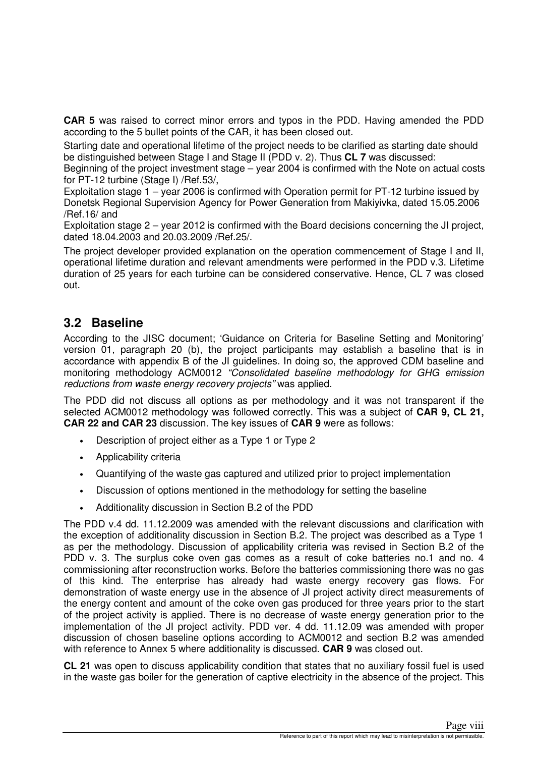**CAR 5** was raised to correct minor errors and typos in the PDD. Having amended the PDD according to the 5 bullet points of the CAR, it has been closed out.

Starting date and operational lifetime of the project needs to be clarified as starting date should be distinguished between Stage I and Stage II (PDD v. 2). Thus **CL 7** was discussed:

Beginning of the project investment stage – year 2004 is confirmed with the Note on actual costs for PT-12 turbine (Stage I) /Ref.53/,

Exploitation stage 1 – year 2006 is confirmed with Operation permit for PT-12 turbine issued by Donetsk Regional Supervision Agency for Power Generation from Makiyivka, dated 15.05.2006 /Ref.16/ and

Exploitation stage 2 – year 2012 is confirmed with the Board decisions concerning the JI project, dated 18.04.2003 and 20.03.2009 /Ref.25/.

The project developer provided explanation on the operation commencement of Stage I and II, operational lifetime duration and relevant amendments were performed in the PDD v.3. Lifetime duration of 25 years for each turbine can be considered conservative. Hence, CL 7 was closed out.

## 3.2 Baseline

According to the JISC document; 'Guidance on Criteria for Baseline Setting and Monitoring' version 01, paragraph 20 (b), the project participants may establish a baseline that is in accordance with appendix B of the JI guidelines. In doing so, the approved CDM baseline and monitoring methodology ACM0012 *"Consolidated baseline methodology for GHG emission reductions from waste energy recovery projects"* was applied.

The PDD did not discuss all options as per methodology and it was not transparent if the selected ACM0012 methodology was followed correctly. This was a subject of **CAR 9, CL 21, CAR 22 and CAR 23** discussion. The key issues of **CAR 9** were as follows:

- Description of project either as a Type 1 or Type 2
- Applicability criteria
- Quantifying of the waste gas captured and utilized prior to project implementation
- Discussion of options mentioned in the methodology for setting the baseline
- Additionality discussion in Section B.2 of the PDD

The PDD v.4 dd. 11.12.2009 was amended with the relevant discussions and clarification with the exception of additionality discussion in Section B.2. The project was described as a Type 1 as per the methodology. Discussion of applicability criteria was revised in Section B.2 of the PDD v. 3. The surplus coke oven gas comes as a result of coke batteries no.1 and no. 4 commissioning after reconstruction works. Before the batteries commissioning there was no gas of this kind. The enterprise has already had waste energy recovery gas flows. For demonstration of waste energy use in the absence of JI project activity direct measurements of the energy content and amount of the coke oven gas produced for three years prior to the start of the project activity is applied. There is no decrease of waste energy generation prior to the implementation of the JI project activity. PDD ver. 4 dd. 11.12.09 was amended with proper discussion of chosen baseline options according to ACM0012 and section B.2 was amended with reference to Annex 5 where additionality is discussed. **CAR 9** was closed out.

**CL 21** was open to discuss applicability condition that states that no auxiliary fossil fuel is used in the waste gas boiler for the generation of captive electricity in the absence of the project. This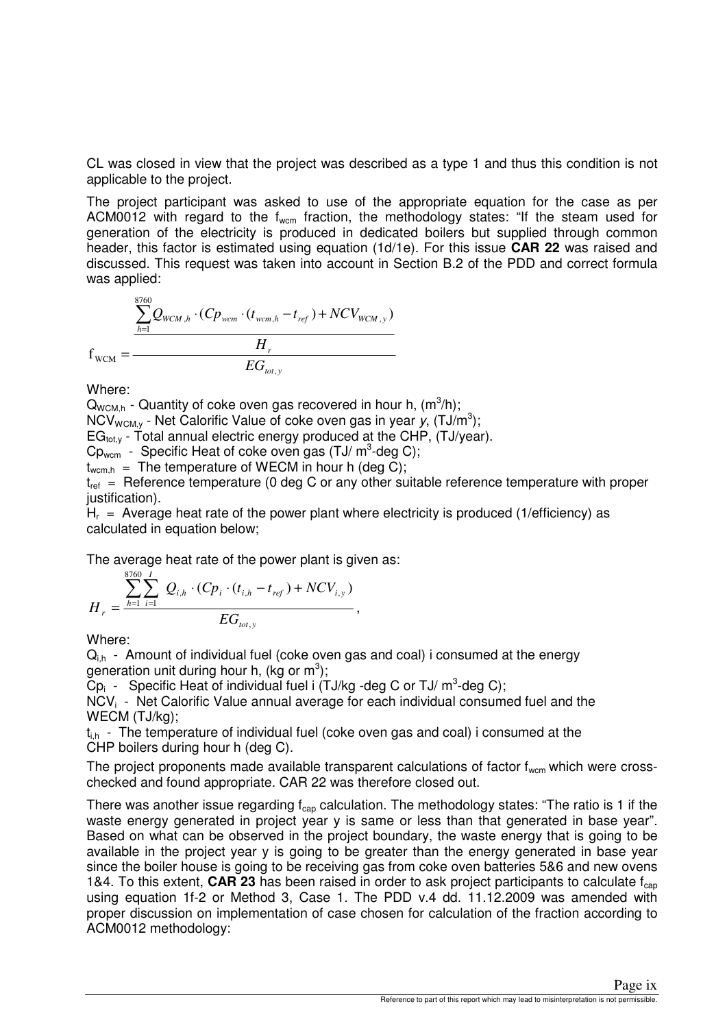CL was closed in view that the project was described as a type 1 and thus this condition is not applicable to the project.

The project participant was asked to use of the appropriate equation for the case as per ACM0012 with regard to the $f_{wcm}$ fraction, the methodology states: "If the steam used for generation of the electricity is produced in dedicated boilers but supplied through common header, this factor is estimated using equation (1d/1e). For this issue **CAR 22** was raised and discussed. This request was taken into account in Section B.2 of the PDD and correct formula was applied:

$$f_{WCM} = \frac{\dfrac{\sum_{h=1}^{8760} Q_{WCM,h} \cdot (Cp_{wcm} \cdot (t_{wcm,h} - t_{ref}) + NCV_{WCM,y})}{H_r}}{EG_{tot,y}}$$

Where:

$Q_{WCM,h}$ - Quantity of coke oven gas recovered in hour h, ($m^3$/h);
$NCV_{WCM,y}$ - Net Calorific Value of coke oven gas in year *y*, (TJ/$m^3$);
$EG_{tot,y}$ - Total annual electric energy produced at the CHP, (TJ/year).
$Cp_{wcm}$ - Specific Heat of coke oven gas (TJ/ $m^3$-deg C);
$t_{wcm,h}$ = The temperature of WECM in hour h (deg C);
$t_{ref}$ = Reference temperature (0 deg C or any other suitable reference temperature with proper justification).
$H_r$ = Average heat rate of the power plant where electricity is produced (1/efficiency) as calculated in equation below;

The average heat rate of the power plant is given as:

$$H_r = \frac{\sum_{h=1}^{8760} \sum_{i=1}^{I} Q_{i,h} \cdot (Cp_i \cdot (t_{i,h} - t_{ref}) + NCV_{i,y})}{EG_{tot,y}},$$

Where:

$Q_{i,h}$ - Amount of individual fuel (coke oven gas and coal) i consumed at the energy generation unit during hour h, (kg or $m^3$);
$Cp_i$ - Specific Heat of individual fuel i (TJ/kg -deg C or TJ/ $m^3$-deg C);
$NCV_i$ - Net Calorific Value annual average for each individual consumed fuel and the WECM (TJ/kg);
$t_{i,h}$ - The temperature of individual fuel (coke oven gas and coal) i consumed at the CHP boilers during hour h (deg C).

The project proponents made available transparent calculations of factor $f_{wcm}$ which were cross-checked and found appropriate. CAR 22 was therefore closed out.

There was another issue regarding $f_{cap}$ calculation. The methodology states: "The ratio is 1 if the waste energy generated in project year y is same or less than that generated in base year". Based on what can be observed in the project boundary, the waste energy that is going to be available in the project year y is going to be greater than the energy generated in base year since the boiler house is going to be receiving gas from coke oven batteries 5&6 and new ovens 1&4. To this extent, **CAR 23** has been raised in order to ask project participants to calculate $f_{cap}$ using equation 1f-2 or Method 3, Case 1. The PDD v.4 dd. 11.12.2009 was amended with proper discussion on implementation of case chosen for calculation of the fraction according to ACM0012 methodology: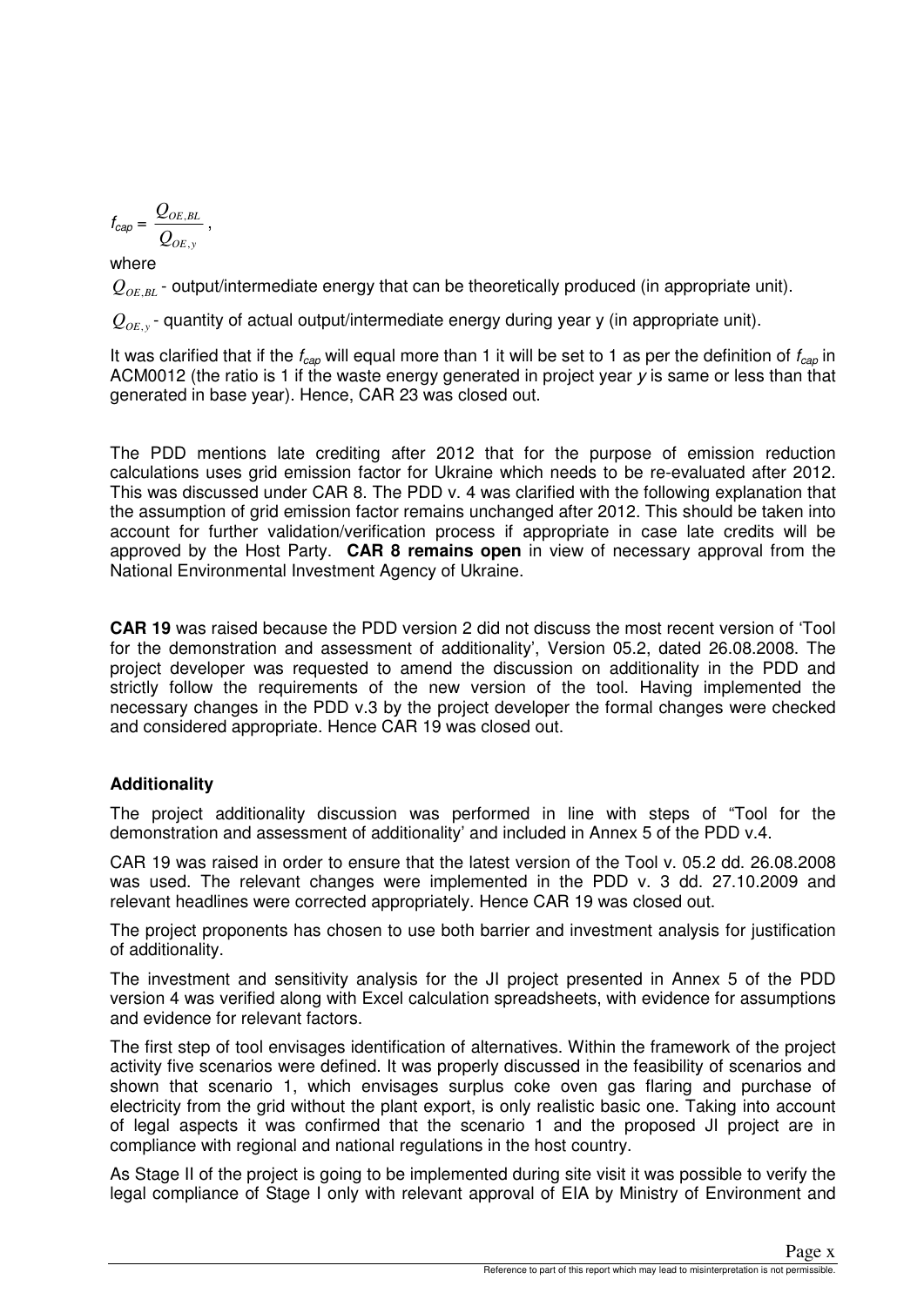$$f_{cap} = \frac{Q_{OE,BL}}{Q_{OE,y}},$$

where

$Q_{OE,BL}$ - output/intermediate energy that can be theoretically produced (in appropriate unit).

$Q_{OE,y}$ - quantity of actual output/intermediate energy during year y (in appropriate unit).

It was clarified that if the $f_{cap}$ will equal more than 1 it will be set to 1 as per the definition of $f_{cap}$ in ACM0012 (the ratio is 1 if the waste energy generated in project year *y* is same or less than that generated in base year). Hence, CAR 23 was closed out.

The PDD mentions late crediting after 2012 that for the purpose of emission reduction calculations uses grid emission factor for Ukraine which needs to be re-evaluated after 2012. This was discussed under CAR 8. The PDD v. 4 was clarified with the following explanation that the assumption of grid emission factor remains unchanged after 2012. This should be taken into account for further validation/verification process if appropriate in case late credits will be approved by the Host Party. **CAR 8 remains open** in view of necessary approval from the National Environmental Investment Agency of Ukraine.

**CAR 19** was raised because the PDD version 2 did not discuss the most recent version of 'Tool for the demonstration and assessment of additionality', Version 05.2, dated 26.08.2008. The project developer was requested to amend the discussion on additionality in the PDD and strictly follow the requirements of the new version of the tool. Having implemented the necessary changes in the PDD v.3 by the project developer the formal changes were checked and considered appropriate. Hence CAR 19 was closed out.

**Additionality**

The project additionality discussion was performed in line with steps of "Tool for the demonstration and assessment of additionality' and included in Annex 5 of the PDD v.4.

CAR 19 was raised in order to ensure that the latest version of the Tool v. 05.2 dd. 26.08.2008 was used. The relevant changes were implemented in the PDD v. 3 dd. 27.10.2009 and relevant headlines were corrected appropriately. Hence CAR 19 was closed out.

The project proponents has chosen to use both barrier and investment analysis for justification of additionality.

The investment and sensitivity analysis for the JI project presented in Annex 5 of the PDD version 4 was verified along with Excel calculation spreadsheets, with evidence for assumptions and evidence for relevant factors.

The first step of tool envisages identification of alternatives. Within the framework of the project activity five scenarios were defined. It was properly discussed in the feasibility of scenarios and shown that scenario 1, which envisages surplus coke oven gas flaring and purchase of electricity from the grid without the plant export, is only realistic basic one. Taking into account of legal aspects it was confirmed that the scenario 1 and the proposed JI project are in compliance with regional and national regulations in the host country.

As Stage II of the project is going to be implemented during site visit it was possible to verify the legal compliance of Stage I only with relevant approval of EIA by Ministry of Environment and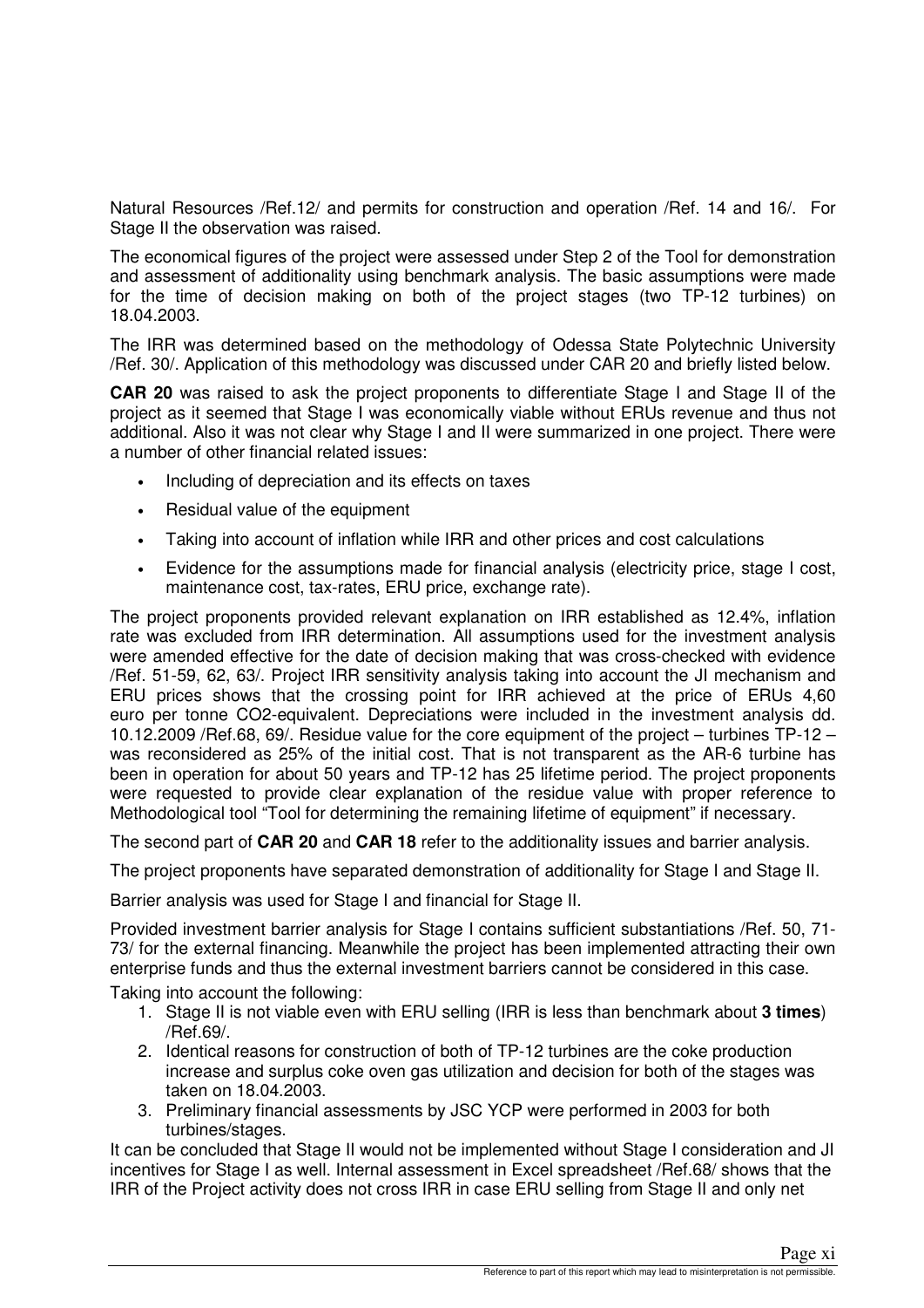Natural Resources /Ref.12/ and permits for construction and operation /Ref. 14 and 16/. For Stage II the observation was raised.

The economical figures of the project were assessed under Step 2 of the Tool for demonstration and assessment of additionality using benchmark analysis. The basic assumptions were made for the time of decision making on both of the project stages (two TP-12 turbines) on 18.04.2003.

The IRR was determined based on the methodology of Odessa State Polytechnic University /Ref. 30/. Application of this methodology was discussed under CAR 20 and briefly listed below.

**CAR 20** was raised to ask the project proponents to differentiate Stage I and Stage II of the project as it seemed that Stage I was economically viable without ERUs revenue and thus not additional. Also it was not clear why Stage I and II were summarized in one project. There were a number of other financial related issues:

- Including of depreciation and its effects on taxes
- Residual value of the equipment
- Taking into account of inflation while IRR and other prices and cost calculations
- Evidence for the assumptions made for financial analysis (electricity price, stage I cost, maintenance cost, tax-rates, ERU price, exchange rate).

The project proponents provided relevant explanation on IRR established as 12.4%, inflation rate was excluded from IRR determination. All assumptions used for the investment analysis were amended effective for the date of decision making that was cross-checked with evidence /Ref. 51-59, 62, 63/. Project IRR sensitivity analysis taking into account the JI mechanism and ERU prices shows that the crossing point for IRR achieved at the price of ERUs 4,60 euro per tonne CO2-equivalent. Depreciations were included in the investment analysis dd. 10.12.2009 /Ref.68, 69/. Residue value for the core equipment of the project – turbines TP-12 – was reconsidered as 25% of the initial cost. That is not transparent as the AR-6 turbine has been in operation for about 50 years and TP-12 has 25 lifetime period. The project proponents were requested to provide clear explanation of the residue value with proper reference to Methodological tool "Tool for determining the remaining lifetime of equipment" if necessary.

The second part of **CAR 20** and **CAR 18** refer to the additionality issues and barrier analysis.

The project proponents have separated demonstration of additionality for Stage I and Stage II.

Barrier analysis was used for Stage I and financial for Stage II.

Provided investment barrier analysis for Stage I contains sufficient substantiations /Ref. 50, 71-73/ for the external financing. Meanwhile the project has been implemented attracting their own enterprise funds and thus the external investment barriers cannot be considered in this case.

Taking into account the following:

1. Stage II is not viable even with ERU selling (IRR is less than benchmark about **3 times**) /Ref.69/.
2. Identical reasons for construction of both of TP-12 turbines are the coke production increase and surplus coke oven gas utilization and decision for both of the stages was taken on 18.04.2003.
3. Preliminary financial assessments by JSC YCP were performed in 2003 for both turbines/stages.

It can be concluded that Stage II would not be implemented without Stage I consideration and JI incentives for Stage I as well. Internal assessment in Excel spreadsheet /Ref.68/ shows that the IRR of the Project activity does not cross IRR in case ERU selling from Stage II and only net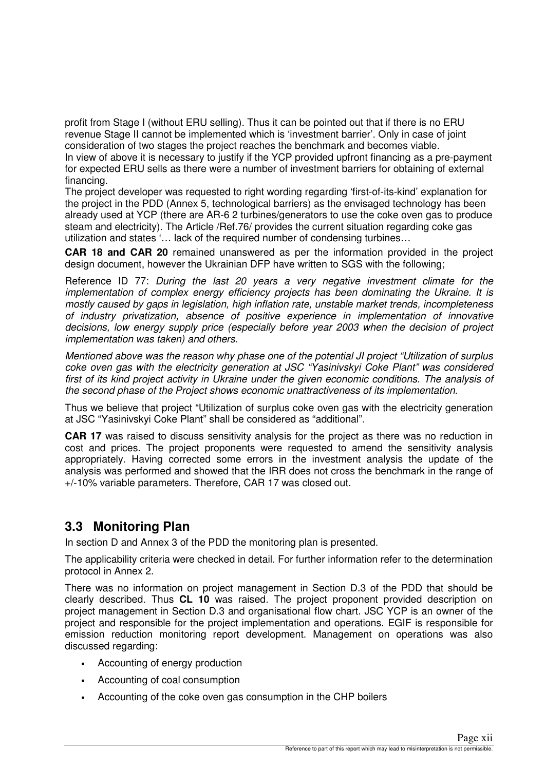profit from Stage I (without ERU selling). Thus it can be pointed out that if there is no ERU revenue Stage II cannot be implemented which is 'investment barrier'. Only in case of joint consideration of two stages the project reaches the benchmark and becomes viable.
In view of above it is necessary to justify if the YCP provided upfront financing as a pre-payment for expected ERU sells as there were a number of investment barriers for obtaining of external financing.
The project developer was requested to right wording regarding 'first-of-its-kind' explanation for the project in the PDD (Annex 5, technological barriers) as the envisaged technology has been already used at YCP (there are AR-6 2 turbines/generators to use the coke oven gas to produce steam and electricity). The Article /Ref.76/ provides the current situation regarding coke gas utilization and states '… lack of the required number of condensing turbines…

**CAR 18 and CAR 20** remained unanswered as per the information provided in the project design document, however the Ukrainian DFP have written to SGS with the following;

Reference ID 77: *During the last 20 years a very negative investment climate for the implementation of complex energy efficiency projects has been dominating the Ukraine. It is mostly caused by gaps in legislation, high inflation rate, unstable market trends, incompleteness of industry privatization, absence of positive experience in implementation of innovative decisions, low energy supply price (especially before year 2003 when the decision of project implementation was taken) and others.*

*Mentioned above was the reason why phase one of the potential JI project "Utilization of surplus coke oven gas with the electricity generation at JSC "Yasinivskyi Coke Plant" was considered first of its kind project activity in Ukraine under the given economic conditions. The analysis of the second phase of the Project shows economic unattractiveness of its implementation.*

Thus we believe that project "Utilization of surplus coke oven gas with the electricity generation at JSC "Yasinivskyi Coke Plant" shall be considered as "additional".

**CAR 17** was raised to discuss sensitivity analysis for the project as there was no reduction in cost and prices. The project proponents were requested to amend the sensitivity analysis appropriately. Having corrected some errors in the investment analysis the update of the analysis was performed and showed that the IRR does not cross the benchmark in the range of +/-10% variable parameters. Therefore, CAR 17 was closed out.

## 3.3 Monitoring Plan

In section D and Annex 3 of the PDD the monitoring plan is presented.

The applicability criteria were checked in detail. For further information refer to the determination protocol in Annex 2.

There was no information on project management in Section D.3 of the PDD that should be clearly described. Thus **CL 10** was raised. The project proponent provided description on project management in Section D.3 and organisational flow chart. JSC YCP is an owner of the project and responsible for the project implementation and operations. EGIF is responsible for emission reduction monitoring report development. Management on operations was also discussed regarding:

- Accounting of energy production
- Accounting of coal consumption
- Accounting of the coke oven gas consumption in the CHP boilers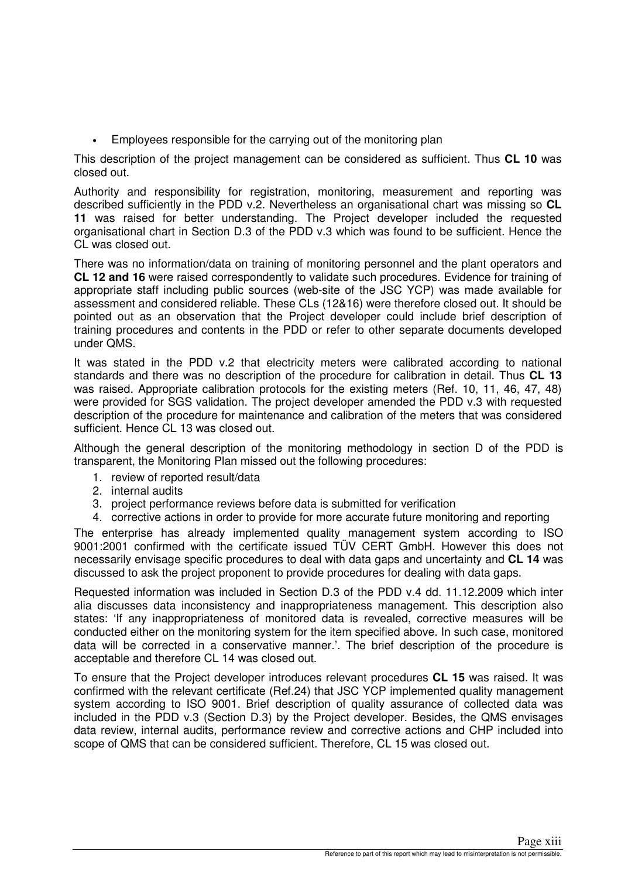- Employees responsible for the carrying out of the monitoring plan

This description of the project management can be considered as sufficient. Thus **CL 10** was closed out.

Authority and responsibility for registration, monitoring, measurement and reporting was described sufficiently in the PDD v.2. Nevertheless an organisational chart was missing so **CL 11** was raised for better understanding. The Project developer included the requested organisational chart in Section D.3 of the PDD v.3 which was found to be sufficient. Hence the CL was closed out.

There was no information/data on training of monitoring personnel and the plant operators and **CL 12 and 16** were raised correspondently to validate such procedures. Evidence for training of appropriate staff including public sources (web-site of the JSC YCP) was made available for assessment and considered reliable. These CLs (12&16) were therefore closed out. It should be pointed out as an observation that the Project developer could include brief description of training procedures and contents in the PDD or refer to other separate documents developed under QMS.

It was stated in the PDD v.2 that electricity meters were calibrated according to national standards and there was no description of the procedure for calibration in detail. Thus **CL 13** was raised. Appropriate calibration protocols for the existing meters (Ref. 10, 11, 46, 47, 48) were provided for SGS validation. The project developer amended the PDD v.3 with requested description of the procedure for maintenance and calibration of the meters that was considered sufficient. Hence CL 13 was closed out.

Although the general description of the monitoring methodology in section D of the PDD is transparent, the Monitoring Plan missed out the following procedures:

1. review of reported result/data
2. internal audits
3. project performance reviews before data is submitted for verification
4. corrective actions in order to provide for more accurate future monitoring and reporting

The enterprise has already implemented quality management system according to ISO 9001:2001 confirmed with the certificate issued TÜV CERT GmbH. However this does not necessarily envisage specific procedures to deal with data gaps and uncertainty and **CL 14** was discussed to ask the project proponent to provide procedures for dealing with data gaps.

Requested information was included in Section D.3 of the PDD v.4 dd. 11.12.2009 which inter alia discusses data inconsistency and inappropriateness management. This description also states: 'If any inappropriateness of monitored data is revealed, corrective measures will be conducted either on the monitoring system for the item specified above. In such case, monitored data will be corrected in a conservative manner.'. The brief description of the procedure is acceptable and therefore CL 14 was closed out.

To ensure that the Project developer introduces relevant procedures **CL 15** was raised. It was confirmed with the relevant certificate (Ref.24) that JSC YCP implemented quality management system according to ISO 9001. Brief description of quality assurance of collected data was included in the PDD v.3 (Section D.3) by the Project developer. Besides, the QMS envisages data review, internal audits, performance review and corrective actions and CHP included into scope of QMS that can be considered sufficient. Therefore, CL 15 was closed out.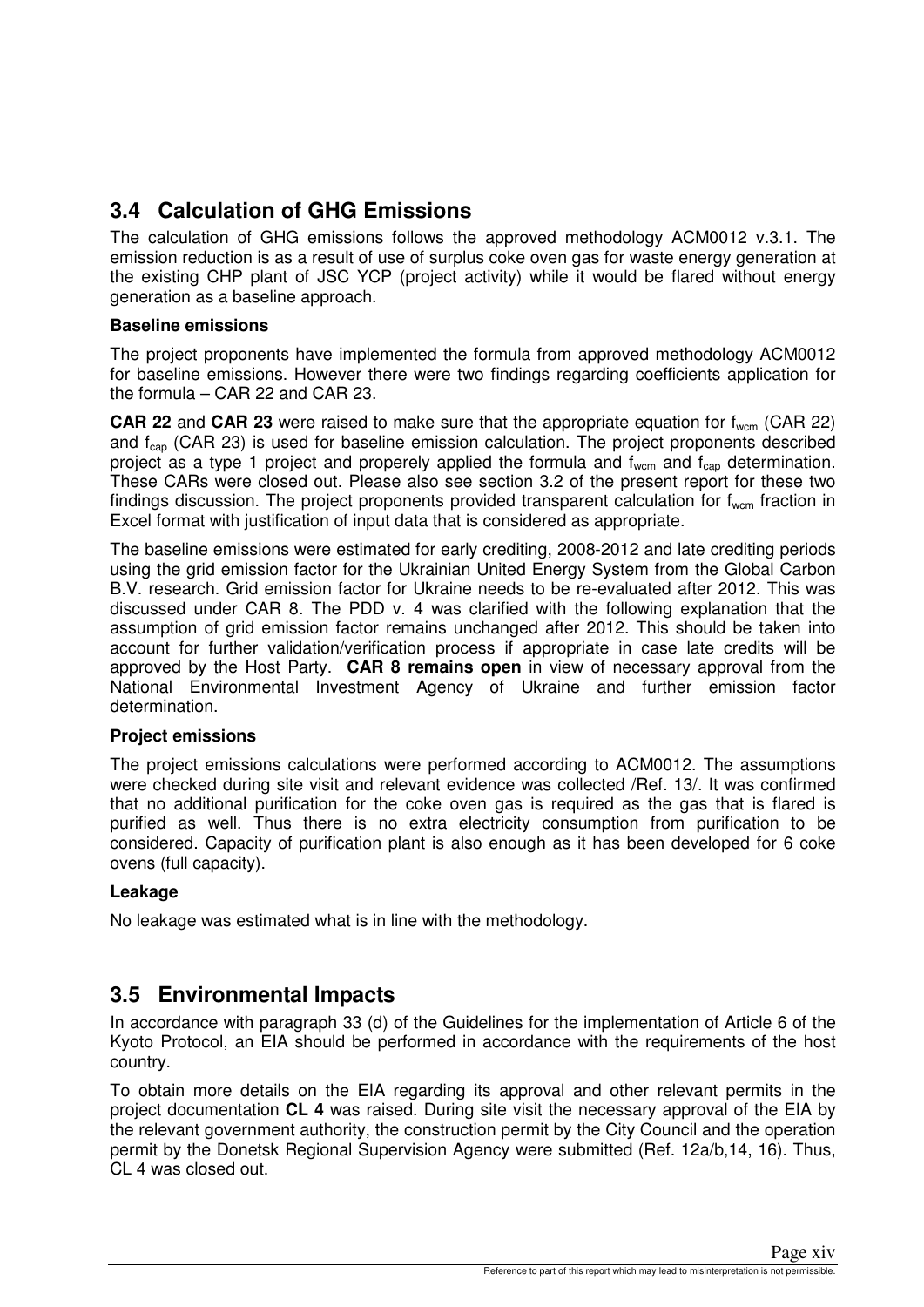## 3.4 Calculation of GHG Emissions

The calculation of GHG emissions follows the approved methodology ACM0012 v.3.1. The emission reduction is as a result of use of surplus coke oven gas for waste energy generation at the existing CHP plant of JSC YCP (project activity) while it would be flared without energy generation as a baseline approach.

**Baseline emissions**

The project proponents have implemented the formula from approved methodology ACM0012 for baseline emissions. However there were two findings regarding coefficients application for the formula – CAR 22 and CAR 23.

**CAR 22** and **CAR 23** were raised to make sure that the appropriate equation for $f_{wcm}$ (CAR 22) and $f_{cap}$ (CAR 23) is used for baseline emission calculation. The project proponents described project as a type 1 project and properely applied the formula and $f_{wcm}$ and $f_{cap}$ determination. These CARs were closed out. Please also see section 3.2 of the present report for these two findings discussion. The project proponents provided transparent calculation for $f_{wcm}$ fraction in Excel format with justification of input data that is considered as appropriate.

The baseline emissions were estimated for early crediting, 2008-2012 and late crediting periods using the grid emission factor for the Ukrainian United Energy System from the Global Carbon B.V. research. Grid emission factor for Ukraine needs to be re-evaluated after 2012. This was discussed under CAR 8. The PDD v. 4 was clarified with the following explanation that the assumption of grid emission factor remains unchanged after 2012. This should be taken into account for further validation/verification process if appropriate in case late credits will be approved by the Host Party. **CAR 8 remains open** in view of necessary approval from the National Environmental Investment Agency of Ukraine and further emission factor determination.

**Project emissions**

The project emissions calculations were performed according to ACM0012. The assumptions were checked during site visit and relevant evidence was collected /Ref. 13/. It was confirmed that no additional purification for the coke oven gas is required as the gas that is flared is purified as well. Thus there is no extra electricity consumption from purification to be considered. Capacity of purification plant is also enough as it has been developed for 6 coke ovens (full capacity).

**Leakage**

No leakage was estimated what is in line with the methodology.

## 3.5 Environmental Impacts

In accordance with paragraph 33 (d) of the Guidelines for the implementation of Article 6 of the Kyoto Protocol, an EIA should be performed in accordance with the requirements of the host country.

To obtain more details on the EIA regarding its approval and other relevant permits in the project documentation **CL 4** was raised. During site visit the necessary approval of the EIA by the relevant government authority, the construction permit by the City Council and the operation permit by the Donetsk Regional Supervision Agency were submitted (Ref. 12a/b,14, 16). Thus, CL 4 was closed out.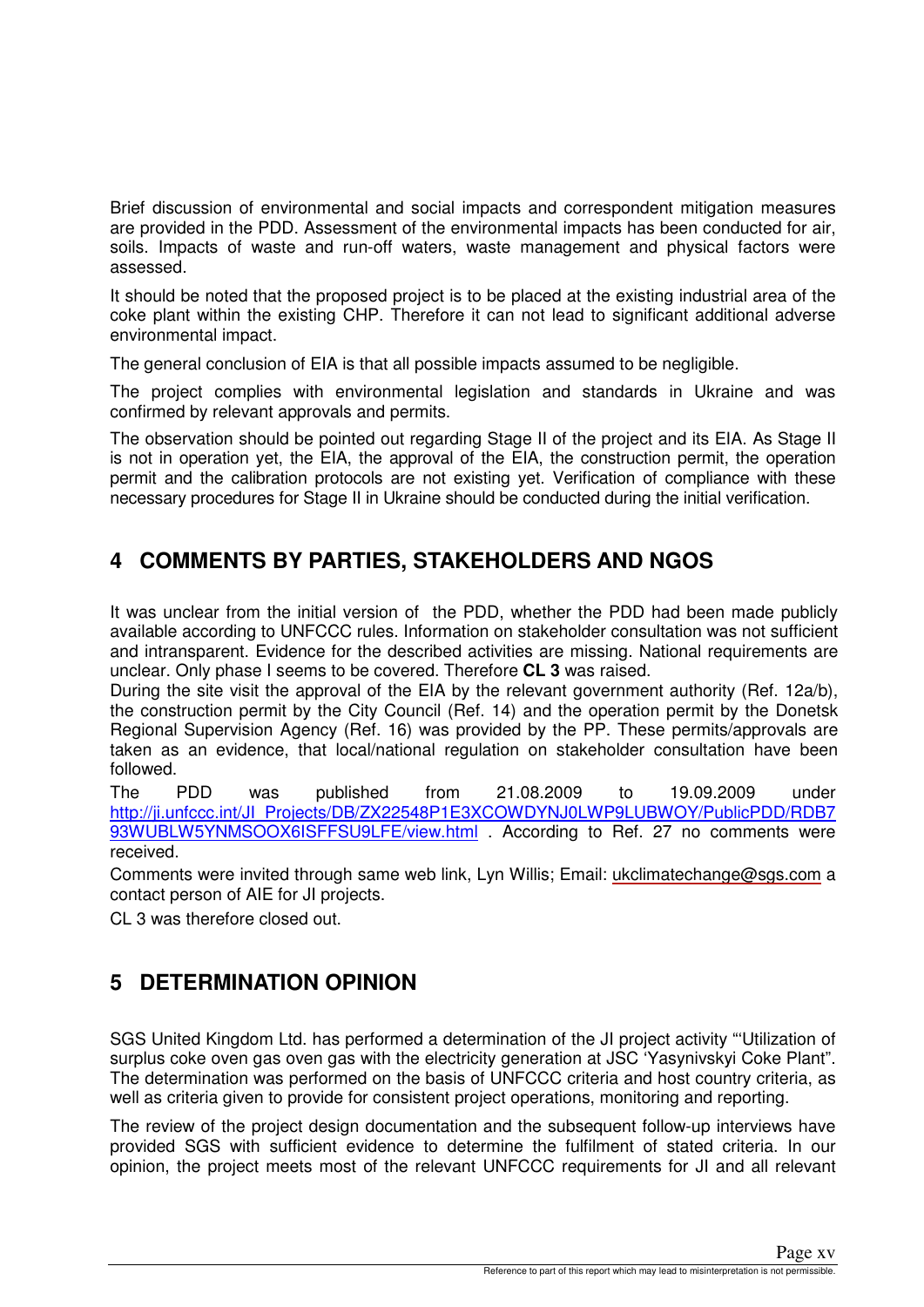Brief discussion of environmental and social impacts and correspondent mitigation measures are provided in the PDD. Assessment of the environmental impacts has been conducted for air, soils. Impacts of waste and run-off waters, waste management and physical factors were assessed.

It should be noted that the proposed project is to be placed at the existing industrial area of the coke plant within the existing CHP. Therefore it can not lead to significant additional adverse environmental impact.

The general conclusion of EIA is that all possible impacts assumed to be negligible.

The project complies with environmental legislation and standards in Ukraine and was confirmed by relevant approvals and permits.

The observation should be pointed out regarding Stage II of the project and its EIA. As Stage II is not in operation yet, the EIA, the approval of the EIA, the construction permit, the operation permit and the calibration protocols are not existing yet. Verification of compliance with these necessary procedures for Stage II in Ukraine should be conducted during the initial verification.

# 4 COMMENTS BY PARTIES, STAKEHOLDERS AND NGOS

It was unclear from the initial version of the PDD, whether the PDD had been made publicly available according to UNFCCC rules. Information on stakeholder consultation was not sufficient and intransparent. Evidence for the described activities are missing. National requirements are unclear. Only phase I seems to be covered. Therefore **CL 3** was raised.

During the site visit the approval of the EIA by the relevant government authority (Ref. 12a/b), the construction permit by the City Council (Ref. 14) and the operation permit by the Donetsk Regional Supervision Agency (Ref. 16) was provided by the PP. These permits/approvals are taken as an evidence, that local/national regulation on stakeholder consultation have been followed.

The PDD was published from 21.08.2009 to 19.09.2009 under http://ji.unfccc.int/JI_Projects/DB/ZX22548P1E3XCOWDYNJ0LWP9LUBWOY/PublicPDD/RDB793WUBLW5YNMSOOX6ISFFSU9LFE/view.html . According to Ref. 27 no comments were received.

Comments were invited through same web link, Lyn Willis; Email: ukclimatechange@sgs.com a contact person of AIE for JI projects.

CL 3 was therefore closed out.

# 5 DETERMINATION OPINION

SGS United Kingdom Ltd. has performed a determination of the JI project activity "'Utilization of surplus coke oven gas oven gas with the electricity generation at JSC 'Yasynivskyi Coke Plant". The determination was performed on the basis of UNFCCC criteria and host country criteria, as well as criteria given to provide for consistent project operations, monitoring and reporting.

The review of the project design documentation and the subsequent follow-up interviews have provided SGS with sufficient evidence to determine the fulfilment of stated criteria. In our opinion, the project meets most of the relevant UNFCCC requirements for JI and all relevant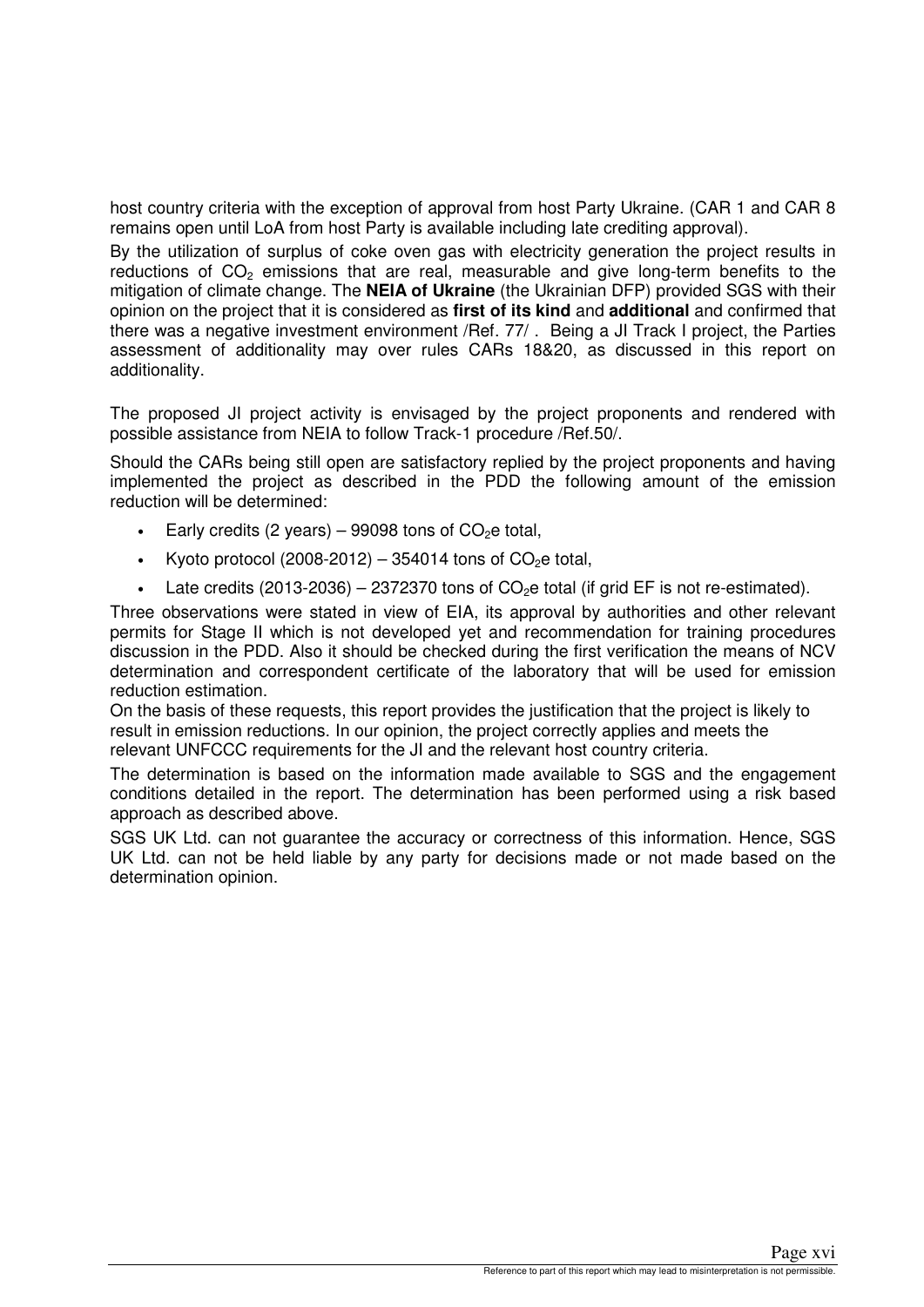host country criteria with the exception of approval from host Party Ukraine. (CAR 1 and CAR 8 remains open until LoA from host Party is available including late crediting approval).

By the utilization of surplus of coke oven gas with electricity generation the project results in reductions of $CO_2$ emissions that are real, measurable and give long-term benefits to the mitigation of climate change. The **NEIA of Ukraine** (the Ukrainian DFP) provided SGS with their opinion on the project that it is considered as **first of its kind** and **additional** and confirmed that there was a negative investment environment /Ref. 77/ . Being a JI Track I project, the Parties assessment of additionality may over rules CARs 18&20, as discussed in this report on additionality.

The proposed JI project activity is envisaged by the project proponents and rendered with possible assistance from NEIA to follow Track-1 procedure /Ref.50/.

Should the CARs being still open are satisfactory replied by the project proponents and having implemented the project as described in the PDD the following amount of the emission reduction will be determined:

- Early credits (2 years) – 99098 tons of $CO_2$e total,
- Kyoto protocol (2008-2012) – 354014 tons of $CO_2$e total,
- Late credits (2013-2036) – 2372370 tons of $CO_2$e total (if grid EF is not re-estimated).

Three observations were stated in view of EIA, its approval by authorities and other relevant permits for Stage II which is not developed yet and recommendation for training procedures discussion in the PDD. Also it should be checked during the first verification the means of NCV determination and correspondent certificate of the laboratory that will be used for emission reduction estimation.

On the basis of these requests, this report provides the justification that the project is likely to result in emission reductions. In our opinion, the project correctly applies and meets the relevant UNFCCC requirements for the JI and the relevant host country criteria.

The determination is based on the information made available to SGS and the engagement conditions detailed in the report. The determination has been performed using a risk based approach as described above.

SGS UK Ltd. can not guarantee the accuracy or correctness of this information. Hence, SGS UK Ltd. can not be held liable by any party for decisions made or not made based on the determination opinion.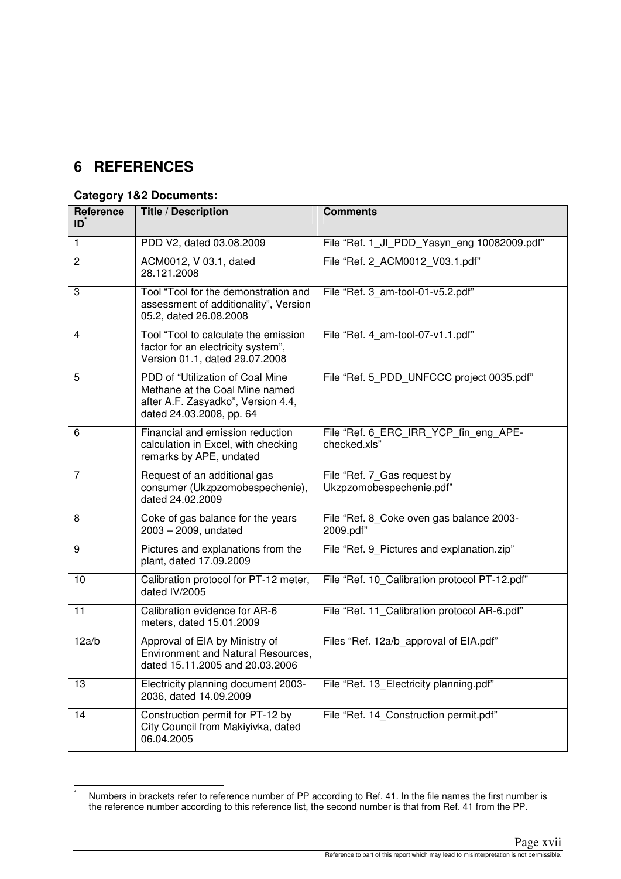# 6 REFERENCES

**Category 1&2 Documents:**

| Reference ID* | Title / Description | Comments |
|---|---|---|
| 1 | PDD V2, dated 03.08.2009 | File “Ref. 1_JI_PDD_Yasyn_eng 10082009.pdf” |
| 2 | ACM0012, V 03.1, dated 28.121.2008 | File “Ref. 2_ACM0012_V03.1.pdf” |
| 3 | Tool “Tool for the demonstration and assessment of additionality”, Version 05.2, dated 26.08.2008 | File “Ref. 3_am-tool-01-v5.2.pdf” |
| 4 | Tool “Tool to calculate the emission factor for an electricity system”, Version 01.1, dated 29.07.2008 | File “Ref. 4_am-tool-07-v1.1.pdf” |
| 5 | PDD of “Utilization of Coal Mine Methane at the Coal Mine named after A.F. Zasyadko”, Version 4.4, dated 24.03.2008, pp. 64 | File “Ref. 5_PDD_UNFCCC project 0035.pdf” |
| 6 | Financial and emission reduction calculation in Excel, with checking remarks by APE, undated | File “Ref. 6_ERC_IRR_YCP_fin_eng_APE-checked.xls” |
| 7 | Request of an additional gas consumer (Ukzpzomobespechenie), dated 24.02.2009 | File “Ref. 7_Gas request by Ukzpzomobespechenie.pdf” |
| 8 | Coke of gas balance for the years 2003 – 2009, undated | File “Ref. 8_Coke oven gas balance 2003-2009.pdf” |
| 9 | Pictures and explanations from the plant, dated 17.09.2009 | File “Ref. 9_Pictures and explanation.zip” |
| 10 | Calibration protocol for PT-12 meter, dated IV/2005 | File “Ref. 10_Calibration protocol PT-12.pdf” |
| 11 | Calibration evidence for AR-6 meters, dated 15.01.2009 | File “Ref. 11_Calibration protocol AR-6.pdf” |
| 12a/b | Approval of EIA by Ministry of Environment and Natural Resources, dated 15.11.2005 and 20.03.2006 | Files “Ref. 12a/b_approval of EIA.pdf” |
| 13 | Electricity planning document 2003-2036, dated 14.09.2009 | File “Ref. 13_Electricity planning.pdf” |
| 14 | Construction permit for PT-12 by City Council from Makiyivka, dated 06.04.2005 | File “Ref. 14_Construction permit.pdf” |

* Numbers in brackets refer to reference number of PP according to Ref. 41. In the file names the first number is the reference number according to this reference list, the second number is that from Ref. 41 from the PP.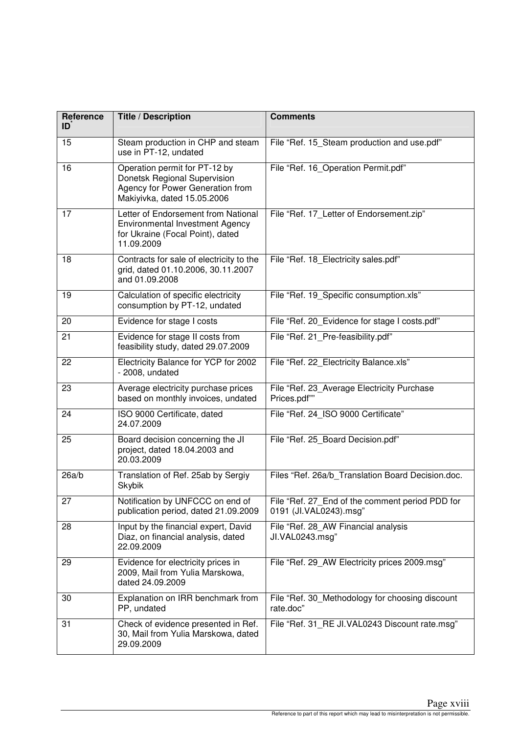| Reference ID* | Title / Description | Comments |
|---|---|---|
| 15 | Steam production in CHP and steam use in PT-12, undated | File “Ref. 15_Steam production and use.pdf” |
| 16 | Operation permit for PT-12 by Donetsk Regional Supervision Agency for Power Generation from Makiyivka, dated 15.05.2006 | File “Ref. 16_Operation Permit.pdf” |
| 17 | Letter of Endorsement from National Environmental Investment Agency for Ukraine (Focal Point), dated 11.09.2009 | File “Ref. 17_Letter of Endorsement.zip” |
| 18 | Contracts for sale of electricity to the grid, dated 01.10.2006, 30.11.2007 and 01.09.2008 | File “Ref. 18_Electricity sales.pdf” |
| 19 | Calculation of specific electricity consumption by PT-12, undated | File “Ref. 19_Specific consumption.xls” |
| 20 | Evidence for stage I costs | File “Ref. 20_Evidence for stage I costs.pdf” |
| 21 | Evidence for stage II costs from feasibility study, dated 29.07.2009 | File “Ref. 21_Pre-feasibility.pdf” |
| 22 | Electricity Balance for YCP for 2002 - 2008, undated | File “Ref. 22_Electricity Balance.xls” |
| 23 | Average electricity purchase prices based on monthly invoices, undated | File “Ref. 23_Average Electricity Purchase Prices.pdf”” |
| 24 | ISO 9000 Certificate, dated 24.07.2009 | File “Ref. 24_ISO 9000 Certificate” |
| 25 | Board decision concerning the JI project, dated 18.04.2003 and 20.03.2009 | File “Ref. 25_Board Decision.pdf” |
| 26a/b | Translation of Ref. 25ab by Sergiy Skybik | Files “Ref. 26a/b_Translation Board Decision.doc. |
| 27 | Notification by UNFCCC on end of publication period, dated 21.09.2009 | File “Ref. 27_End of the comment period PDD for 0191 (JI.VAL0243).msg” |
| 28 | Input by the financial expert, David Diaz, on financial analysis, dated 22.09.2009 | File “Ref. 28_AW Financial analysis JI.VAL0243.msg” |
| 29 | Evidence for electricity prices in 2009, Mail from Yulia Marskowa, dated 24.09.2009 | File “Ref. 29_AW Electricity prices 2009.msg” |
| 30 | Explanation on IRR benchmark from PP, undated | File “Ref. 30_Methodology for choosing discount rate.doc” |
| 31 | Check of evidence presented in Ref. 30, Mail from Yulia Marskowa, dated 29.09.2009 | File “Ref. 31_RE JI.VAL0243 Discount rate.msg” |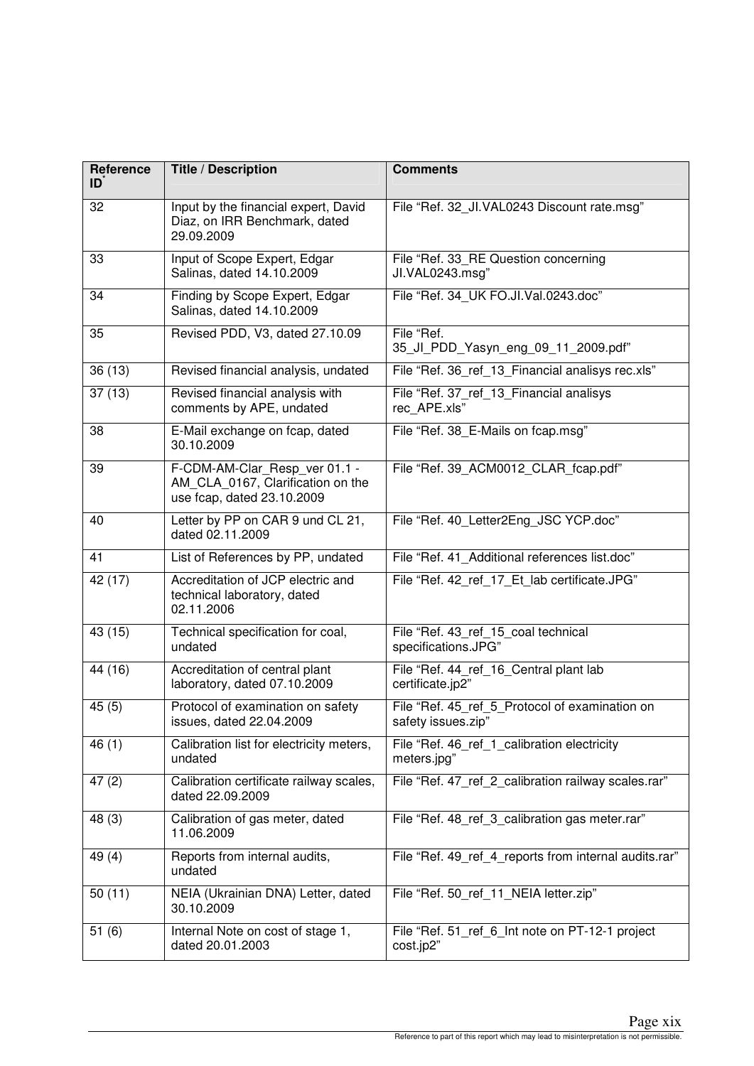| Reference ID* | Title / Description | Comments |
|---|---|---|
| 32 | Input by the financial expert, David Diaz, on IRR Benchmark, dated 29.09.2009 | File “Ref. 32_JI.VAL0243 Discount rate.msg” |
| 33 | Input of Scope Expert, Edgar Salinas, dated 14.10.2009 | File “Ref. 33_RE Question concerning JI.VAL0243.msg” |
| 34 | Finding by Scope Expert, Edgar Salinas, dated 14.10.2009 | File “Ref. 34_UK FO.JI.Val.0243.doc” |
| 35 | Revised PDD, V3, dated 27.10.09 | File “Ref. 35_JI_PDD_Yasyn_eng_09_11_2009.pdf” |
| 36 (13) | Revised financial analysis, undated | File “Ref. 36_ref_13_Financial analisys rec.xls” |
| 37 (13) | Revised financial analysis with comments by APE, undated | File “Ref. 37_ref_13_Financial analisys rec_APE.xls” |
| 38 | E-Mail exchange on fcap, dated 30.10.2009 | File “Ref. 38_E-Mails on fcap.msg” |
| 39 | F-CDM-AM-Clar_Resp_ver 01.1 - AM_CLA_0167, Clarification on the use fcap, dated 23.10.2009 | File “Ref. 39_ACM0012_CLAR_fcap.pdf” |
| 40 | Letter by PP on CAR 9 und CL 21, dated 02.11.2009 | File “Ref. 40_Letter2Eng_JSC YCP.doc” |
| 41 | List of References by PP, undated | File “Ref. 41_Additional references list.doc” |
| 42 (17) | Accreditation of JCP electric and technical laboratory, dated 02.11.2006 | File “Ref. 42_ref_17_Et_lab certificate.JPG” |
| 43 (15) | Technical specification for coal, undated | File “Ref. 43_ref_15_coal technical specifications.JPG” |
| 44 (16) | Accreditation of central plant laboratory, dated 07.10.2009 | File “Ref. 44_ref_16_Central plant lab certificate.jp2” |
| 45 (5) | Protocol of examination on safety issues, dated 22.04.2009 | File “Ref. 45_ref_5_Protocol of examination on safety issues.zip” |
| 46 (1) | Calibration list for electricity meters, undated | File “Ref. 46_ref_1_calibration electricity meters.jpg” |
| 47 (2) | Calibration certificate railway scales, dated 22.09.2009 | File “Ref. 47_ref_2_calibration railway scales.rar” |
| 48 (3) | Calibration of gas meter, dated 11.06.2009 | File “Ref. 48_ref_3_calibration gas meter.rar” |
| 49 (4) | Reports from internal audits, undated | File “Ref. 49_ref_4_reports from internal audits.rar” |
| 50 (11) | NEIA (Ukrainian DNA) Letter, dated 30.10.2009 | File “Ref. 50_ref_11_NEIA letter.zip” |
| 51 (6) | Internal Note on cost of stage 1, dated 20.01.2003 | File “Ref. 51_ref_6_Int note on PT-12-1 project cost.jp2” |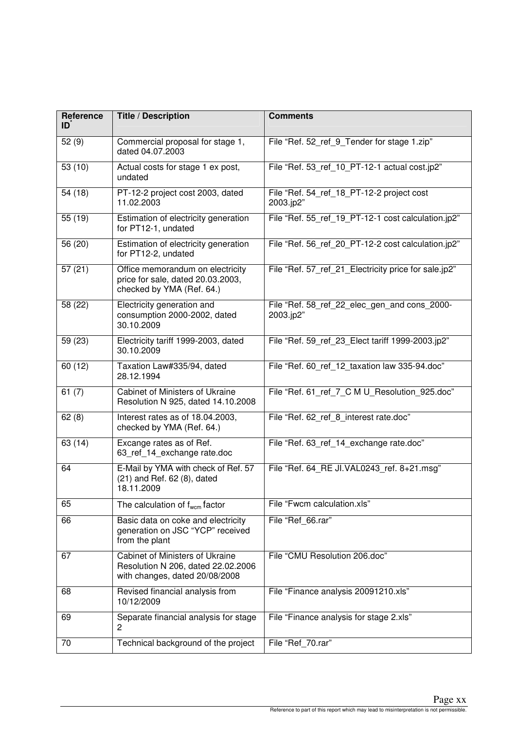| Reference ID* | Title / Description | Comments |
|---|---|---|
| 52 (9) | Commercial proposal for stage 1, dated 04.07.2003 | File "Ref. 52_ref_9_Tender for stage 1.zip" |
| 53 (10) | Actual costs for stage 1 ex post, undated | File "Ref. 53_ref_10_PT-12-1 actual cost.jp2" |
| 54 (18) | PT-12-2 project cost 2003, dated 11.02.2003 | File "Ref. 54_ref_18_PT-12-2 project cost 2003.jp2" |
| 55 (19) | Estimation of electricity generation for PT12-1, undated | File "Ref. 55_ref_19_PT-12-1 cost calculation.jp2" |
| 56 (20) | Estimation of electricity generation for PT12-2, undated | File "Ref. 56_ref_20_PT-12-2 cost calculation.jp2" |
| 57 (21) | Office memorandum on electricity price for sale, dated 20.03.2003, checked by YMA (Ref. 64.) | File "Ref. 57_ref_21_Electricity price for sale.jp2" |
| 58 (22) | Electricity generation and consumption 2000-2002, dated 30.10.2009 | File "Ref. 58_ref_22_elec_gen_and cons_2000-2003.jp2" |
| 59 (23) | Electricity tariff 1999-2003, dated 30.10.2009 | File "Ref. 59_ref_23_Elect tariff 1999-2003.jp2" |
| 60 (12) | Taxation Law#335/94, dated 28.12.1994 | File "Ref. 60_ref_12_taxation law 335-94.doc" |
| 61 (7) | Cabinet of Ministers of Ukraine Resolution N 925, dated 14.10.2008 | File "Ref. 61_ref_7_C M U_Resolution_925.doc" |
| 62 (8) | Interest rates as of 18.04.2003, checked by YMA (Ref. 64.) | File "Ref. 62_ref_8_interest rate.doc" |
| 63 (14) | Excange rates as of Ref. 63_ref_14_exchange rate.doc | File "Ref. 63_ref_14_exchange rate.doc" |
| 64 | E-Mail by YMA with check of Ref. 57 (21) and Ref. 62 (8), dated 18.11.2009 | File "Ref. 64_RE JI.VAL0243_ref. 8+21.msg" |
| 65 | The calculation of $f_{wcm}$ factor | File "Fwcm calculation.xls" |
| 66 | Basic data on coke and electricity generation on JSC "YCP" received from the plant | File "Ref_66.rar" |
| 67 | Cabinet of Ministers of Ukraine Resolution N 206, dated 22.02.2006 with changes, dated 20/08/2008 | File "CMU Resolution 206.doc" |
| 68 | Revised financial analysis from 10/12/2009 | File "Finance analysis 20091210.xls" |
| 69 | Separate financial analysis for stage 2 | File "Finance analysis for stage 2.xls" |
| 70 | Technical background of the project | File "Ref_70.rar" |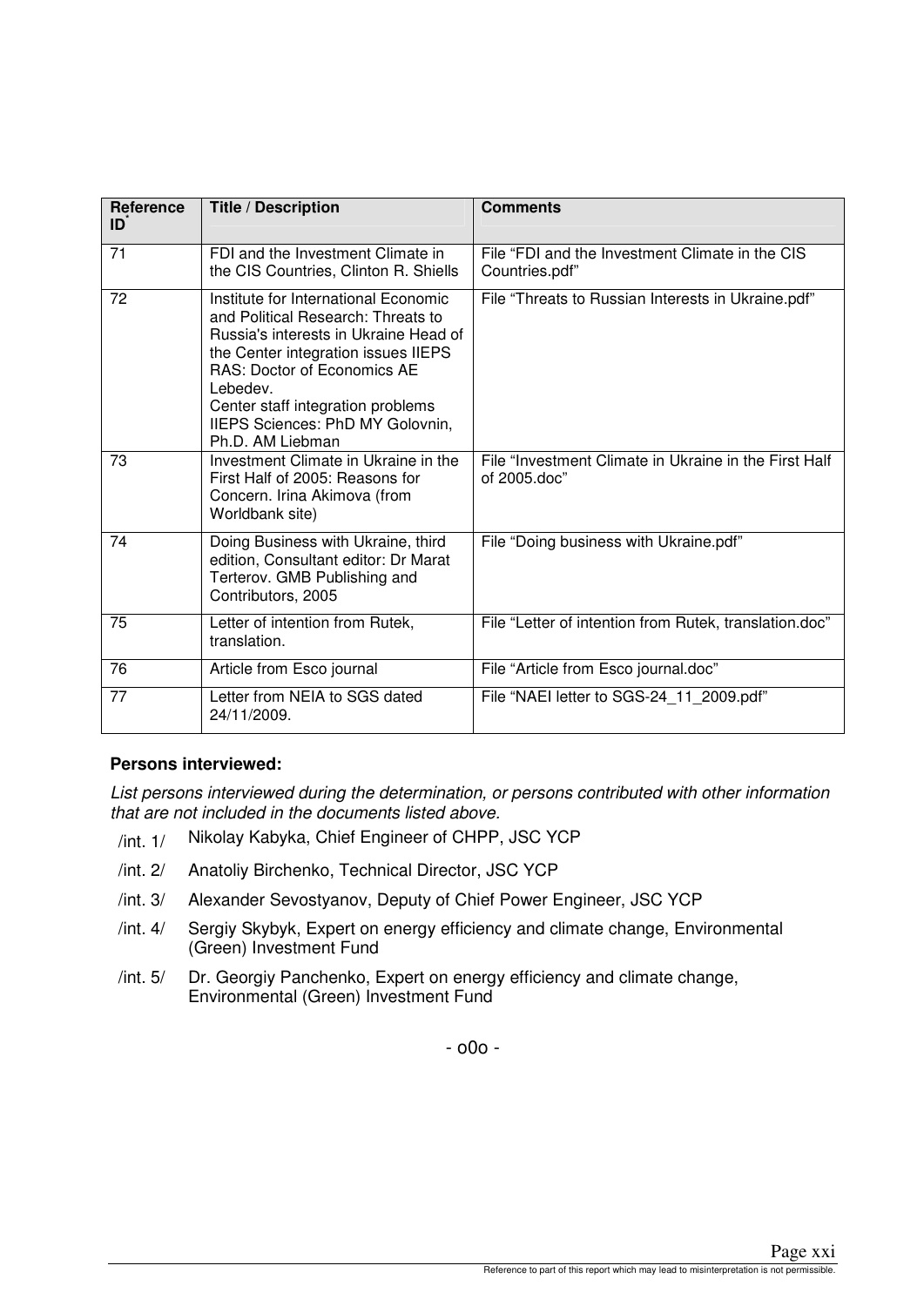| Reference ID[*] | Title / Description | Comments |
| --- | --- | --- |
| 71 | FDI and the Investment Climate in the CIS Countries, Clinton R. Shiells | File "FDI and the Investment Climate in the CIS Countries.pdf" |
| 72 | Institute for International Economic and Political Research: Threats to Russia's interests in Ukraine Head of the Center integration issues IIEPS RAS: Doctor of Economics AE Lebedev. Center staff integration problems IIEPS Sciences: PhD MY Golovnin, Ph.D. AM Liebman | File "Threats to Russian Interests in Ukraine.pdf" |
| 73 | Investment Climate in Ukraine in the First Half of 2005: Reasons for Concern. Irina Akimova (from Worldbank site) | File "Investment Climate in Ukraine in the First Half of 2005.doc" |
| 74 | Doing Business with Ukraine, third edition, Consultant editor: Dr Marat Terterov. GMB Publishing and Contributors, 2005 | File "Doing business with Ukraine.pdf" |
| 75 | Letter of intention from Rutek, translation. | File "Letter of intention from Rutek, translation.doc" |
| 76 | Article from Esco journal | File "Article from Esco journal.doc" |
| 77 | Letter from NEIA to SGS dated 24/11/2009. | File "NAEI letter to SGS-24_11_2009.pdf" |

**Persons interviewed:**

*List persons interviewed during the determination, or persons contributed with other information that are not included in the documents listed above.*

/int. 1/ Nikolay Kabyka, Chief Engineer of CHPP, JSC YCP

/int. 2/ Anatoliy Birchenko, Technical Director, JSC YCP

/int. 3/ Alexander Sevostyanov, Deputy of Chief Power Engineer, JSC YCP

/int. 4/ Sergiy Skybyk, Expert on energy efficiency and climate change, Environmental (Green) Investment Fund

/int. 5/ Dr. Georgiy Panchenko, Expert on energy efficiency and climate change, Environmental (Green) Investment Fund

- o0o -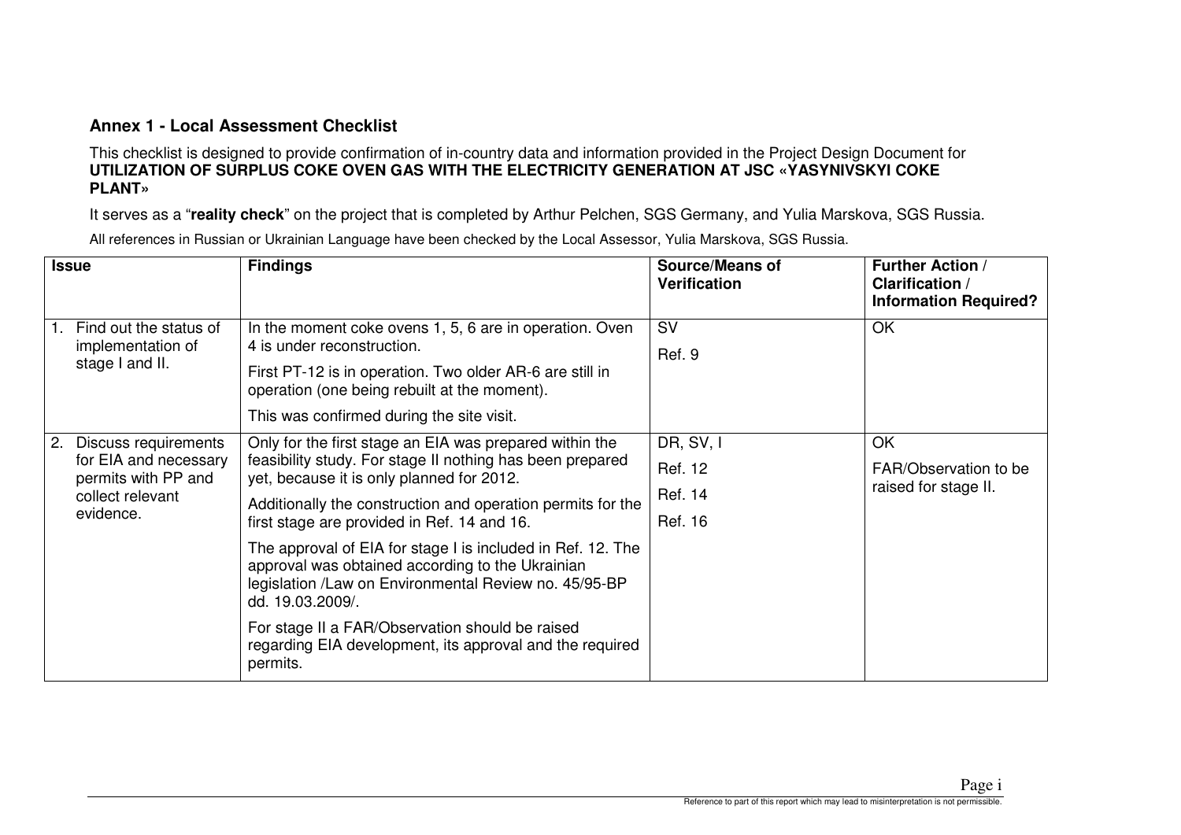## Annex 1 - Local Assessment Checklist

This checklist is designed to provide confirmation of in-country data and information provided in the Project Design Document for **UTILIZATION OF SURPLUS COKE OVEN GAS WITH THE ELECTRICITY GENERATION AT JSC «YASYNIVSKYI COKE PLANT»**

It serves as a "**reality check**" on the project that is completed by Arthur Pelchen, SGS Germany, and Yulia Marskova, SGS Russia.

All references in Russian or Ukrainian Language have been checked by the Local Assessor, Yulia Marskova, SGS Russia.

| Issue | Findings | Source/Means of Verification | Further Action / Clarification / Information Required? |
|---|---|---|---|
| 1. Find out the status of implementation of stage I and II. | In the moment coke ovens 1, 5, 6 are in operation. Oven 4 is under reconstruction.<br>First PT-12 is in operation. Two older AR-6 are still in operation (one being rebuilt at the moment).<br>This was confirmed during the site visit. | SV<br>Ref. 9 | OK |
| 2. Discuss requirements for EIA and necessary permits with PP and collect relevant evidence. | Only for the first stage an EIA was prepared within the feasibility study. For stage II nothing has been prepared yet, because it is only planned for 2012.<br>Additionally the construction and operation permits for the first stage are provided in Ref. 14 and 16.<br>The approval of EIA for stage I is included in Ref. 12. The approval was obtained according to the Ukrainian legislation /Law on Environmental Review no. 45/95-BP dd. 19.03.2009/.<br>For stage II a FAR/Observation should be raised regarding EIA development, its approval and the required permits. | DR, SV, I<br>Ref. 12<br>Ref. 14<br>Ref. 16 | OK<br>FAR/Observation to be raised for stage II. |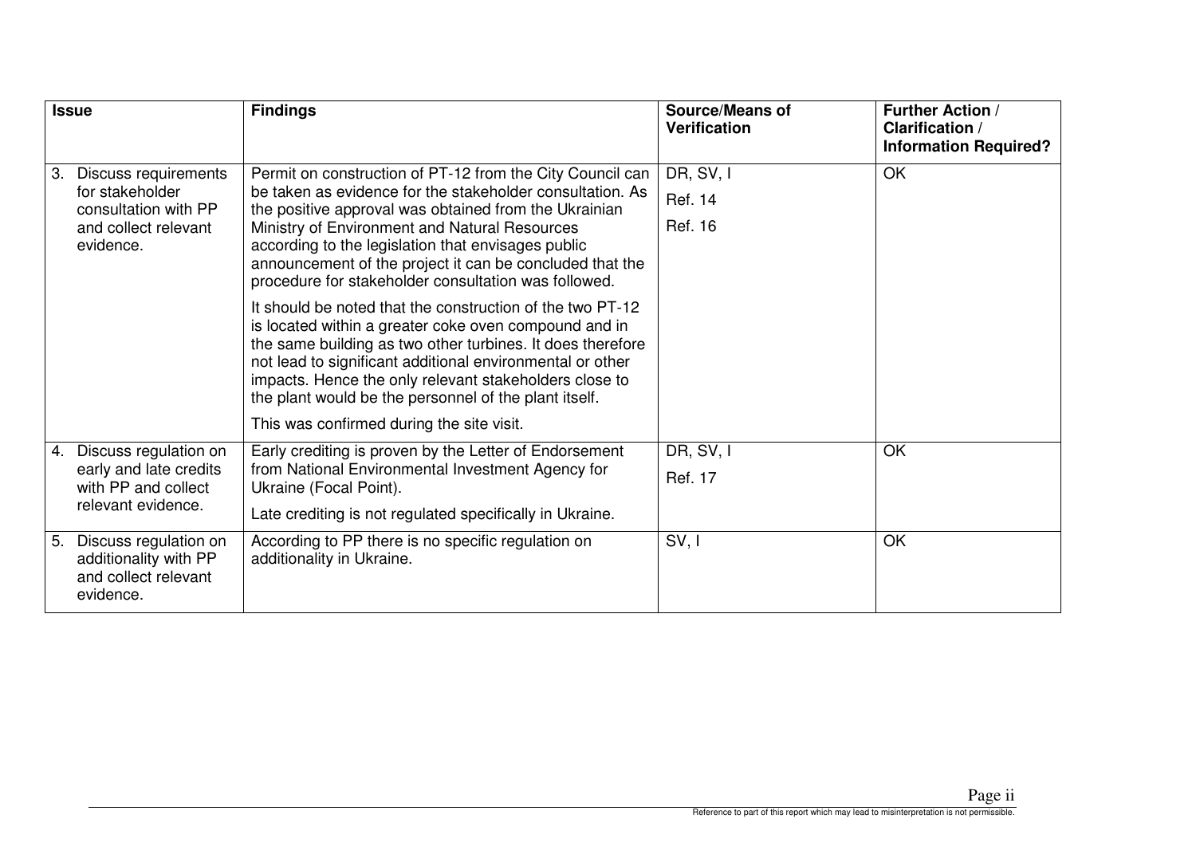| Issue | Findings | Source/Means of Verification | Further Action / Clarification / Information Required? |
|---|---|---|---|
| 3. Discuss requirements for stakeholder consultation with PP and collect relevant evidence. | Permit on construction of PT-12 from the City Council can be taken as evidence for the stakeholder consultation. As the positive approval was obtained from the Ukrainian Ministry of Environment and Natural Resources according to the legislation that envisages public announcement of the project it can be concluded that the procedure for stakeholder consultation was followed.<br><br>It should be noted that the construction of the two PT-12 is located within a greater coke oven compound and in the same building as two other turbines. It does therefore not lead to significant additional environmental or other impacts. Hence the only relevant stakeholders close to the plant would be the personnel of the plant itself.<br><br>This was confirmed during the site visit. | DR, SV, I<br><br>Ref. 14<br><br>Ref. 16 | OK |
| 4. Discuss regulation on early and late credits with PP and collect relevant evidence. | Early crediting is proven by the Letter of Endorsement from National Environmental Investment Agency for Ukraine (Focal Point).<br><br>Late crediting is not regulated specifically in Ukraine. | DR, SV, I<br><br>Ref. 17 | OK |
| 5. Discuss regulation on additionality with PP and collect relevant evidence. | According to PP there is no specific regulation on additionality in Ukraine. | SV, I | OK |

Reference to part of this report which may lead to misinterpretation is not permissible.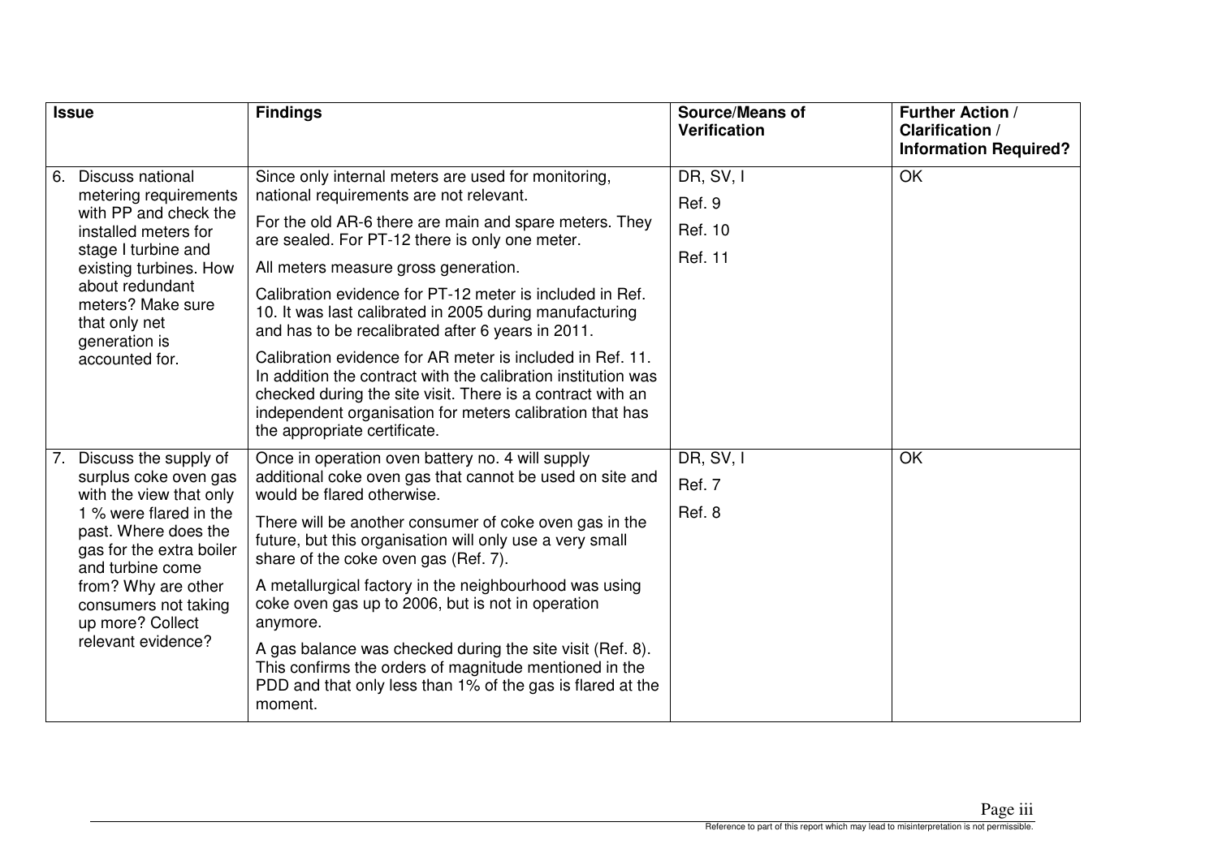| Issue | Findings | Source/Means of Verification | Further Action / Clarification / Information Required? |
|---|---|---|---|
| 6. Discuss national metering requirements with PP and check the installed meters for stage I turbine and existing turbines. How about redundant meters? Make sure that only net generation is accounted for. | Since only internal meters are used for monitoring, national requirements are not relevant.<br><br>For the old AR-6 there are main and spare meters. They are sealed. For PT-12 there is only one meter.<br><br>All meters measure gross generation.<br><br>Calibration evidence for PT-12 meter is included in Ref. 10. It was last calibrated in 2005 during manufacturing and has to be recalibrated after 6 years in 2011.<br><br>Calibration evidence for AR meter is included in Ref. 11. In addition the contract with the calibration institution was checked during the site visit. There is a contract with an independent organisation for meters calibration that has the appropriate certificate. | DR, SV, I<br><br>Ref. 9<br><br>Ref. 10<br><br>Ref. 11 | OK |
| 7. Discuss the supply of surplus coke oven gas with the view that only 1 % were flared in the past. Where does the gas for the extra boiler and turbine come from? Why are other consumers not taking up more? Collect relevant evidence? | Once in operation oven battery no. 4 will supply additional coke oven gas that cannot be used on site and would be flared otherwise.<br><br>There will be another consumer of coke oven gas in the future, but this organisation will only use a very small share of the coke oven gas (Ref. 7).<br><br>A metallurgical factory in the neighbourhood was using coke oven gas up to 2006, but is not in operation anymore.<br><br>A gas balance was checked during the site visit (Ref. 8). This confirms the orders of magnitude mentioned in the PDD and that only less than 1% of the gas is flared at the moment. | DR, SV, I<br><br>Ref. 7<br><br>Ref. 8 | OK |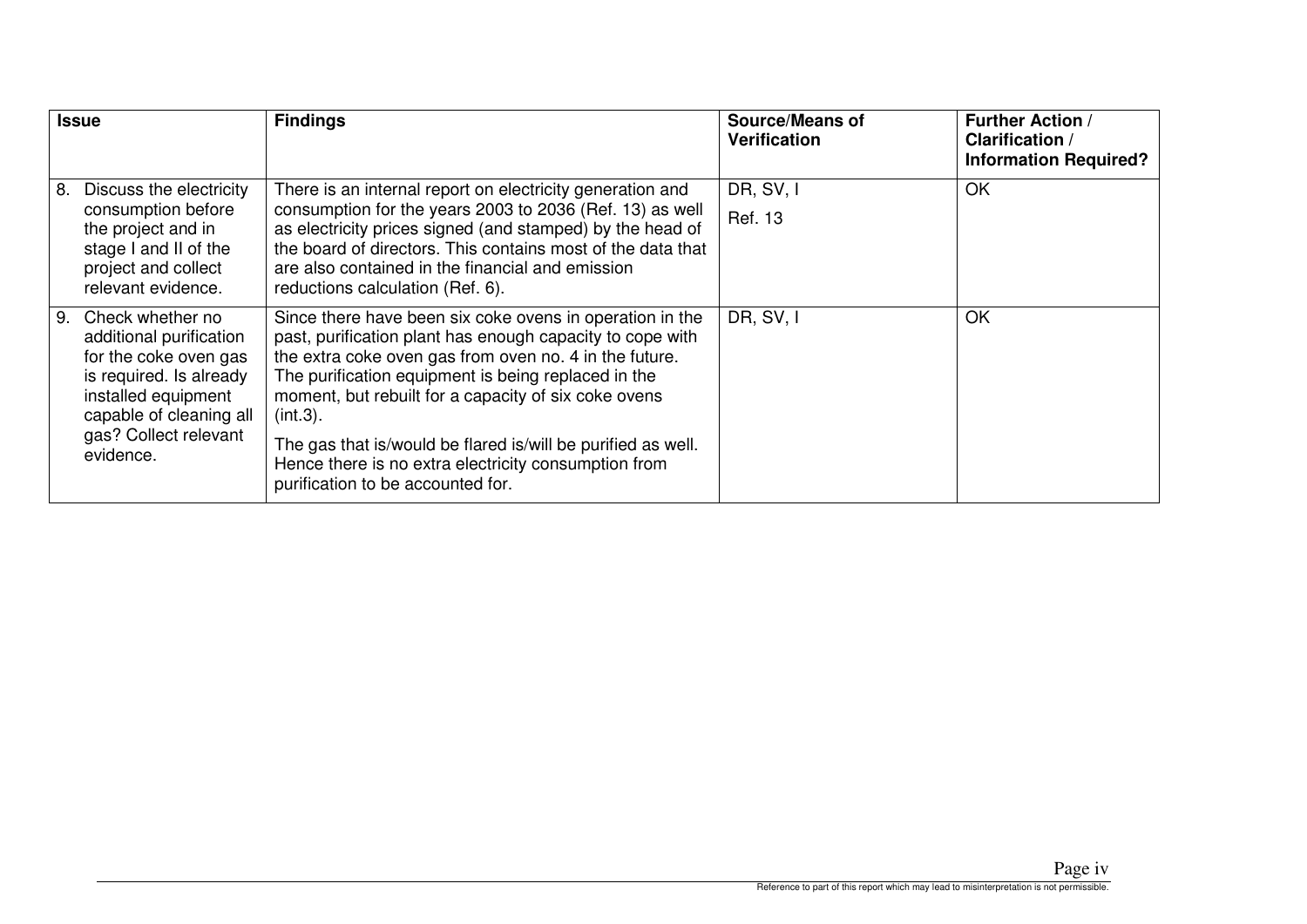| Issue | Findings | Source/Means of Verification | Further Action / Clarification / Information Required? |
|---|---|---|---|
| 8. Discuss the electricity consumption before the project and in stage I and II of the project and collect relevant evidence. | There is an internal report on electricity generation and consumption for the years 2003 to 2036 (Ref. 13) as well as electricity prices signed (and stamped) by the head of the board of directors. This contains most of the data that are also contained in the financial and emission reductions calculation (Ref. 6). | DR, SV, I<br><br>Ref. 13 | OK |
| 9. Check whether no additional purification for the coke oven gas is required. Is already installed equipment capable of cleaning all gas? Collect relevant evidence. | Since there have been six coke ovens in operation in the past, purification plant has enough capacity to cope with the extra coke oven gas from oven no. 4 in the future. The purification equipment is being replaced in the moment, but rebuilt for a capacity of six coke ovens (int.3).<br><br>The gas that is/would be flared is/will be purified as well. Hence there is no extra electricity consumption from purification to be accounted for. | DR, SV, I | OK |

Reference to part of this report which may lead to misinterpretation is not permissible.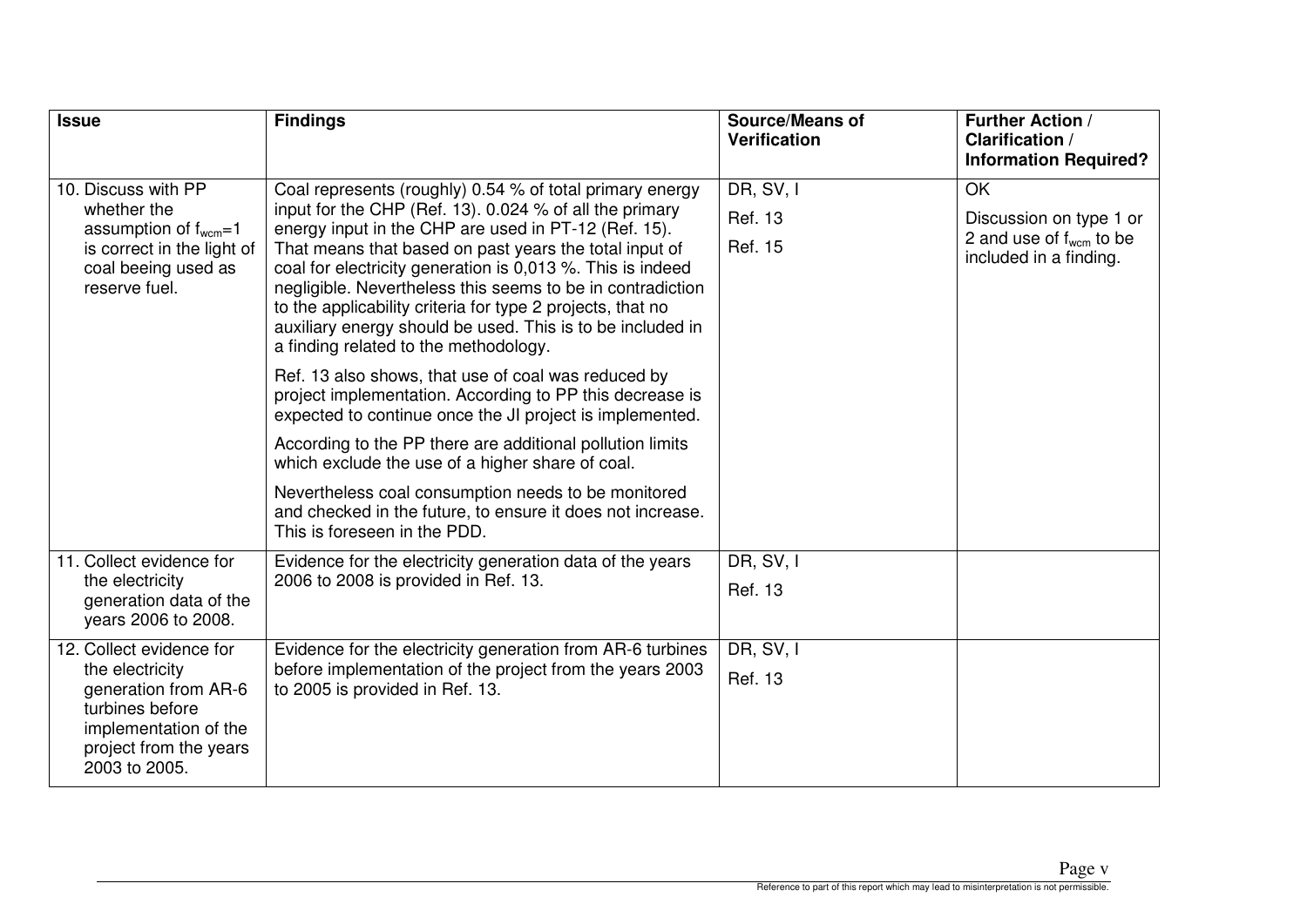| Issue | Findings | Source/Means of Verification | Further Action / Clarification / Information Required? |
|---|---|---|---|
| 10. Discuss with PP whether the assumption of $f_{wcm}$=1 is correct in the light of coal beeing used as reserve fuel. | Coal represents (roughly) 0.54 % of total primary energy input for the CHP (Ref. 13). 0.024 % of all the primary energy input in the CHP are used in PT-12 (Ref. 15). That means that based on past years the total input of coal for electricity generation is 0,013 %. This is indeed negligible. Nevertheless this seems to be in contradiction to the applicability criteria for type 2 projects, that no auxiliary energy should be used. This is to be included in a finding related to the methodology.<br><br>Ref. 13 also shows, that use of coal was reduced by project implementation. According to PP this decrease is expected to continue once the JI project is implemented.<br><br>According to the PP there are additional pollution limits which exclude the use of a higher share of coal.<br><br>Nevertheless coal consumption needs to be monitored and checked in the future, to ensure it does not increase. This is foreseen in the PDD. | DR, SV, I<br><br>Ref. 13<br><br>Ref. 15 | OK<br><br>Discussion on type 1 or 2 and use of $f_{wcm}$ to be included in a finding. |
| 11. Collect evidence for the electricity generation data of the years 2006 to 2008. | Evidence for the electricity generation data of the years 2006 to 2008 is provided in Ref. 13. | DR, SV, I<br><br>Ref. 13 | |
| 12. Collect evidence for the electricity generation from AR-6 turbines before implementation of the project from the years 2003 to 2005. | Evidence for the electricity generation from AR-6 turbines before implementation of the project from the years 2003 to 2005 is provided in Ref. 13. | DR, SV, I<br><br>Ref. 13 | |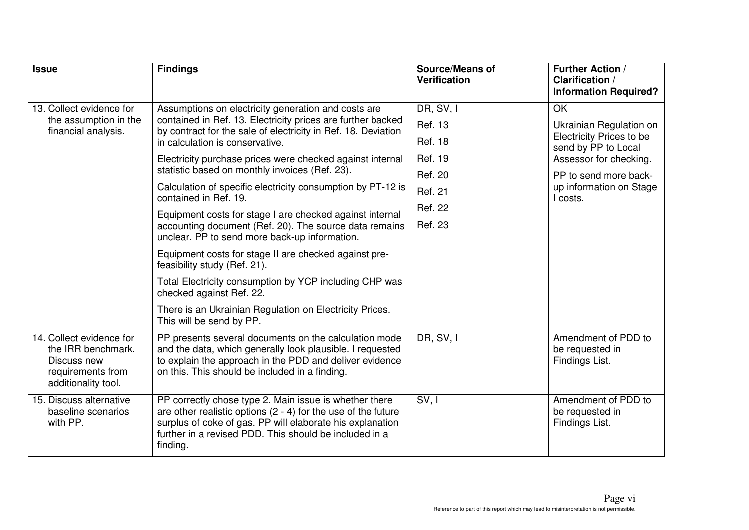| Issue | Findings | Source/Means of Verification | Further Action / Clarification / Information Required? |
|---|---|---|---|
| 13. Collect evidence for the assumption in the financial analysis. | Assumptions on electricity generation and costs are contained in Ref. 13. Electricity prices are further backed by contract for the sale of electricity in Ref. 18. Deviation in calculation is conservative.<br><br>Electricity purchase prices were checked against internal statistic based on monthly invoices (Ref. 23).<br><br>Calculation of specific electricity consumption by PT-12 is contained in Ref. 19.<br><br>Equipment costs for stage I are checked against internal accounting document (Ref. 20). The source data remains unclear. PP to send more back-up information.<br><br>Equipment costs for stage II are checked against pre-feasibility study (Ref. 21).<br><br>Total Electricity consumption by YCP including CHP was checked against Ref. 22.<br><br>There is an Ukrainian Regulation on Electricity Prices. This will be send by PP. | DR, SV, I<br><br>Ref. 13<br><br>Ref. 18<br><br>Ref. 19<br><br>Ref. 20<br><br>Ref. 21<br><br>Ref. 22<br><br>Ref. 23 | OK<br><br>Ukrainian Regulation on Electricity Prices to be send by PP to Local Assessor for checking.<br><br>PP to send more back-up information on Stage I costs. |
| 14. Collect evidence for the IRR benchmark. Discuss new requirements from additionality tool. | PP presents several documents on the calculation mode and the data, which generally look plausible. I requested to explain the approach in the PDD and deliver evidence on this. This should be included in a finding. | DR, SV, I | Amendment of PDD to be requested in Findings List. |
| 15. Discuss alternative baseline scenarios with PP. | PP correctly chose type 2. Main issue is whether there are other realistic options (2 - 4) for the use of the future surplus of coke of gas. PP will elaborate his explanation further in a revised PDD. This should be included in a finding. | SV, I | Amendment of PDD to be requested in Findings List. |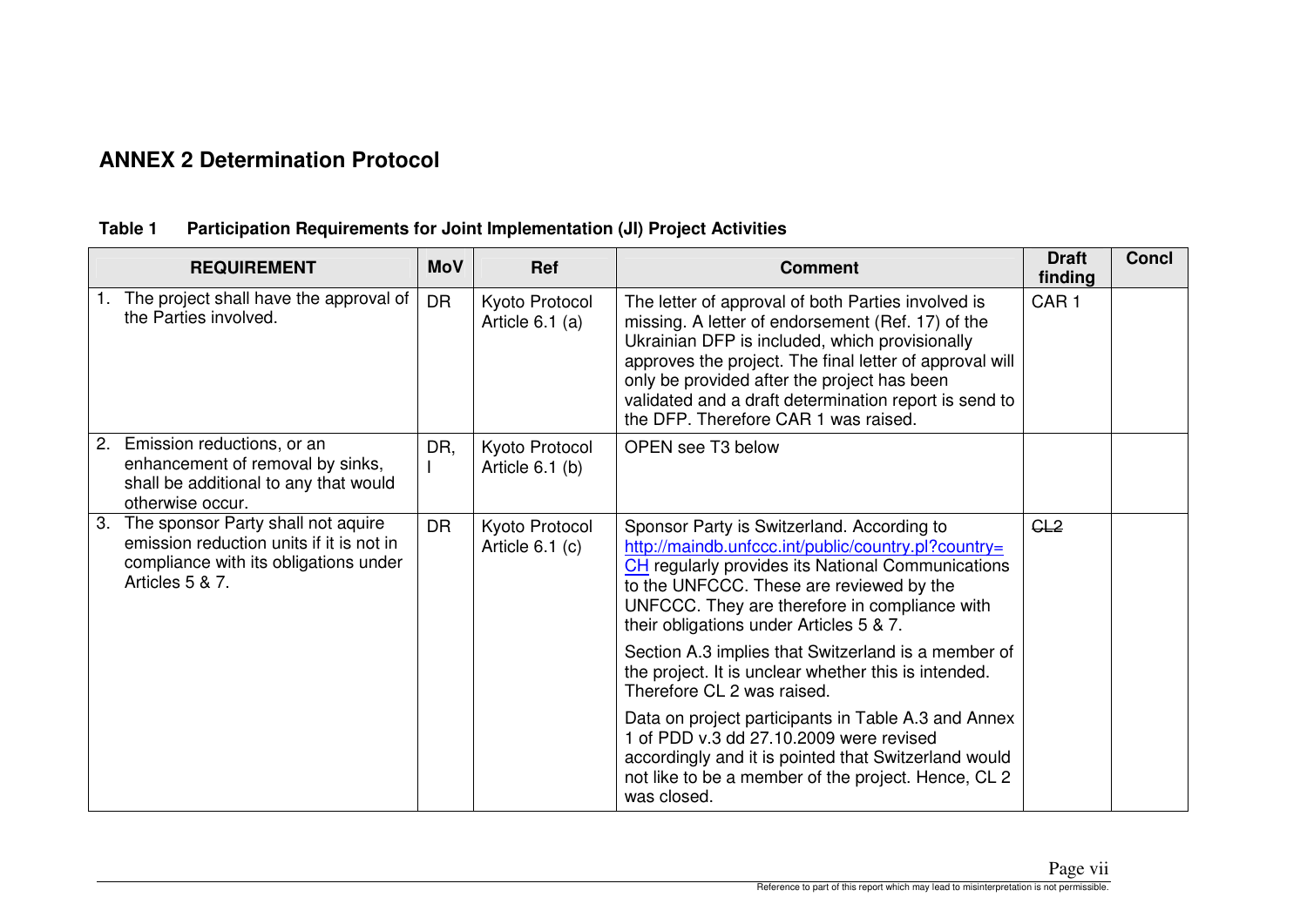## ANNEX 2 Determination Protocol

**Table 1 Participation Requirements for Joint Implementation (JI) Project Activities**

| REQUIREMENT | MoV | Ref | Comment | Draft finding | Concl |
|---|---|---|---|---|---|
| 1. The project shall have the approval of the Parties involved. | DR | Kyoto Protocol Article 6.1 (a) | The letter of approval of both Parties involved is missing. A letter of endorsement (Ref. 17) of the Ukrainian DFP is included, which provisionally approves the project. The final letter of approval will only be provided after the project has been validated and a draft determination report is send to the DFP. Therefore CAR 1 was raised. | CAR 1 | |
| 2. Emission reductions, or an enhancement of removal by sinks, shall be additional to any that would otherwise occur. | DR, I | Kyoto Protocol Article 6.1 (b) | OPEN see T3 below | | |
| 3. The sponsor Party shall not aquire emission reduction units if it is not in compliance with its obligations under Articles 5 & 7. | DR | Kyoto Protocol Article 6.1 (c) | Sponsor Party is Switzerland. According to http://maindb.unfccc.int/public/country.pl?country=CH regularly provides its National Communications to the UNFCCC. These are reviewed by the UNFCCC. They are therefore in compliance with their obligations under Articles 5 & 7.<br><br>Section A.3 implies that Switzerland is a member of the project. It is unclear whether this is intended. Therefore CL 2 was raised.<br><br>Data on project participants in Table A.3 and Annex 1 of PDD v.3 dd 27.10.2009 were revised accordingly and it is pointed that Switzerland would not like to be a member of the project. Hence, CL 2 was closed. | ~~CL2~~ | |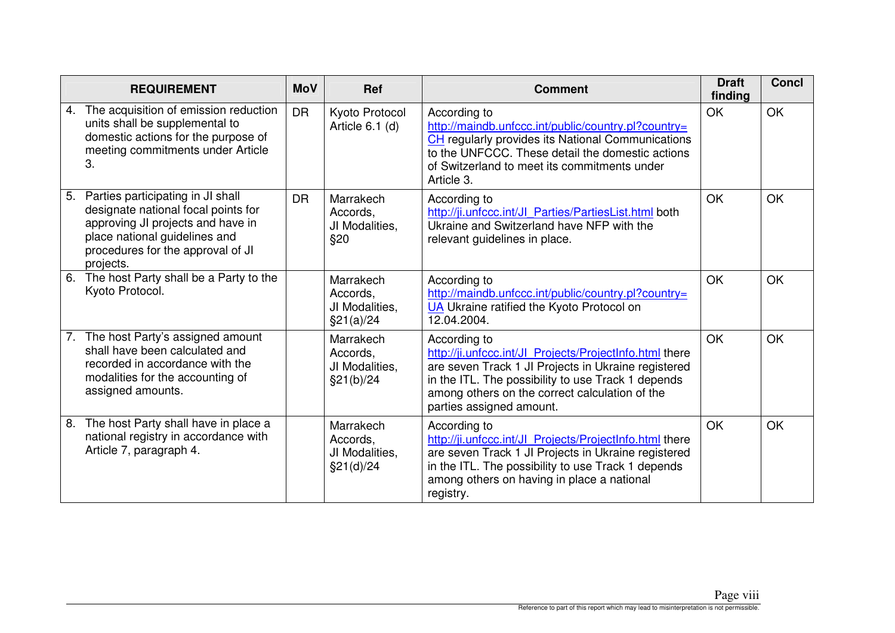| REQUIREMENT | MoV | Ref | Comment | Draft finding | Concl |
|---|---|---|---|---|---|
| 4. The acquisition of emission reduction units shall be supplemental to domestic actions for the purpose of meeting commitments under Article 3. | DR | Kyoto Protocol Article 6.1 (d) | According to http://maindb.unfccc.int/public/country.pl?country=CH regularly provides its National Communications to the UNFCCC. These detail the domestic actions of Switzerland to meet its commitments under Article 3. | OK | OK |
| 5. Parties participating in JI shall designate national focal points for approving JI projects and have in place national guidelines and procedures for the approval of JI projects. | DR | Marrakech Accords, JI Modalities, §20 | According to http://ji.unfccc.int/JI_Parties/PartiesList.html both Ukraine and Switzerland have NFP with the relevant guidelines in place. | OK | OK |
| 6. The host Party shall be a Party to the Kyoto Protocol. | | Marrakech Accords, JI Modalities, §21(a)/24 | According to http://maindb.unfccc.int/public/country.pl?country=UA Ukraine ratified the Kyoto Protocol on 12.04.2004. | OK | OK |
| 7. The host Party's assigned amount shall have been calculated and recorded in accordance with the modalities for the accounting of assigned amounts. | | Marrakech Accords, JI Modalities, §21(b)/24 | According to http://ji.unfccc.int/JI_Projects/ProjectInfo.html there are seven Track 1 JI Projects in Ukraine registered in the ITL. The possibility to use Track 1 depends among others on the correct calculation of the parties assigned amount. | OK | OK |
| 8. The host Party shall have in place a national registry in accordance with Article 7, paragraph 4. | | Marrakech Accords, JI Modalities, §21(d)/24 | According to http://ji.unfccc.int/JI_Projects/ProjectInfo.html there are seven Track 1 JI Projects in Ukraine registered in the ITL. The possibility to use Track 1 depends among others on having in place a national registry. | OK | OK |

Reference to part of this report which may lead to misinterpretation is not permissible.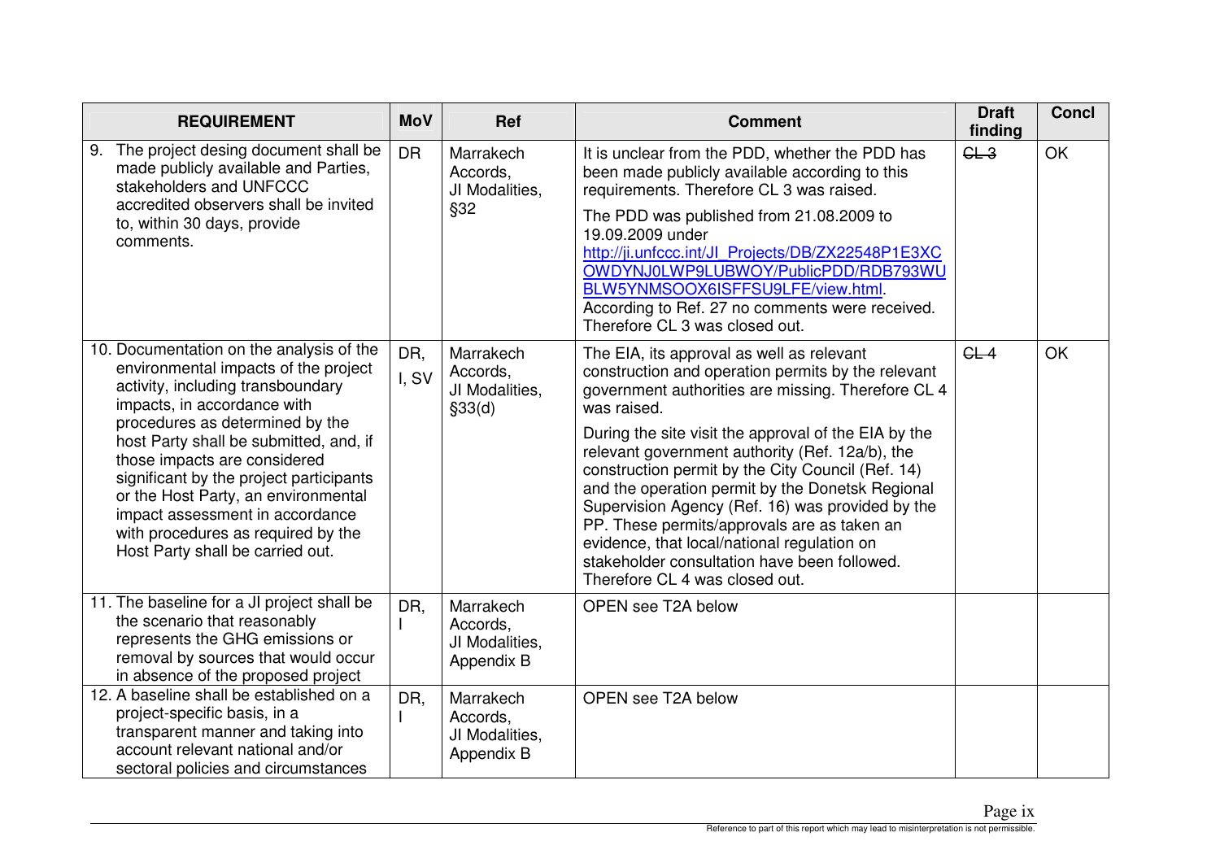| REQUIREMENT | MoV | Ref | Comment | Draft finding | Concl |
|---|---|---|---|---|---|
| 9. The project desing document shall be made publicly available and Parties, stakeholders and UNFCCC accredited observers shall be invited to, within 30 days, provide comments. | DR | Marrakech Accords, JI Modalities, §32 | It is unclear from the PDD, whether the PDD has been made publicly available according to this requirements. Therefore CL 3 was raised.<br><br>The PDD was published from 21.08.2009 to 19.09.2009 under http://ji.unfccc.int/JI_Projects/DB/ZX22548P1E3XCOWDYNJ0LWP9LUBWOY/PublicPDD/RDB793WUBLW5YNMSOOX6ISFFSU9LFE/view.html. According to Ref. 27 no comments were received. Therefore CL 3 was closed out. | ~~CL 3~~ | OK |
| 10. Documentation on the analysis of the environmental impacts of the project activity, including transboundary impacts, in accordance with procedures as determined by the host Party shall be submitted, and, if those impacts are considered significant by the project participants or the Host Party, an environmental impact assessment in accordance with procedures as required by the Host Party shall be carried out. | DR, I, SV | Marrakech Accords, JI Modalities, §33(d) | The EIA, its approval as well as relevant construction and operation permits by the relevant government authorities are missing. Therefore CL 4 was raised.<br><br>During the site visit the approval of the EIA by the relevant government authority (Ref. 12a/b), the construction permit by the City Council (Ref. 14) and the operation permit by the Donetsk Regional Supervision Agency (Ref. 16) was provided by the PP. These permits/approvals are as taken an evidence, that local/national regulation on stakeholder consultation have been followed. Therefore CL 4 was closed out. | ~~CL 4~~ | OK |
| 11. The baseline for a JI project shall be the scenario that reasonably represents the GHG emissions or removal by sources that would occur in absence of the proposed project | DR, I | Marrakech Accords, JI Modalities, Appendix B | OPEN see T2A below | | |
| 12. A baseline shall be established on a project-specific basis, in a transparent manner and taking into account relevant national and/or sectoral policies and circumstances | DR, I | Marrakech Accords, JI Modalities, Appendix B | OPEN see T2A below | | |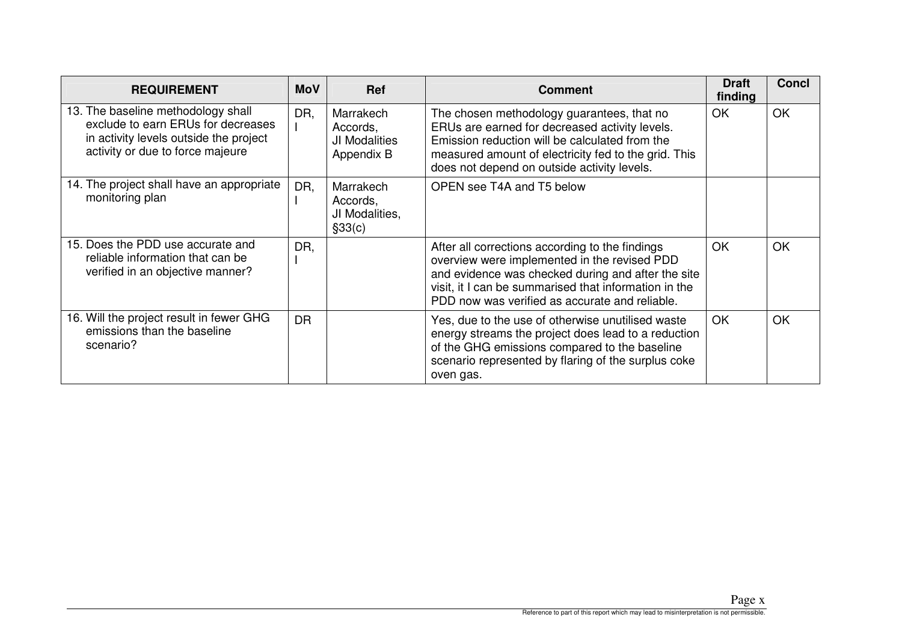| REQUIREMENT | MoV | Ref | Comment | Draft finding | Concl |
|---|---|---|---|---|---|
| 13. The baseline methodology shall exclude to earn ERUs for decreases in activity levels outside the project activity or due to force majeure | DR, I | Marrakech Accords, JI Modalities Appendix B | The chosen methodology guarantees, that no ERUs are earned for decreased activity levels. Emission reduction will be calculated from the measured amount of electricity fed to the grid. This does not depend on outside activity levels. | OK | OK |
| 14. The project shall have an appropriate monitoring plan | DR, I | Marrakech Accords, JI Modalities, §33(c) | OPEN see T4A and T5 below | | |
| 15. Does the PDD use accurate and reliable information that can be verified in an objective manner? | DR, I | | After all corrections according to the findings overview were implemented in the revised PDD and evidence was checked during and after the site visit, it I can be summarised that information in the PDD now was verified as accurate and reliable. | OK | OK |
| 16. Will the project result in fewer GHG emissions than the baseline scenario? | DR | | Yes, due to the use of otherwise unutilised waste energy streams the project does lead to a reduction of the GHG emissions compared to the baseline scenario represented by flaring of the surplus coke oven gas. | OK | OK |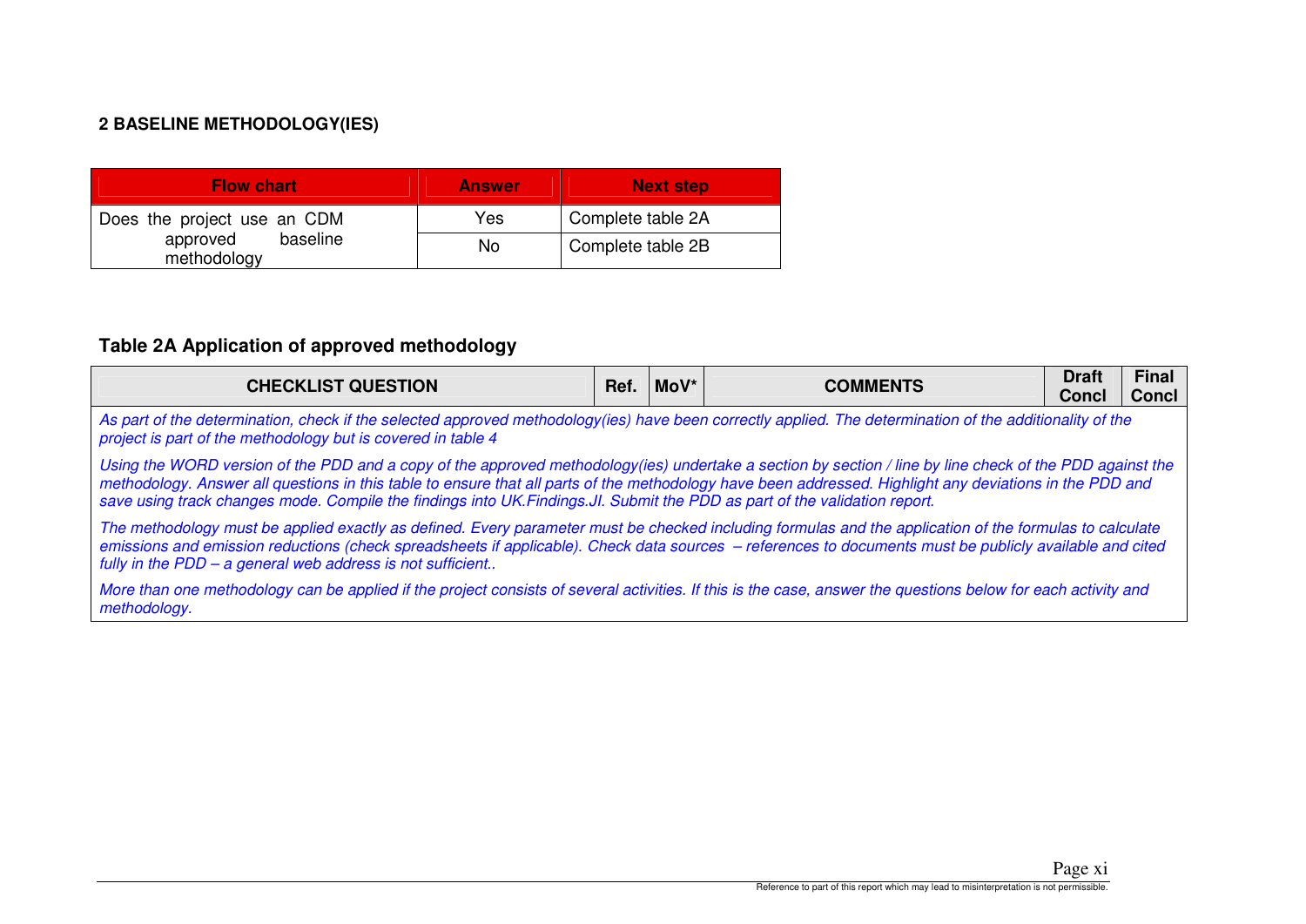**2 BASELINE METHODOLOGY(IES)**

| Flow chart | Answer | Next step |
|---|---|---|
| Does the project use an CDM approved baseline methodology | Yes | Complete table 2A |
| | No | Complete table 2B |

**Table 2A Application of approved methodology**

| CHECKLIST QUESTION | Ref. | MoV* | COMMENTS | Draft Concl | Final Concl |
|---|---|---|---|---|---|
| *As part of the determination, check if the selected approved methodology(ies) have been correctly applied. The determination of the additionality of the project is part of the methodology but is covered in table 4* | | | | | |
| *Using the WORD version of the PDD and a copy of the approved methodology(ies) undertake a section by section / line by line check of the PDD against the methodology. Answer all questions in this table to ensure that all parts of the methodology have been addressed. Highlight any deviations in the PDD and save using track changes mode. Compile the findings into UK.Findings.JI. Submit the PDD as part of the validation report.* | | | | | |
| *The methodology must be applied exactly as defined. Every parameter must be checked including formulas and the application of the formulas to calculate emissions and emission reductions (check spreadsheets if applicable). Check data sources – references to documents must be publicly available and cited fully in the PDD – a general web address is not sufficient..* | | | | | |
| *More than one methodology can be applied if the project consists of several activities. If this is the case, answer the questions below for each activity and methodology.* | | | | | |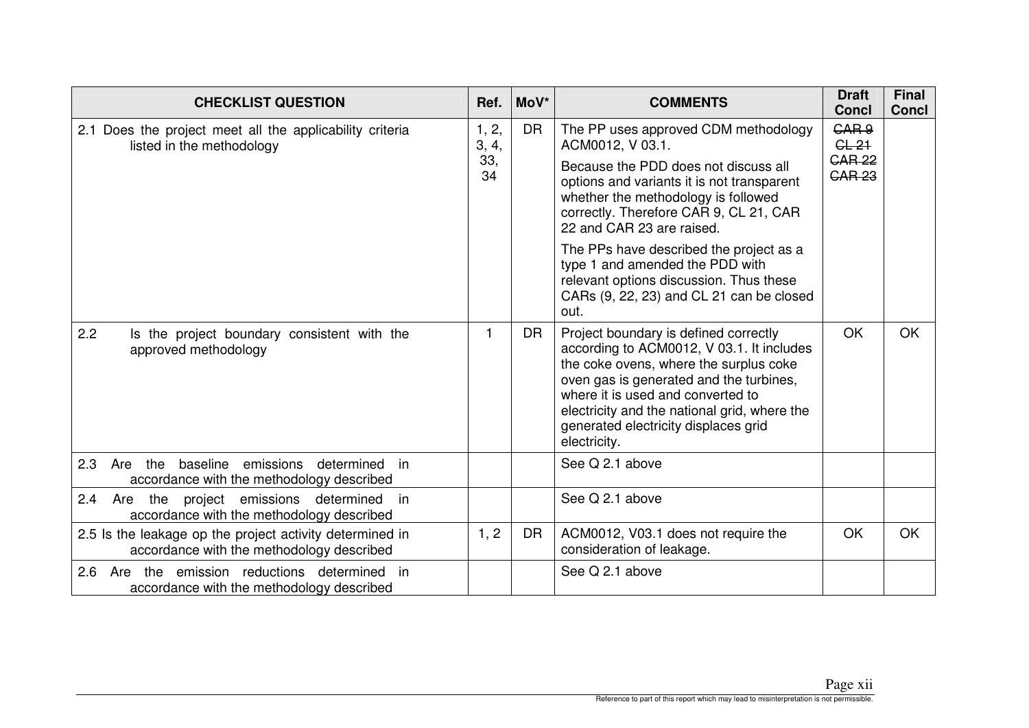| CHECKLIST QUESTION | Ref. | MoV* | COMMENTS | Draft Concl | Final Concl |
|---|---|---|---|---|---|
| 2.1 Does the project meet all the applicability criteria listed in the methodology | 1, 2, 3, 4, 33, 34 | DR | The PP uses approved CDM methodology ACM0012, V 03.1.<br><br>Because the PDD does not discuss all options and variants it is not transparent whether the methodology is followed correctly. Therefore CAR 9, CL 21, CAR 22 and CAR 23 are raised.<br><br>The PPs have described the project as a type 1 and amended the PDD with relevant options discussion. Thus these CARs (9, 22, 23) and CL 21 can be closed out. | ~~CAR 9~~<br>~~CL 21~~<br>~~CAR 22~~<br>~~CAR 23~~ | |
| 2.2 Is the project boundary consistent with the approved methodology | 1 | DR | Project boundary is defined correctly according to ACM0012, V 03.1. It includes the coke ovens, where the surplus coke oven gas is generated and the turbines, where it is used and converted to electricity and the national grid, where the generated electricity displaces grid electricity. | OK | OK |
| 2.3 Are the baseline emissions determined in accordance with the methodology described | | | See Q 2.1 above | | |
| 2.4 Are the project emissions determined in accordance with the methodology described | | | See Q 2.1 above | | |
| 2.5 Is the leakage op the project activity determined in accordance with the methodology described | 1, 2 | DR | ACM0012, V03.1 does not require the consideration of leakage. | OK | OK |
| 2.6 Are the emission reductions determined in accordance with the methodology described | | | See Q 2.1 above | | |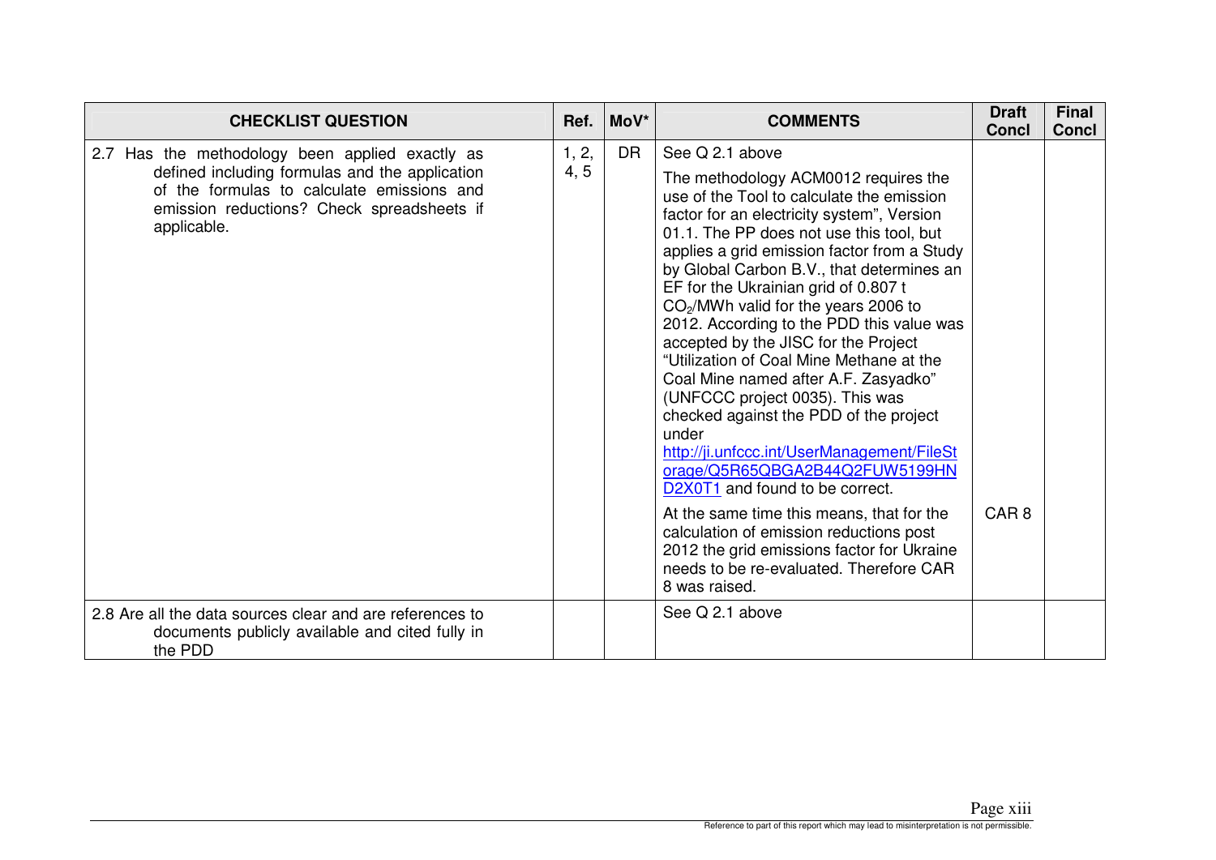| CHECKLIST QUESTION | Ref. | MoV* | COMMENTS | Draft Concl | Final Concl |
|---|---|---|---|---|---|
| 2.7 Has the methodology been applied exactly as defined including formulas and the application of the formulas to calculate emissions and emission reductions? Check spreadsheets if applicable. | 1, 2, 4, 5 | DR | See Q 2.1 above<br><br>The methodology ACM0012 requires the use of the Tool to calculate the emission factor for an electricity system", Version 01.1. The PP does not use this tool, but applies a grid emission factor from a Study by Global Carbon B.V., that determines an EF for the Ukrainian grid of 0.807 t $CO_2$/MWh valid for the years 2006 to 2012. According to the PDD this value was accepted by the JISC for the Project "Utilization of Coal Mine Methane at the Coal Mine named after A.F. Zasyadko" (UNFCCC project 0035). This was checked against the PDD of the project under http://ji.unfccc.int/UserManagement/FileStorage/Q5R65QBGA2B44Q2FUW5199HND2X0T1 and found to be correct.<br><br>At the same time this means, that for the calculation of emission reductions post 2012 the grid emissions factor for Ukraine needs to be re-evaluated. Therefore CAR 8 was raised. | CAR 8 | |
| 2.8 Are all the data sources clear and are references to documents publicly available and cited fully in the PDD | | | See Q 2.1 above | | |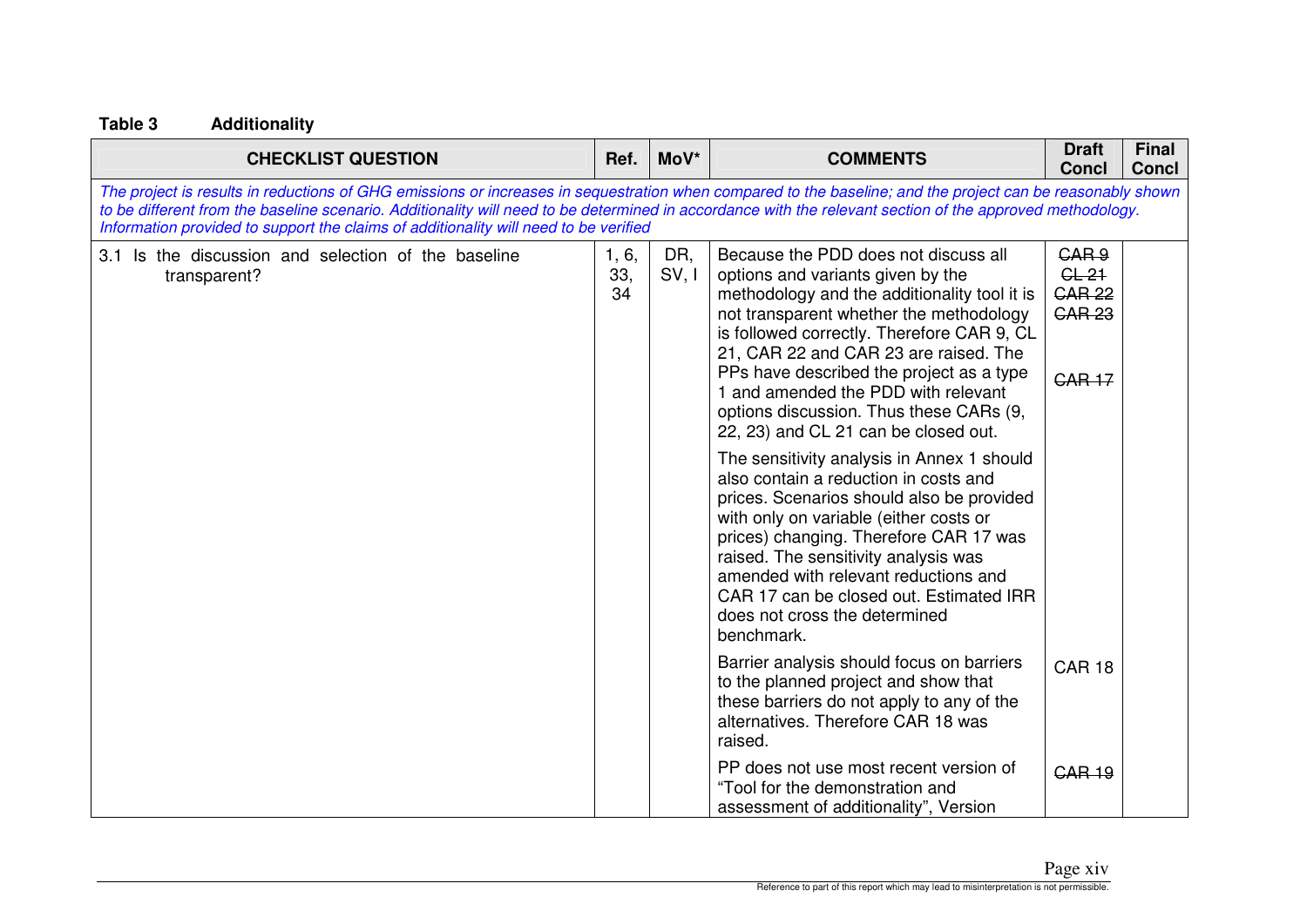**Table 3 Additionality**

| CHECKLIST QUESTION | Ref. | MoV* | COMMENTS | Draft Concl | Final Concl |
|---|---|---|---|---|---|
| *The project is results in reductions of GHG emissions or increases in sequestration when compared to the baseline; and the project can be reasonably shown to be different from the baseline scenario. Additionality will need to be determined in accordance with the relevant section of the approved methodology. Information provided to support the claims of additionality will need to be verified* | | | | | |
| 3.1 Is the discussion and selection of the baseline transparent? | 1, 6, 33, 34 | DR, SV, I | Because the PDD does not discuss all options and variants given by the methodology and the additionality tool it is not transparent whether the methodology is followed correctly. Therefore CAR 9, CL 21, CAR 22 and CAR 23 are raised. The PPs have described the project as a type 1 and amended the PDD with relevant options discussion. Thus these CARs (9, 22, 23) and CL 21 can be closed out. | ~~CAR 9~~ ~~CL 21~~ ~~CAR 22~~ ~~CAR 23~~ | |
| | | | The sensitivity analysis in Annex 1 should also contain a reduction in costs and prices. Scenarios should also be provided with only on variable (either costs or prices) changing. Therefore CAR 17 was raised. The sensitivity analysis was amended with relevant reductions and CAR 17 can be closed out. Estimated IRR does not cross the determined benchmark. | ~~CAR 17~~ | |
| | | | Barrier analysis should focus on barriers to the planned project and show that these barriers do not apply to any of the alternatives. Therefore CAR 18 was raised. | CAR 18 | |
| | | | PP does not use most recent version of "Tool for the demonstration and assessment of additionality", Version | ~~CAR 19~~ | |

Reference to part of this report which may lead to misinterpretation is not permissible.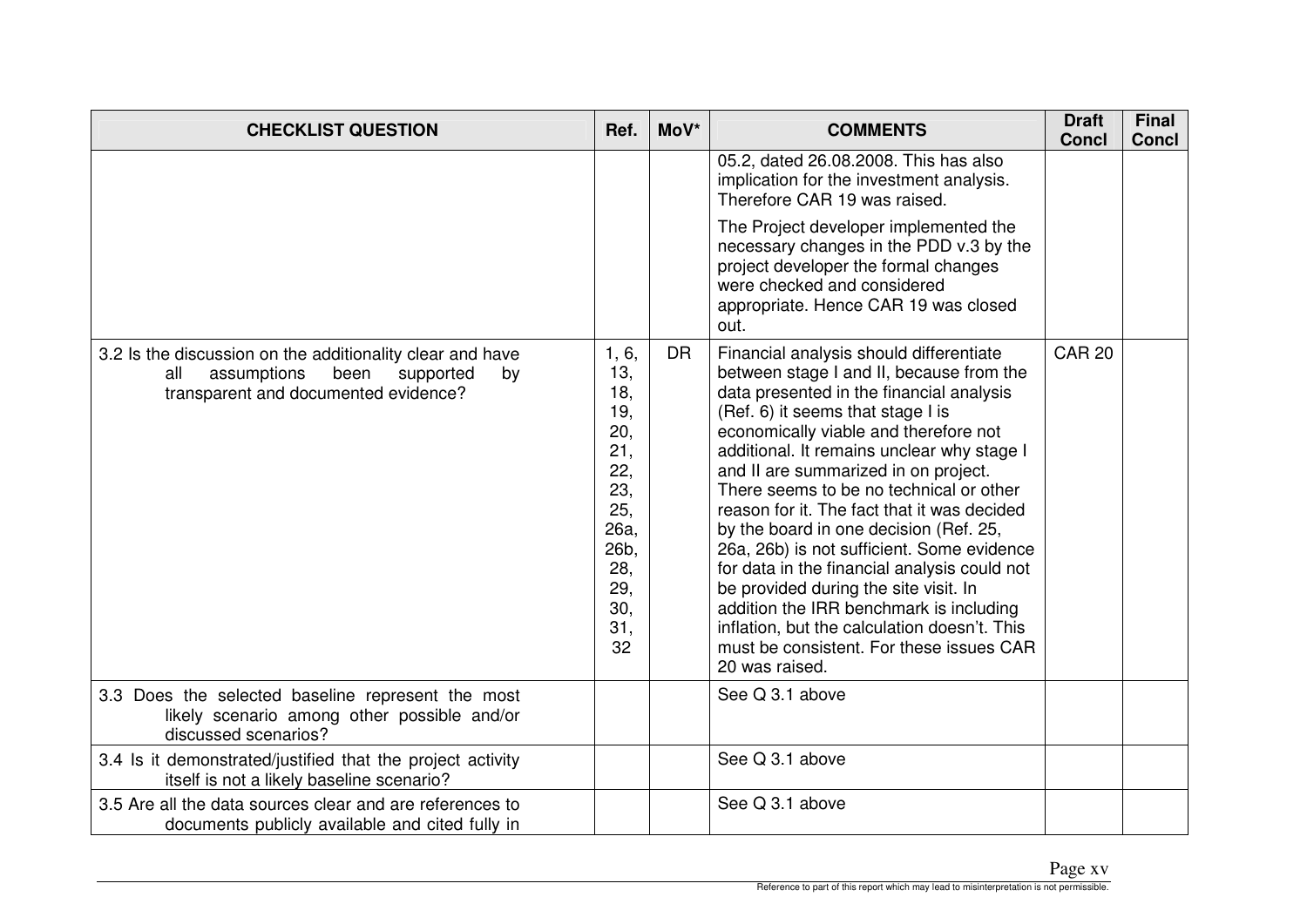| CHECKLIST QUESTION | Ref. | MoV* | COMMENTS | Draft Concl | Final Concl |
|---|---|---|---|---|---|
| | | | 05.2, dated 26.08.2008. This has also implication for the investment analysis. Therefore CAR 19 was raised.<br><br>The Project developer implemented the necessary changes in the PDD v.3 by the project developer the formal changes were checked and considered appropriate. Hence CAR 19 was closed out. | | |
| 3.2 Is the discussion on the additionality clear and have all assumptions been supported by transparent and documented evidence? | 1, 6, 13, 18, 19, 20, 21, 22, 23, 25, 26a, 26b, 28, 29, 30, 31, 32 | DR | Financial analysis should differentiate between stage I and II, because from the data presented in the financial analysis (Ref. 6) it seems that stage I is economically viable and therefore not additional. It remains unclear why stage I and II are summarized in on project. There seems to be no technical or other reason for it. The fact that it was decided by the board in one decision (Ref. 25, 26a, 26b) is not sufficient. Some evidence for data in the financial analysis could not be provided during the site visit. In addition the IRR benchmark is including inflation, but the calculation doesn't. This must be consistent. For these issues CAR 20 was raised. | CAR 20 | |
| 3.3 Does the selected baseline represent the most likely scenario among other possible and/or discussed scenarios? | | | See Q 3.1 above | | |
| 3.4 Is it demonstrated/justified that the project activity itself is not a likely baseline scenario? | | | See Q 3.1 above | | |
| 3.5 Are all the data sources clear and are references to documents publicly available and cited fully in | | | See Q 3.1 above | | |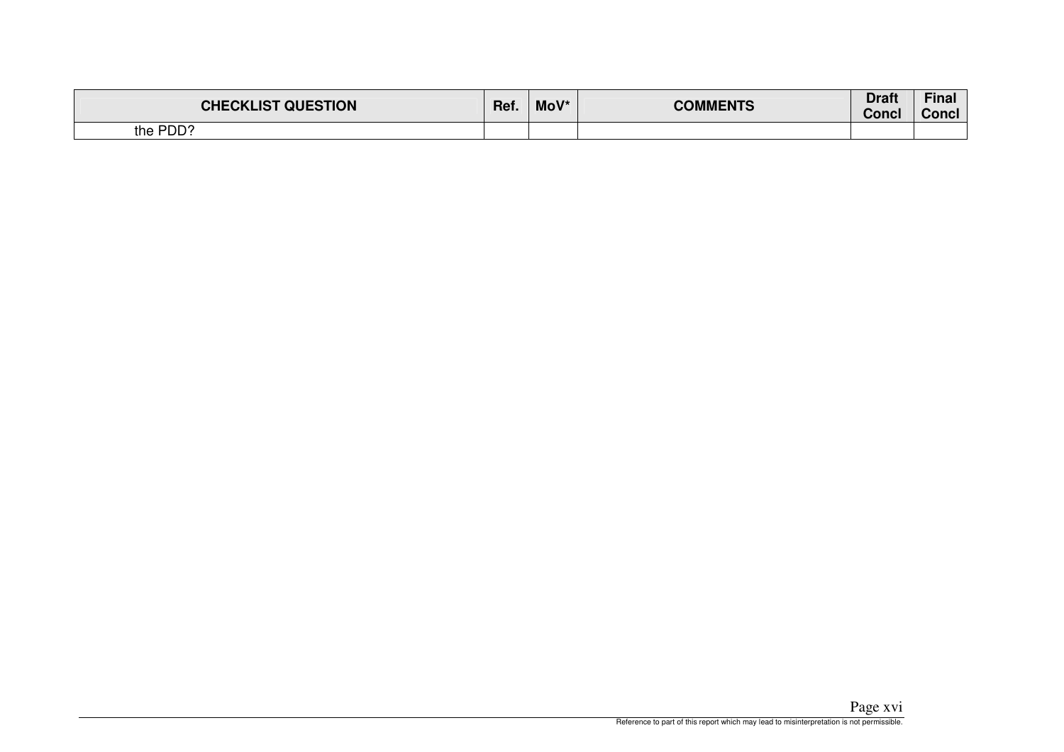| CHECKLIST QUESTION | Ref. | MoV* | COMMENTS | Draft Concl | Final Concl |
|---|---|---|---|---|---|
| the PDD? | | | | | |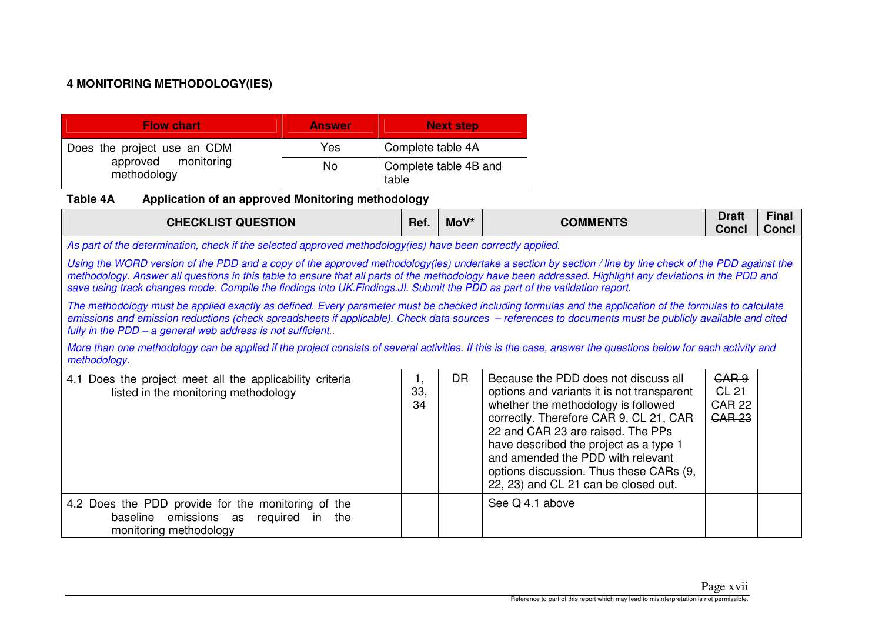## 4 MONITORING METHODOLOGY(IES)

| Flow chart | Answer | Next step |
|---|---|---|
| Does the project use an CDM approved monitoring methodology | Yes | Complete table 4A |
| | No | Complete table 4B and table |

**Table 4A Application of an approved Monitoring methodology**

| CHECKLIST QUESTION | Ref. | MoV* | COMMENTS | Draft Concl | Final Concl |
|---|---|---|---|---|---|
| *As part of the determination, check if the selected approved methodology(ies) have been correctly applied.* <br> *Using the WORD version of the PDD and a copy of the approved methodology(ies) undertake a section by section / line by line check of the PDD against the methodology. Answer all questions in this table to ensure that all parts of the methodology have been addressed. Highlight any deviations in the PDD and save using track changes mode. Compile the findings into UK.Findings.JI. Submit the PDD as part of the validation report.* <br> *The methodology must be applied exactly as defined. Every parameter must be checked including formulas and the application of the formulas to calculate emissions and emission reductions (check spreadsheets if applicable). Check data sources – references to documents must be publicly available and cited fully in the PDD – a general web address is not sufficient..* <br> *More than one methodology can be applied if the project consists of several activities. If this is the case, answer the questions below for each activity and methodology.* | | | | | |
| 4.1 Does the project meet all the applicability criteria listed in the monitoring methodology | 1, 33, 34 | DR | Because the PDD does not discuss all options and variants it is not transparent whether the methodology is followed correctly. Therefore CAR 9, CL 21, CAR 22 and CAR 23 are raised. The PPs have described the project as a type 1 and amended the PDD with relevant options discussion. Thus these CARs (9, 22, 23) and CL 21 can be closed out. | ~~CAR 9~~ ~~CL 21~~ ~~CAR 22~~ ~~CAR 23~~ | |
| 4.2 Does the PDD provide for the monitoring of the baseline emissions as required in the monitoring methodology | | | See Q 4.1 above | | |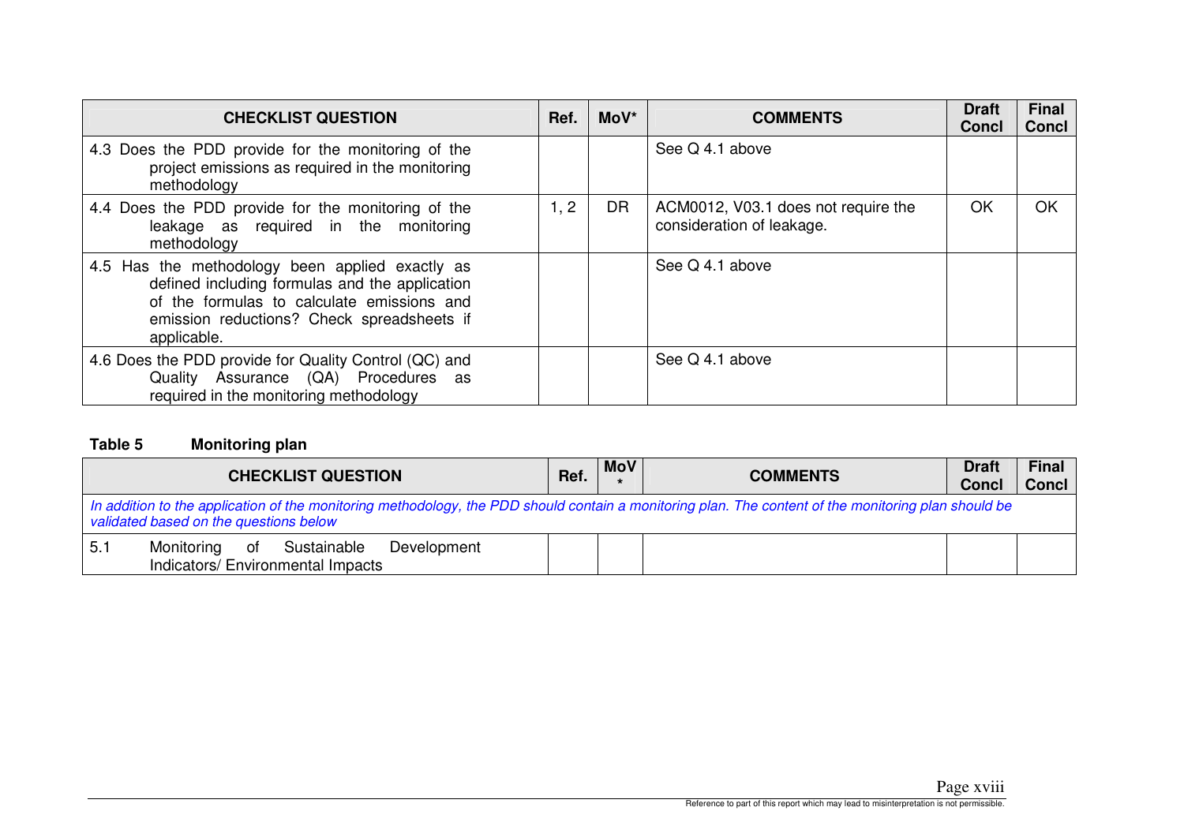| CHECKLIST QUESTION | Ref. | MoV* | COMMENTS | Draft Concl | Final Concl |
|---|---|---|---|---|---|
| 4.3 Does the PDD provide for the monitoring of the project emissions as required in the monitoring methodology | | | See Q 4.1 above | | |
| 4.4 Does the PDD provide for the monitoring of the leakage as required in the monitoring methodology | 1, 2 | DR | ACM0012, V03.1 does not require the consideration of leakage. | OK | OK |
| 4.5 Has the methodology been applied exactly as defined including formulas and the application of the formulas to calculate emissions and emission reductions? Check spreadsheets if applicable. | | | See Q 4.1 above | | |
| 4.6 Does the PDD provide for Quality Control (QC) and Quality Assurance (QA) Procedures as required in the monitoring methodology | | | See Q 4.1 above | | |

**Table 5 Monitoring plan**

| CHECKLIST QUESTION | Ref. | MoV* | COMMENTS | Draft Concl | Final Concl |
|---|---|---|---|---|---|
| *In addition to the application of the monitoring methodology, the PDD should contain a monitoring plan. The content of the monitoring plan should be validated based on the questions below* | | | | | |
| 5.1 Monitoring of Sustainable Development Indicators/ Environmental Impacts | | | | | |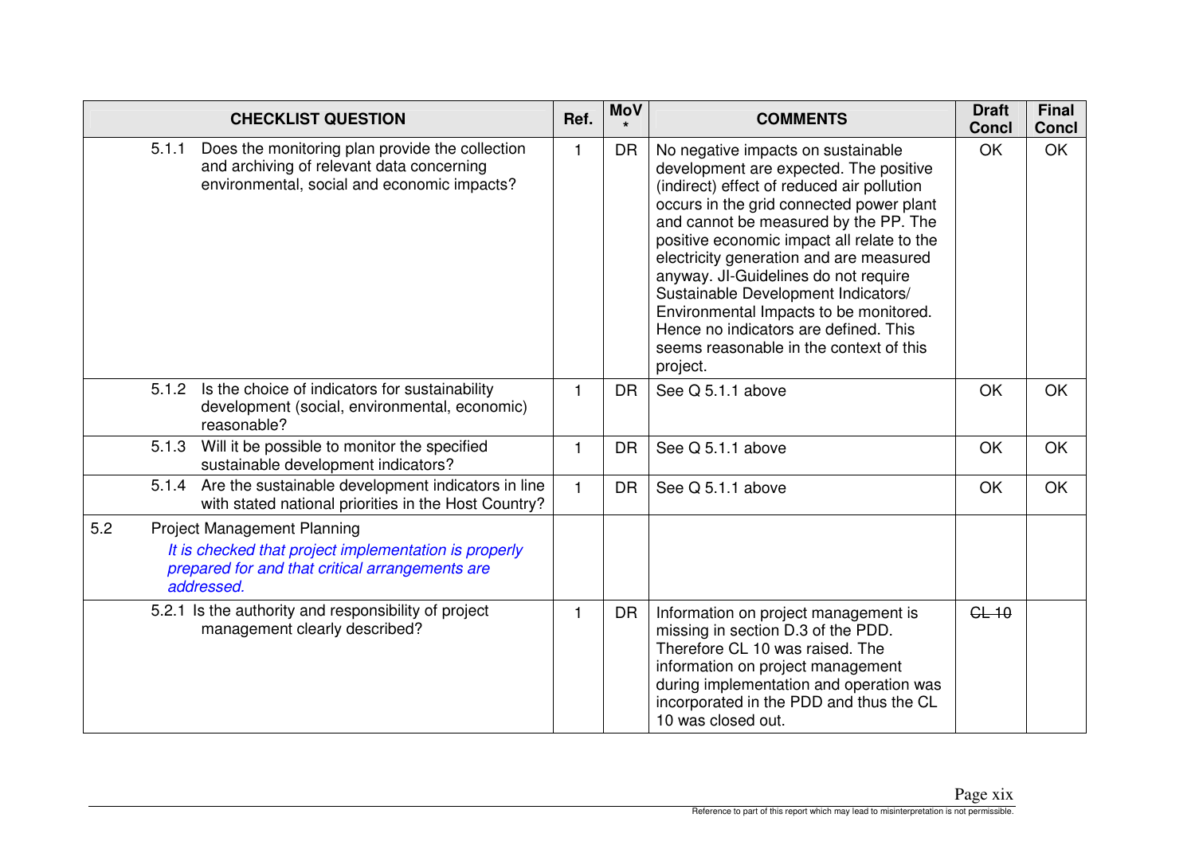| CHECKLIST QUESTION | Ref. | MoV * | COMMENTS | Draft Concl | Final Concl |
|---|---|---|---|---|---|
| 5.1.1 Does the monitoring plan provide the collection and archiving of relevant data concerning environmental, social and economic impacts? | 1 | DR | No negative impacts on sustainable development are expected. The positive (indirect) effect of reduced air pollution occurs in the grid connected power plant and cannot be measured by the PP. The positive economic impact all relate to the electricity generation and are measured anyway. JI-Guidelines do not require Sustainable Development Indicators/ Environmental Impacts to be monitored. Hence no indicators are defined. This seems reasonable in the context of this project. | OK | OK |
| 5.1.2 Is the choice of indicators for sustainability development (social, environmental, economic) reasonable? | 1 | DR | See Q 5.1.1 above | OK | OK |
| 5.1.3 Will it be possible to monitor the specified sustainable development indicators? | 1 | DR | See Q 5.1.1 above | OK | OK |
| 5.1.4 Are the sustainable development indicators in line with stated national priorities in the Host Country? | 1 | DR | See Q 5.1.1 above | OK | OK |
| 5.2 Project Management Planning<br>*It is checked that project implementation is properly prepared for and that critical arrangements are addressed.* | | | | | |
| 5.2.1 Is the authority and responsibility of project management clearly described? | 1 | DR | Information on project management is missing in section D.3 of the PDD. Therefore CL 10 was raised. The information on project management during implementation and operation was incorporated in the PDD and thus the CL 10 was closed out. | ~~CL 10~~ | |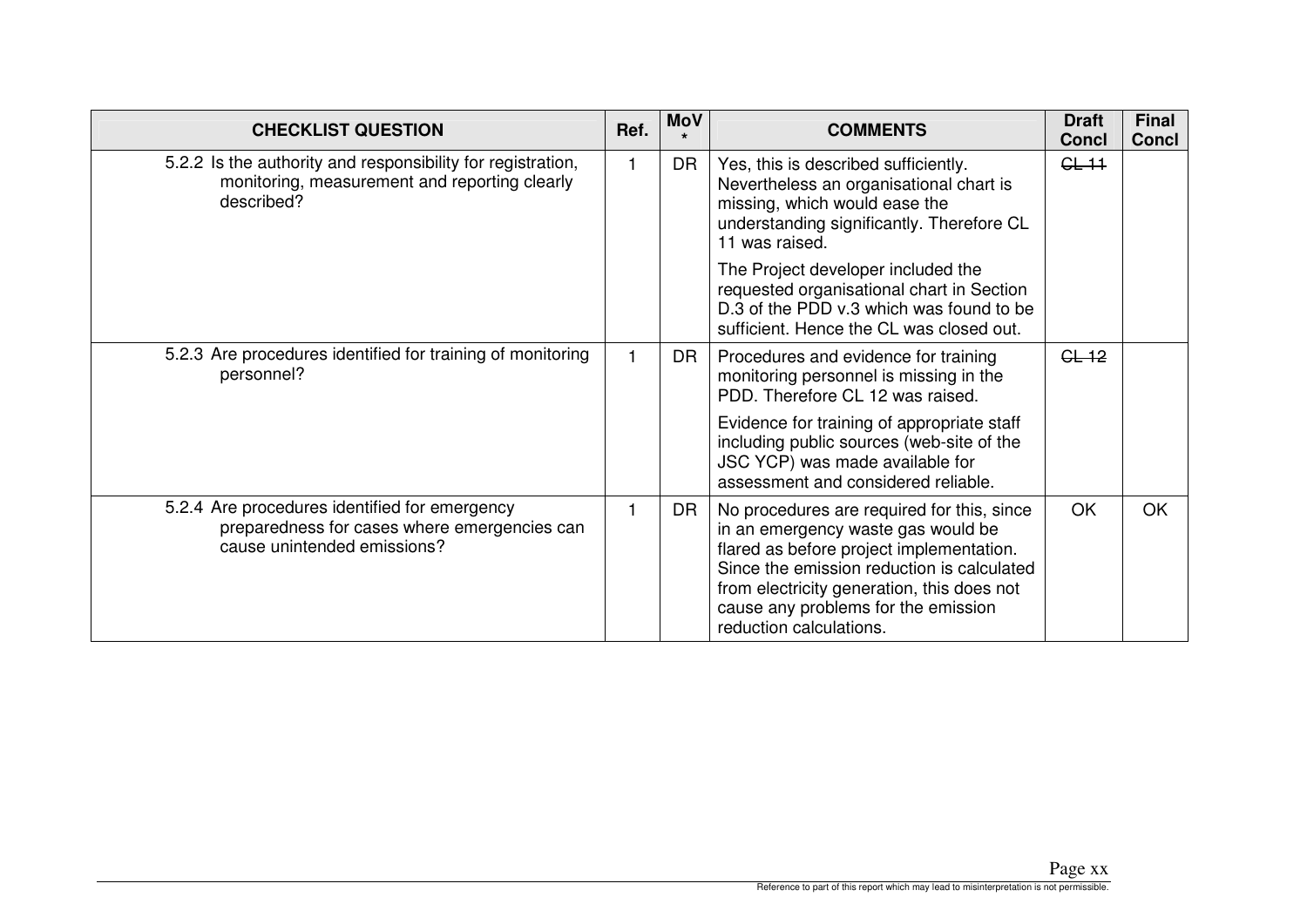| CHECKLIST QUESTION | Ref. | MoV * | COMMENTS | Draft Concl | Final Concl |
|---|---|---|---|---|---|
| 5.2.2 Is the authority and responsibility for registration, monitoring, measurement and reporting clearly described? | 1 | DR | Yes, this is described sufficiently. Nevertheless an organisational chart is missing, which would ease the understanding significantly. Therefore CL 11 was raised.<br><br>The Project developer included the requested organisational chart in Section D.3 of the PDD v.3 which was found to be sufficient. Hence the CL was closed out. | ~~CL 11~~ | |
| 5.2.3 Are procedures identified for training of monitoring personnel? | 1 | DR | Procedures and evidence for training monitoring personnel is missing in the PDD. Therefore CL 12 was raised.<br><br>Evidence for training of appropriate staff including public sources (web-site of the JSC YCP) was made available for assessment and considered reliable. | ~~CL 12~~ | |
| 5.2.4 Are procedures identified for emergency preparedness for cases where emergencies can cause unintended emissions? | 1 | DR | No procedures are required for this, since in an emergency waste gas would be flared as before project implementation. Since the emission reduction is calculated from electricity generation, this does not cause any problems for the emission reduction calculations. | OK | OK |

Reference to part of this report which may lead to misinterpretation is not permissible.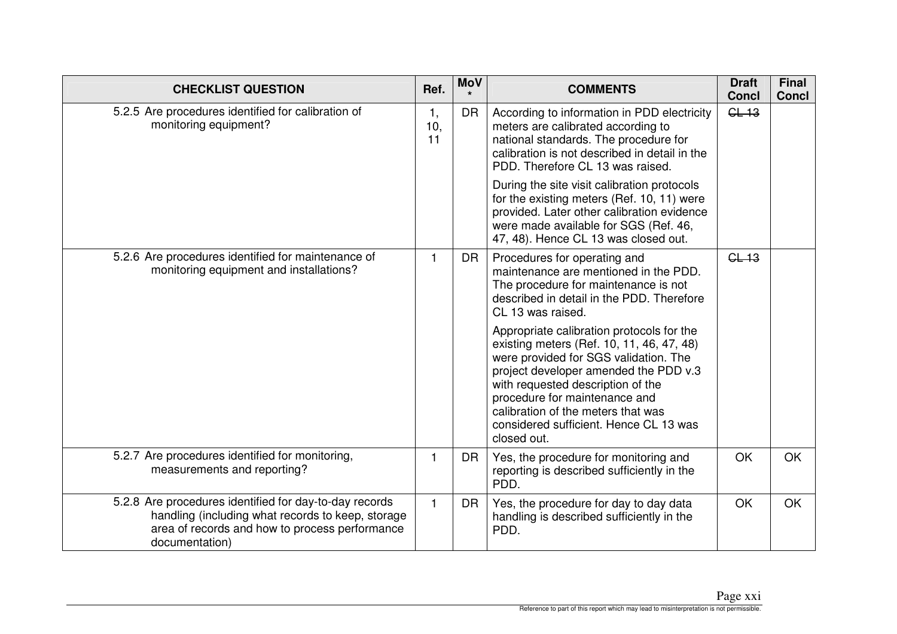| CHECKLIST QUESTION | Ref. | MoV * | COMMENTS | Draft Concl | Final Concl |
|---|---|---|---|---|---|
| 5.2.5 Are procedures identified for calibration of monitoring equipment? | 1, 10, 11 | DR | According to information in PDD electricity meters are calibrated according to national standards. The procedure for calibration is not described in detail in the PDD. Therefore CL 13 was raised.<br><br>During the site visit calibration protocols for the existing meters (Ref. 10, 11) were provided. Later other calibration evidence were made available for SGS (Ref. 46, 47, 48). Hence CL 13 was closed out. | ~~CL 13~~ | |
| 5.2.6 Are procedures identified for maintenance of monitoring equipment and installations? | 1 | DR | Procedures for operating and maintenance are mentioned in the PDD. The procedure for maintenance is not described in detail in the PDD. Therefore CL 13 was raised.<br><br>Appropriate calibration protocols for the existing meters (Ref. 10, 11, 46, 47, 48) were provided for SGS validation. The project developer amended the PDD v.3 with requested description of the procedure for maintenance and calibration of the meters that was considered sufficient. Hence CL 13 was closed out. | ~~CL 13~~ | |
| 5.2.7 Are procedures identified for monitoring, measurements and reporting? | 1 | DR | Yes, the procedure for monitoring and reporting is described sufficiently in the PDD. | OK | OK |
| 5.2.8 Are procedures identified for day-to-day records handling (including what records to keep, storage area of records and how to process performance documentation) | 1 | DR | Yes, the procedure for day to day data handling is described sufficiently in the PDD. | OK | OK |

Reference to part of this report which may lead to misinterpretation is not permissible.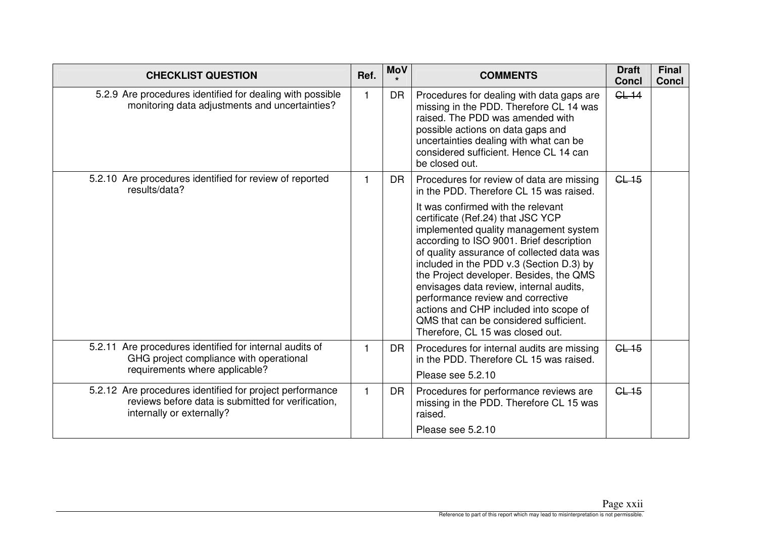| CHECKLIST QUESTION | Ref. | MoV * | COMMENTS | Draft Concl | Final Concl |
|---|---|---|---|---|---|
| 5.2.9 Are procedures identified for dealing with possible monitoring data adjustments and uncertainties? | 1 | DR | Procedures for dealing with data gaps are missing in the PDD. Therefore CL 14 was raised. The PDD was amended with possible actions on data gaps and uncertainties dealing with what can be considered sufficient. Hence CL 14 can be closed out. | ~~CL 14~~ | |
| 5.2.10 Are procedures identified for review of reported results/data? | 1 | DR | Procedures for review of data are missing in the PDD. Therefore CL 15 was raised.<br><br>It was confirmed with the relevant certificate (Ref.24) that JSC YCP implemented quality management system according to ISO 9001. Brief description of quality assurance of collected data was included in the PDD v.3 (Section D.3) by the Project developer. Besides, the QMS envisages data review, internal audits, performance review and corrective actions and CHP included into scope of QMS that can be considered sufficient. Therefore, CL 15 was closed out. | ~~CL 15~~ | |
| 5.2.11 Are procedures identified for internal audits of GHG project compliance with operational requirements where applicable? | 1 | DR | Procedures for internal audits are missing in the PDD. Therefore CL 15 was raised.<br><br>Please see 5.2.10 | ~~CL 15~~ | |
| 5.2.12 Are procedures identified for project performance reviews before data is submitted for verification, internally or externally? | 1 | DR | Procedures for performance reviews are missing in the PDD. Therefore CL 15 was raised.<br><br>Please see 5.2.10 | ~~CL 15~~ | |

Reference to part of this report which may lead to misinterpretation is not permissible.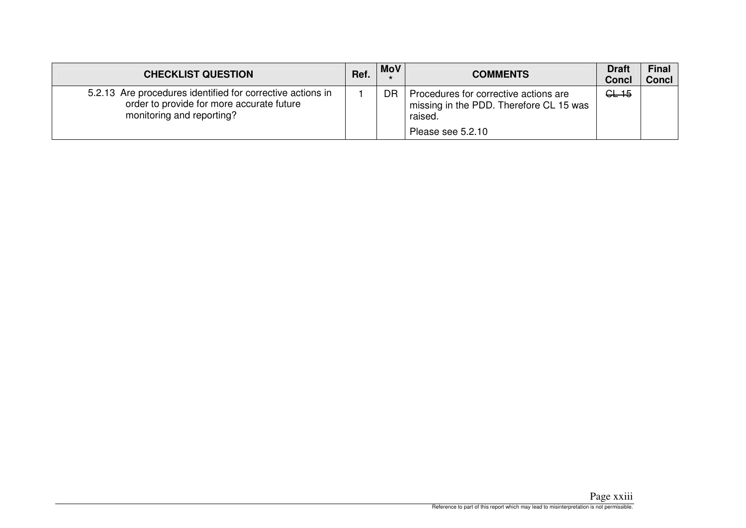| CHECKLIST QUESTION | Ref. | MoV * | COMMENTS | Draft Concl | Final Concl |
| --- | --- | --- | --- | --- | --- |
| 5.2.13 Are procedures identified for corrective actions in order to provide for more accurate future monitoring and reporting? | 1 | DR | Procedures for corrective actions are missing in the PDD. Therefore CL 15 was raised.<br><br>Please see 5.2.10 | ~~CL 15~~ | |

Reference to part of this report which may lead to misinterpretation is not permissible.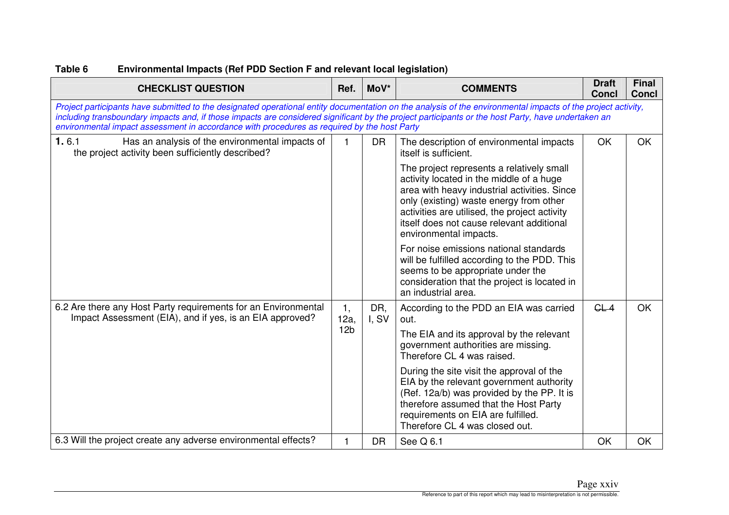**Table 6 Environmental Impacts (Ref PDD Section F and relevant local legislation)**

| CHECKLIST QUESTION | Ref. | MoV* | COMMENTS | Draft Concl | Final Concl |
|---|---|---|---|---|---|
| *Project participants have submitted to the designated operational entity documentation on the analysis of the environmental impacts of the project activity, including transboundary impacts and, if those impacts are considered significant by the project participants or the host Party, have undertaken an environmental impact assessment in accordance with procedures as required by the host Party* | | | | | |
| **1.** 6.1 Has an analysis of the environmental impacts of the project activity been sufficiently described? | 1 | DR | The description of environmental impacts itself is sufficient.<br><br>The project represents a relatively small activity located in the middle of a huge area with heavy industrial activities. Since only (existing) waste energy from other activities are utilised, the project activity itself does not cause relevant additional environmental impacts.<br><br>For noise emissions national standards will be fulfilled according to the PDD. This seems to be appropriate under the consideration that the project is located in an industrial area. | OK | OK |
| 6.2 Are there any Host Party requirements for an Environmental Impact Assessment (EIA), and if yes, is an EIA approved? | 1, 12a, 12b | DR, I, SV | According to the PDD an EIA was carried out.<br><br>The EIA and its approval by the relevant government authorities are missing. Therefore CL 4 was raised.<br><br>During the site visit the approval of the EIA by the relevant government authority (Ref. 12a/b) was provided by the PP. It is therefore assumed that the Host Party requirements on EIA are fulfilled. Therefore CL 4 was closed out. | ~~CL 4~~ | OK |
| 6.3 Will the project create any adverse environmental effects? | 1 | DR | See Q 6.1 | OK | OK |

Reference to part of this report which may lead to misinterpretation is not permissible.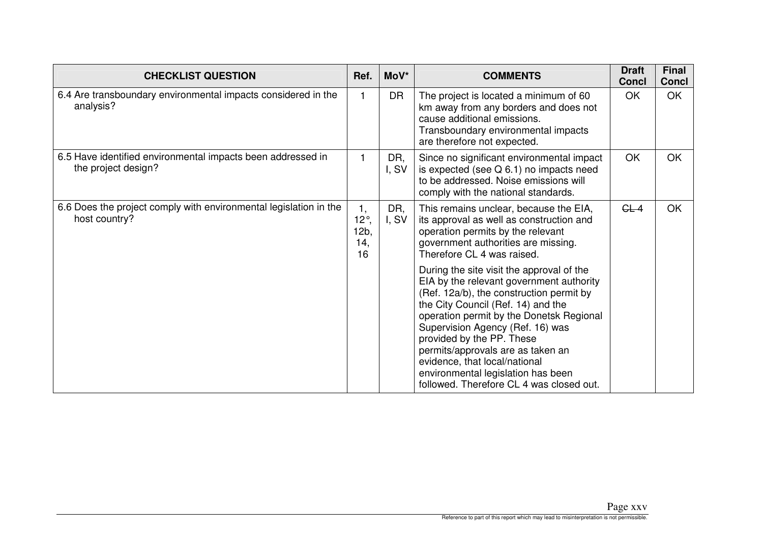| CHECKLIST QUESTION | Ref. | MoV* | COMMENTS | Draft Concl | Final Concl |
|---|---|---|---|---|---|
| 6.4 Are transboundary environmental impacts considered in the analysis? | 1 | DR | The project is located a minimum of 60 km away from any borders and does not cause additional emissions. Transboundary environmental impacts are therefore not expected. | OK | OK |
| 6.5 Have identified environmental impacts been addressed in the project design? | 1 | DR, I, SV | Since no significant environmental impact is expected (see Q 6.1) no impacts need to be addressed. Noise emissions will comply with the national standards. | OK | OK |
| 6.6 Does the project comply with environmental legislation in the host country? | 1, 12°, 12b, 14, 16 | DR, I, SV | This remains unclear, because the EIA, its approval as well as construction and operation permits by the relevant government authorities are missing. Therefore CL 4 was raised. During the site visit the approval of the EIA by the relevant government authority (Ref. 12a/b), the construction permit by the City Council (Ref. 14) and the operation permit by the Donetsk Regional Supervision Agency (Ref. 16) was provided by the PP. These permits/approvals are as taken an evidence, that local/national environmental legislation has been followed. Therefore CL 4 was closed out. | ~~CL 4~~ | OK |

Reference to part of this report which may lead to misinterpretation is not permissible.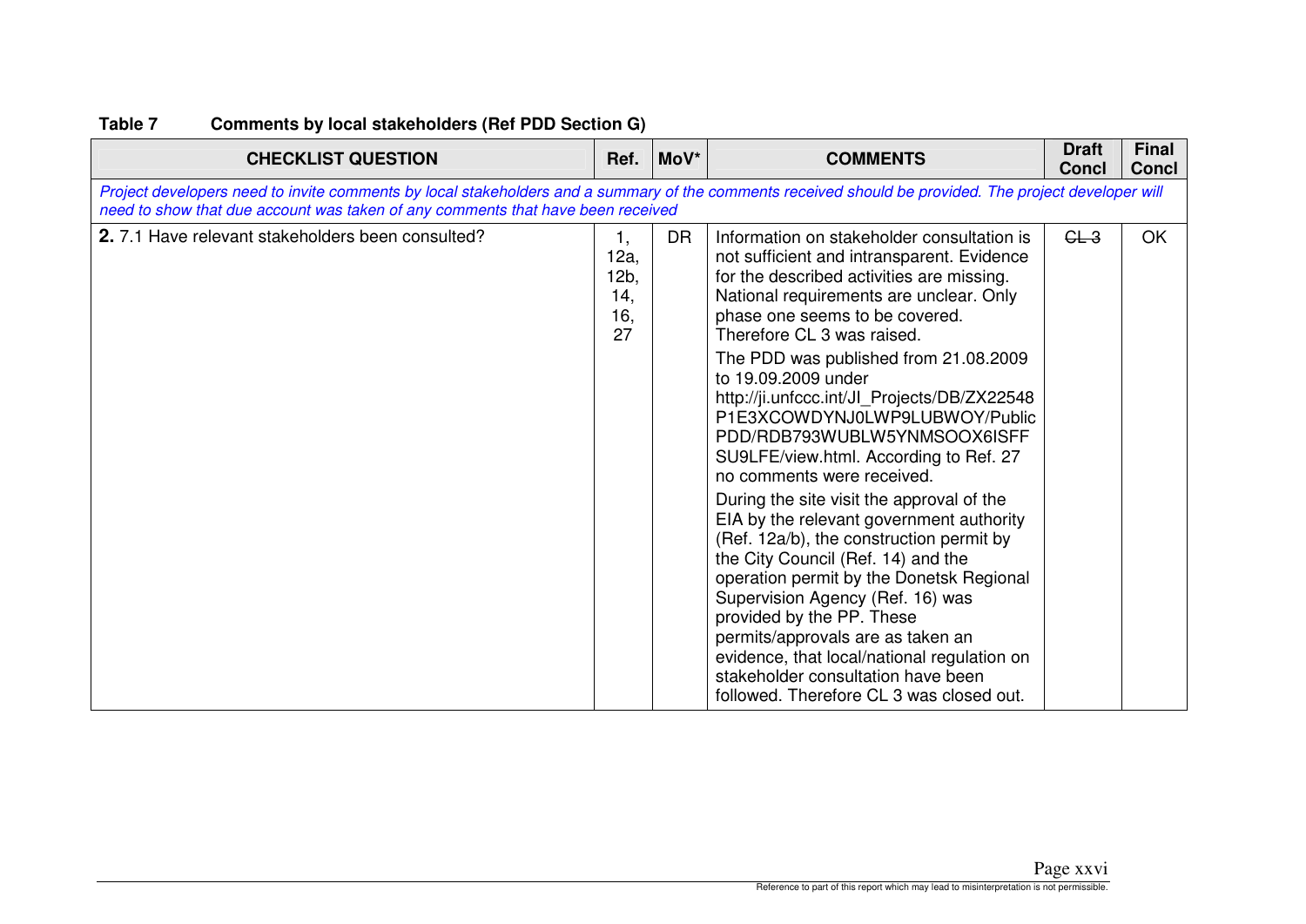**Table 7 Comments by local stakeholders (Ref PDD Section G)**

| CHECKLIST QUESTION | Ref. | MoV* | COMMENTS | Draft Concl | Final Concl |
|---|---|---|---|---|---|
| *Project developers need to invite comments by local stakeholders and a summary of the comments received should be provided. The project developer will need to show that due account was taken of any comments that have been received* | | | | | |
| **2.** 7.1 Have relevant stakeholders been consulted? | 1, 12a, 12b, 14, 16, 27 | DR | Information on stakeholder consultation is not sufficient and intransparent. Evidence for the described activities are missing. National requirements are unclear. Only phase one seems to be covered. Therefore CL 3 was raised.<br><br>The PDD was published from 21.08.2009 to 19.09.2009 under http://ji.unfccc.int/JI_Projects/DB/ZX22548P1E3XCOWDYNJ0LWP9LUBWOY/PublicPDD/RDB793WUBLW5YNMSOOX6ISFFSU9LFE/view.html. According to Ref. 27 no comments were received.<br><br>During the site visit the approval of the EIA by the relevant government authority (Ref. 12a/b), the construction permit by the City Council (Ref. 14) and the operation permit by the Donetsk Regional Supervision Agency (Ref. 16) was provided by the PP. These permits/approvals are as taken an evidence, that local/national regulation on stakeholder consultation have been followed. Therefore CL 3 was closed out. | ~~CL 3~~ | OK |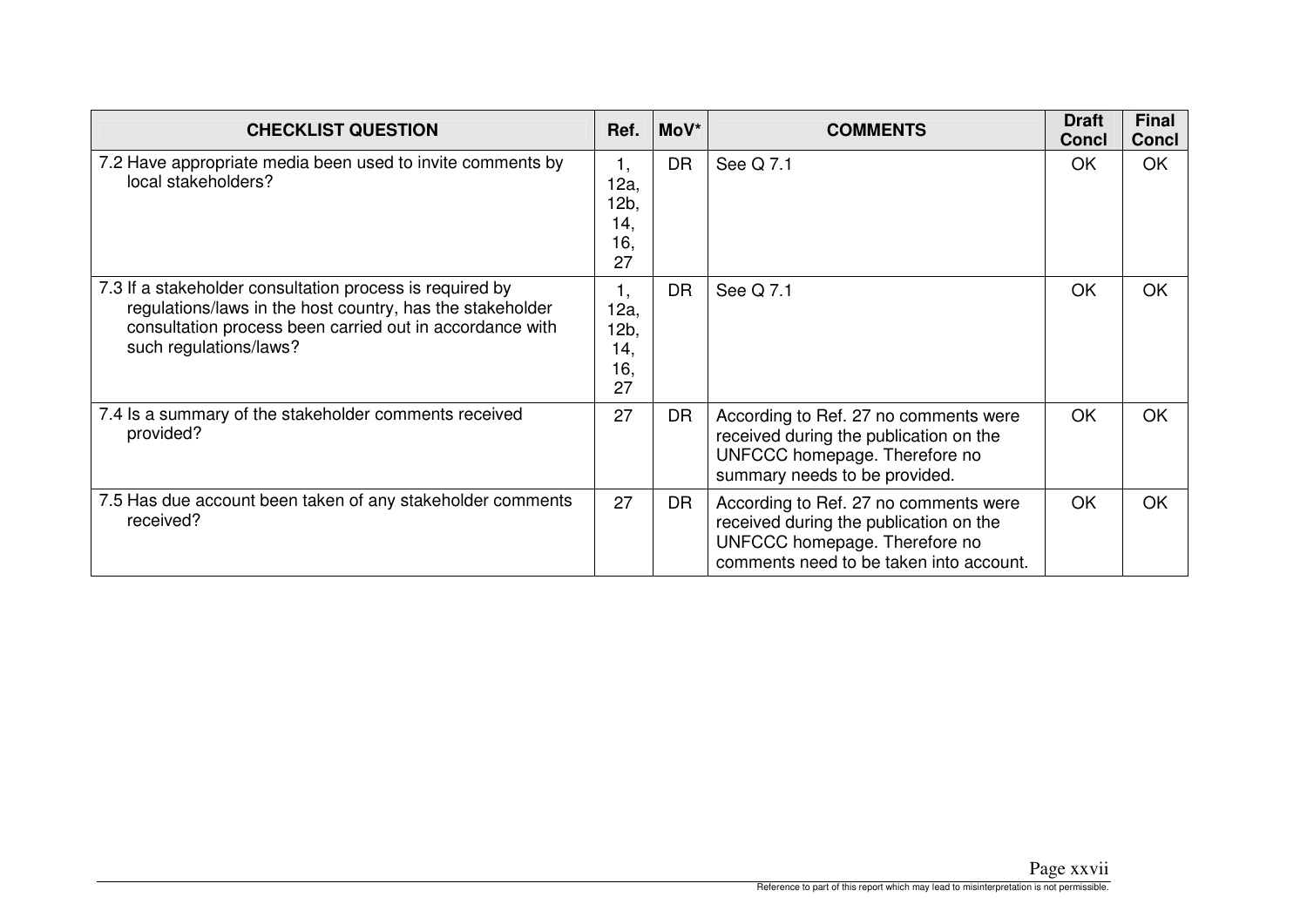| CHECKLIST QUESTION | Ref. | MoV* | COMMENTS | Draft Concl | Final Concl |
|---|---|---|---|---|---|
| 7.2 Have appropriate media been used to invite comments by local stakeholders? | 1, 12a, 12b, 14, 16, 27 | DR | See Q 7.1 | OK | OK |
| 7.3 If a stakeholder consultation process is required by regulations/laws in the host country, has the stakeholder consultation process been carried out in accordance with such regulations/laws? | 1, 12a, 12b, 14, 16, 27 | DR | See Q 7.1 | OK | OK |
| 7.4 Is a summary of the stakeholder comments received provided? | 27 | DR | According to Ref. 27 no comments were received during the publication on the UNFCCC homepage. Therefore no summary needs to be provided. | OK | OK |
| 7.5 Has due account been taken of any stakeholder comments received? | 27 | DR | According to Ref. 27 no comments were received during the publication on the UNFCCC homepage. Therefore no comments need to be taken into account. | OK | OK |

Reference to part of this report which may lead to misinterpretation is not permissible.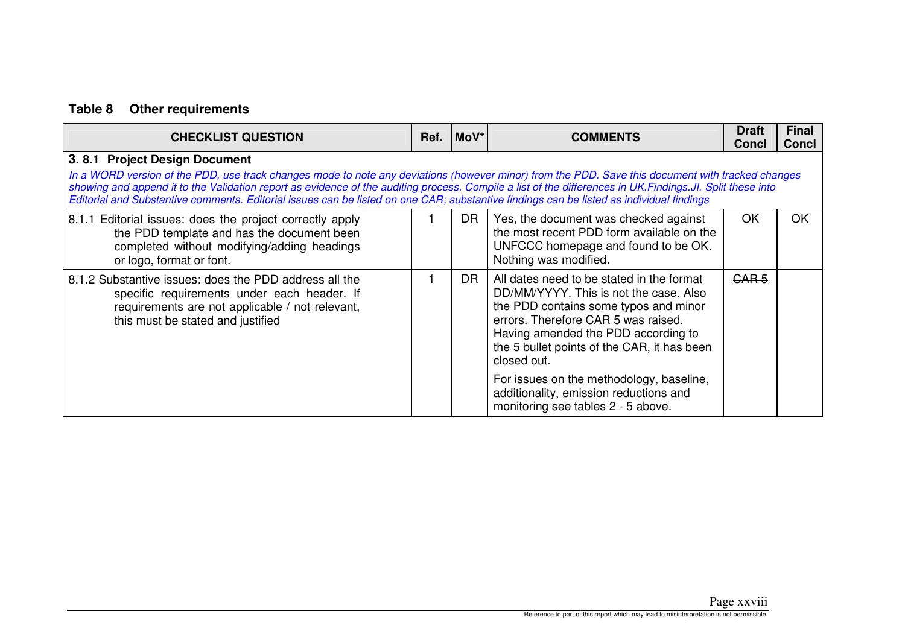**Table 8 Other requirements**

| CHECKLIST QUESTION | Ref. | MoV* | COMMENTS | Draft Concl | Final Concl |
|---|---|---|---|---|---|
| **3. 8.1 Project Design Document**<br>*In a WORD version of the PDD, use track changes mode to note any deviations (however minor) from the PDD. Save this document with tracked changes showing and append it to the Validation report as evidence of the auditing process. Compile a list of the differences in UK.Findings.JI. Split these into Editorial and Substantive comments. Editorial issues can be listed on one CAR; substantive findings can be listed as individual findings* | | | | | |
| 8.1.1 Editorial issues: does the project correctly apply the PDD template and has the document been completed without modifying/adding headings or logo, format or font. | 1 | DR | Yes, the document was checked against the most recent PDD form available on the UNFCCC homepage and found to be OK. Nothing was modified. | OK | OK |
| 8.1.2 Substantive issues: does the PDD address all the specific requirements under each header. If requirements are not applicable / not relevant, this must be stated and justified | 1 | DR | All dates need to be stated in the format DD/MM/YYYY. This is not the case. Also the PDD contains some typos and minor errors. Therefore CAR 5 was raised. Having amended the PDD according to the 5 bullet points of the CAR, it has been closed out.<br><br>For issues on the methodology, baseline, additionality, emission reductions and monitoring see tables 2 - 5 above. | ~~CAR 5~~ | |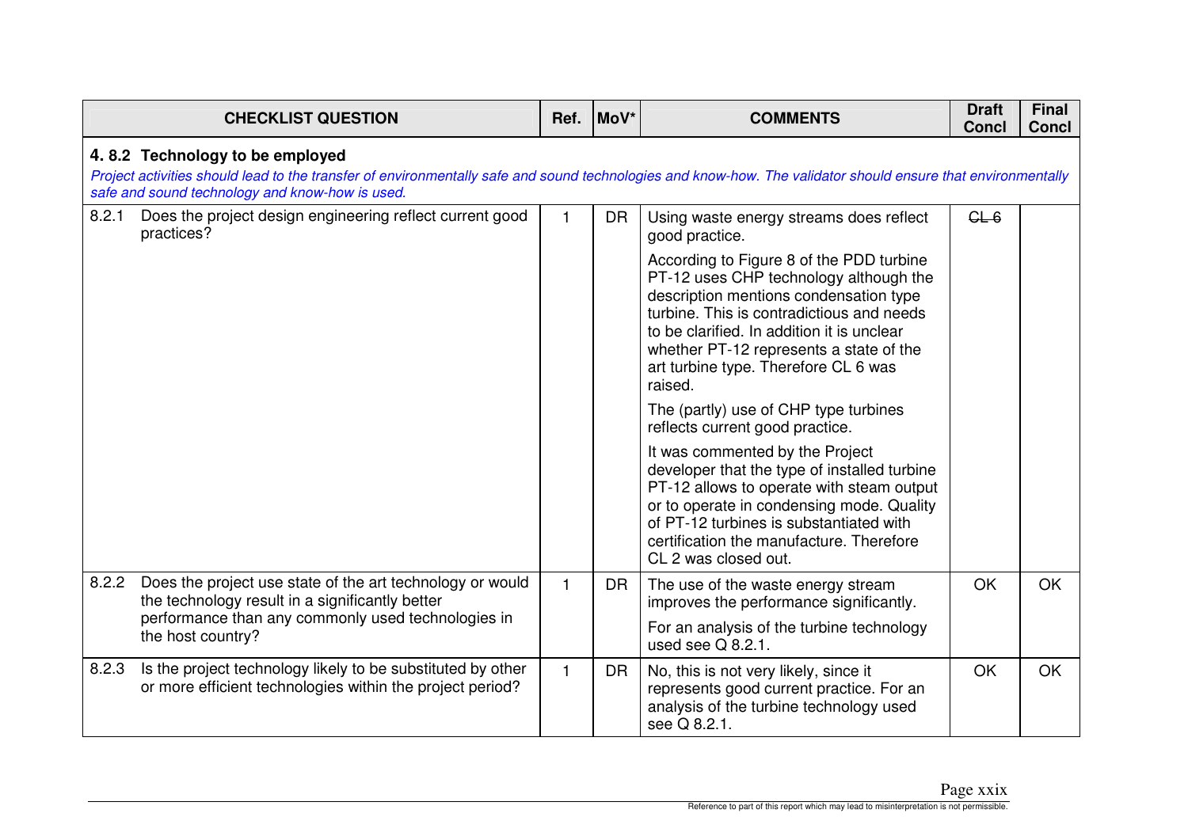| CHECKLIST QUESTION | Ref. | MoV* | COMMENTS | Draft Concl | Final Concl |
|---|---|---|---|---|---|
| **4. 8.2 Technology to be employed**<br>*Project activities should lead to the transfer of environmentally safe and sound technologies and know-how. The validator should ensure that environmentally safe and sound technology and know-how is used.* | | | | | |
| 8.2.1 Does the project design engineering reflect current good practices? | 1 | DR | Using waste energy streams does reflect good practice.<br><br>According to Figure 8 of the PDD turbine PT-12 uses CHP technology although the description mentions condensation type turbine. This is contradictious and needs to be clarified. In addition it is unclear whether PT-12 represents a state of the art turbine type. Therefore CL 6 was raised.<br><br>The (partly) use of CHP type turbines reflects current good practice.<br><br>It was commented by the Project developer that the type of installed turbine PT-12 allows to operate with steam output or to operate in condensing mode. Quality of PT-12 turbines is substantiated with certification the manufacture. Therefore CL 2 was closed out. | ~~CL 6~~ | |
| 8.2.2 Does the project use state of the art technology or would the technology result in a significantly better performance than any commonly used technologies in the host country? | 1 | DR | The use of the waste energy stream improves the performance significantly.<br><br>For an analysis of the turbine technology used see Q 8.2.1. | OK | OK |
| 8.2.3 Is the project technology likely to be substituted by other or more efficient technologies within the project period? | 1 | DR | No, this is not very likely, since it represents good current practice. For an analysis of the turbine technology used see Q 8.2.1. | OK | OK |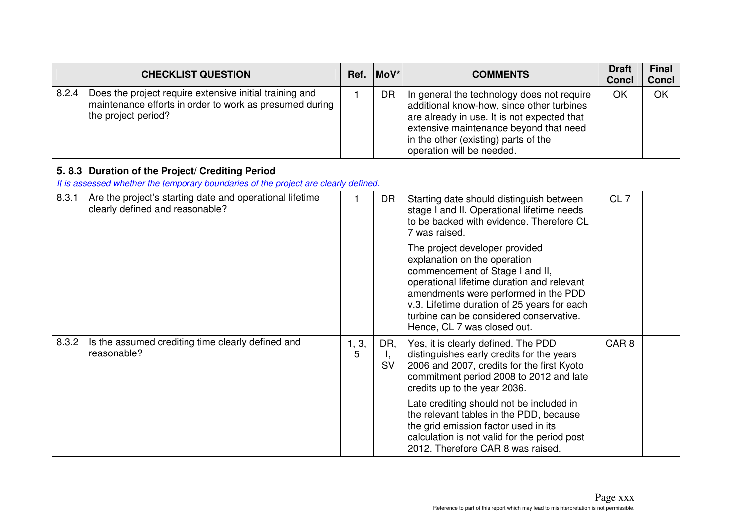| CHECKLIST QUESTION | Ref. | MoV* | COMMENTS | Draft Concl | Final Concl |
|---|---|---|---|---|---|
| 8.2.4 Does the project require extensive initial training and maintenance efforts in order to work as presumed during the project period? | 1 | DR | In general the technology does not require additional know-how, since other turbines are already in use. It is not expected that extensive maintenance beyond that need in the other (existing) parts of the operation will be needed. | OK | OK |
| **5. 8.3 Duration of the Project/ Crediting Period**<br>*It is assessed whether the temporary boundaries of the project are clearly defined.* | | | | | |
| 8.3.1 Are the project's starting date and operational lifetime clearly defined and reasonable? | 1 | DR | Starting date should distinguish between stage I and II. Operational lifetime needs to be backed with evidence. Therefore CL 7 was raised.<br><br>The project developer provided explanation on the operation commencement of Stage I and II, operational lifetime duration and relevant amendments were performed in the PDD v.3. Lifetime duration of 25 years for each turbine can be considered conservative. Hence, CL 7 was closed out. | ~~CL 7~~ | |
| 8.3.2 Is the assumed crediting time clearly defined and reasonable? | 1, 3, 5 | DR, I, SV | Yes, it is clearly defined. The PDD distinguishes early credits for the years 2006 and 2007, credits for the first Kyoto commitment period 2008 to 2012 and late credits up to the year 2036.<br><br>Late crediting should not be included in the relevant tables in the PDD, because the grid emission factor used in its calculation is not valid for the period post 2012. Therefore CAR 8 was raised. | CAR 8 | |

Reference to part of this report which may lead to misinterpretation is not permissible.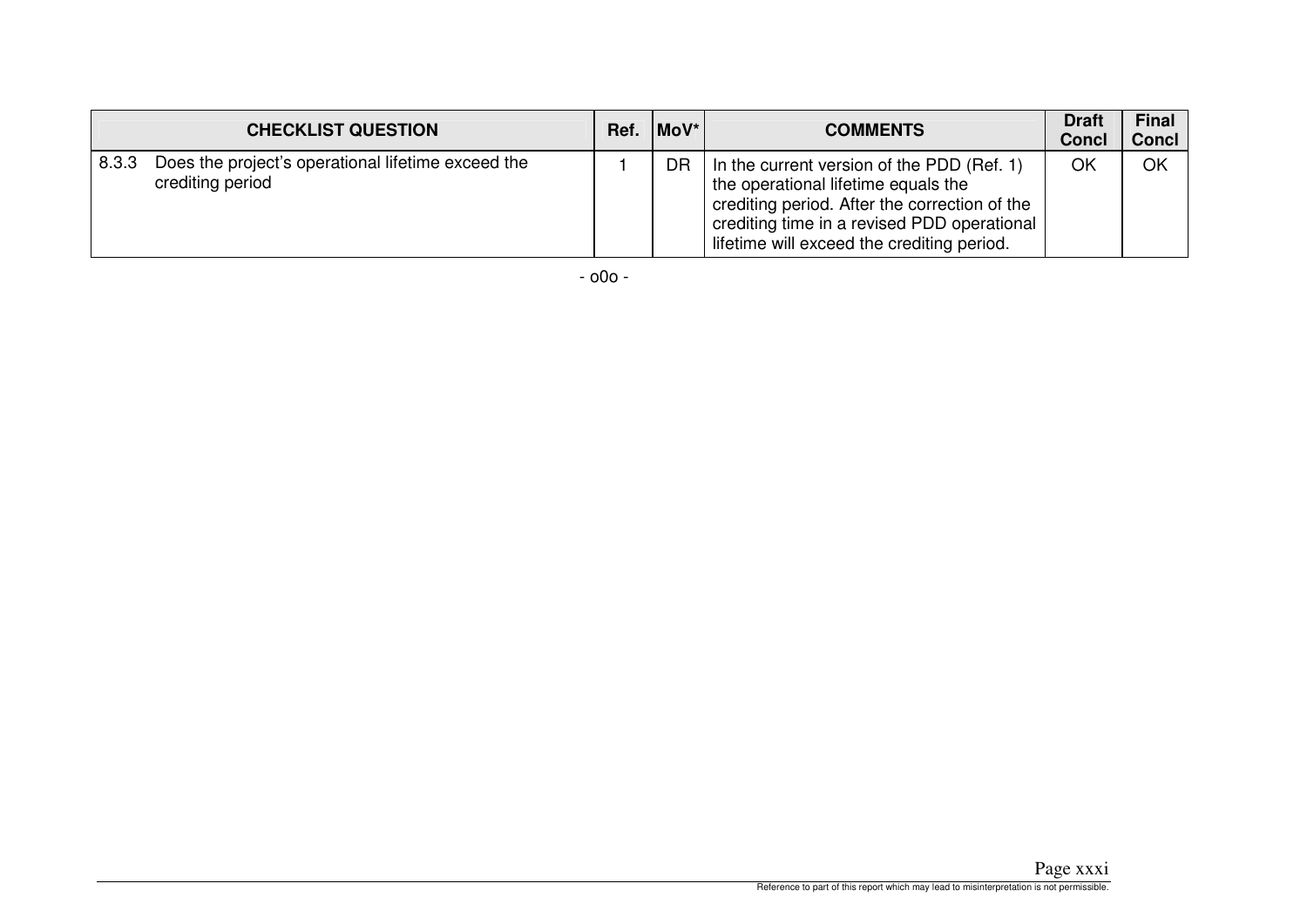| CHECKLIST QUESTION | Ref. | MoV* | COMMENTS | Draft Concl | Final Concl |
|---|---|---|---|---|---|
| 8.3.3 Does the project's operational lifetime exceed the crediting period | 1 | DR | In the current version of the PDD (Ref. 1) the operational lifetime equals the crediting period. After the correction of the crediting time in a revised PDD operational lifetime will exceed the crediting period. | OK | OK |

- o0o -

Reference to part of this report which may lead to misinterpretation is not permissible.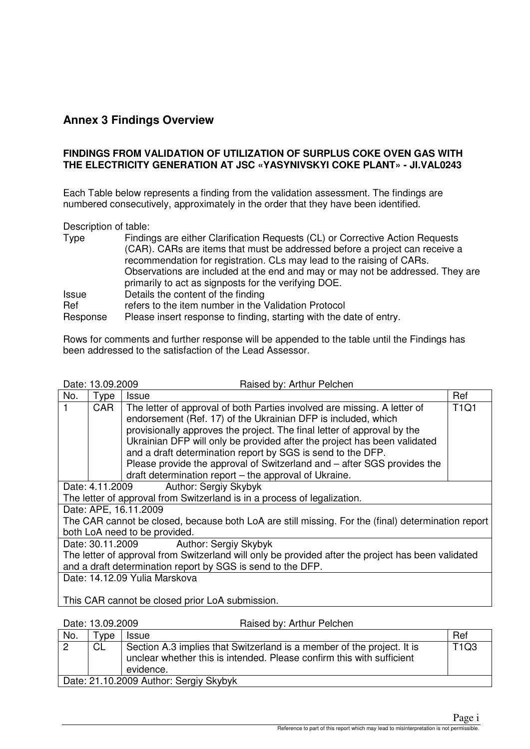## Annex 3 Findings Overview

**FINDINGS FROM VALIDATION OF UTILIZATION OF SURPLUS COKE OVEN GAS WITH THE ELECTRICITY GENERATION AT JSC «YASYNIVSKYI COKE PLANT» - JI.VAL0243**

Each Table below represents a finding from the validation assessment. The findings are numbered consecutively, approximately in the order that they have been identified.

Description of table:

| | |
|---|---|
| Type | Findings are either Clarification Requests (CL) or Corrective Action Requests (CAR). CARs are items that must be addressed before a project can receive a recommendation for registration. CLs may lead to the raising of CARs. Observations are included at the end and may or may not be addressed. They are primarily to act as signposts for the verifying DOE. |
| Issue | Details the content of the finding |
| Ref | refers to the item number in the Validation Protocol |
| Response | Please insert response to finding, starting with the date of entry. |

Rows for comments and further response will be appended to the table until the Findings has been addressed to the satisfaction of the Lead Assessor.

Date: 13.09.2009 Raised by: Arthur Pelchen

| No. | Type | Issue | Ref |
|---|---|---|---|
| 1 | CAR | The letter of approval of both Parties involved are missing. A letter of endorsement (Ref. 17) of the Ukrainian DFP is included, which provisionally approves the project. The final letter of approval by the Ukrainian DFP will only be provided after the project has been validated and a draft determination report by SGS is send to the DFP. Please provide the approval of Switzerland and – after SGS provides the draft determination report – the approval of Ukraine. | T1Q1 |
| Date: 4.11.2009 Author: Sergiy Skybyk<br>The letter of approval from Switzerland is in a process of legalization. | | | |
| Date: APE, 16.11.2009<br>The CAR cannot be closed, because both LoA are still missing. For the (final) determination report both LoA need to be provided. | | | |
| Date: 30.11.2009 Author: Sergiy Skybyk<br>The letter of approval from Switzerland will only be provided after the project has been validated and a draft determination report by SGS is send to the DFP. | | | |
| Date: 14.12.09 Yulia Marskova<br><br>This CAR cannot be closed prior LoA submission. | | | |

Date: 13.09.2009 Raised by: Arthur Pelchen

| No. | Type | Issue | Ref |
|---|---|---|---|
| 2 | CL | Section A.3 implies that Switzerland is a member of the project. It is unclear whether this is intended. Please confirm this with sufficient evidence. | T1Q3 |
| Date: 21.10.2009 Author: Sergiy Skybyk | | | |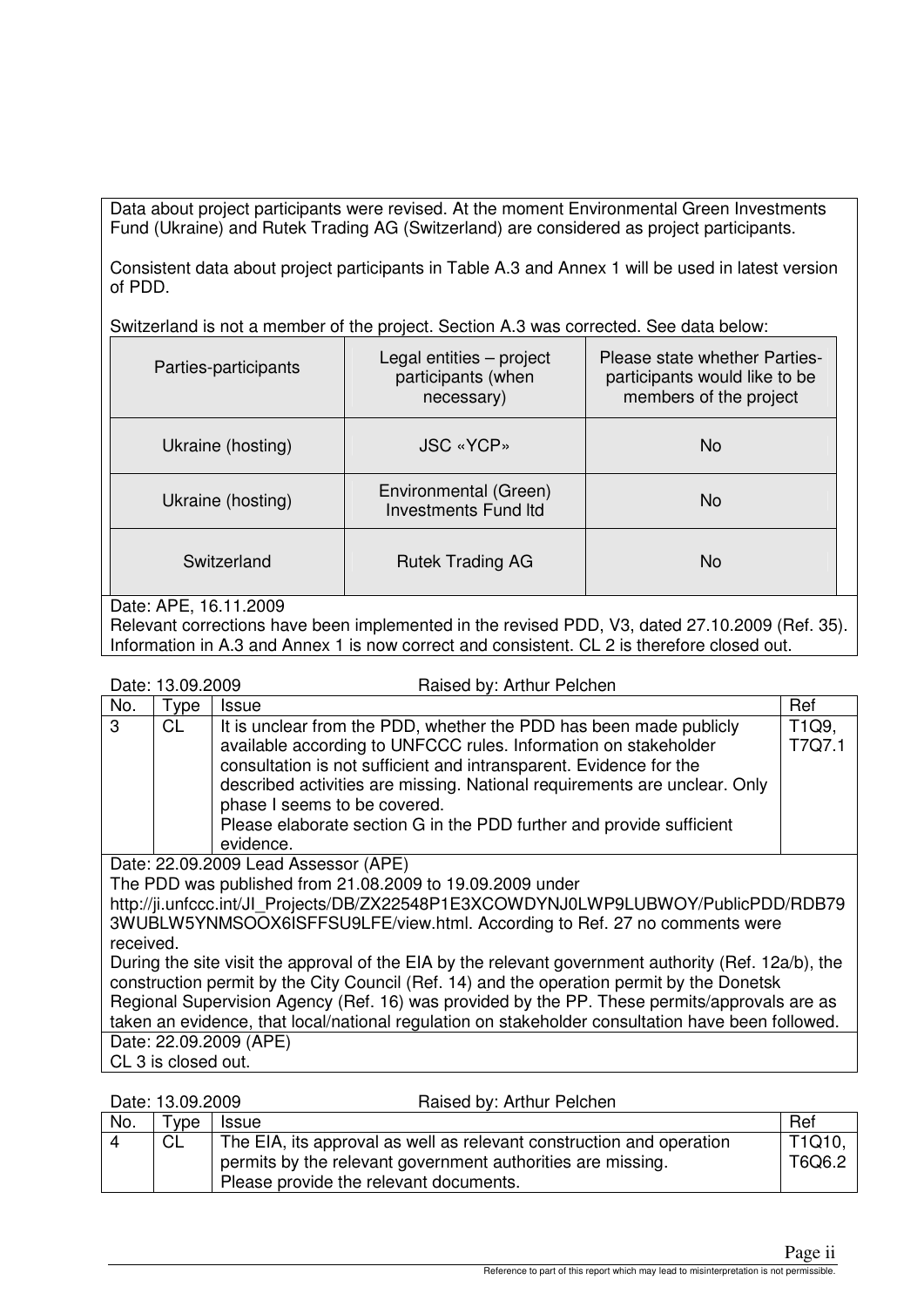Data about project participants were revised. At the moment Environmental Green Investments Fund (Ukraine) and Rutek Trading AG (Switzerland) are considered as project participants.

Consistent data about project participants in Table A.3 and Annex 1 will be used in latest version of PDD.

Switzerland is not a member of the project. Section A.3 was corrected. See data below:

| Parties-participants | Legal entities – project participants (when necessary) | Please state whether Parties-participants would like to be members of the project |
|---|---|---|
| Ukraine (hosting) | JSC «YCP» | No |
| Ukraine (hosting) | Environmental (Green) Investments Fund ltd | No |
| Switzerland | Rutek Trading AG | No |

Date: APE, 16.11.2009
Relevant corrections have been implemented in the revised PDD, V3, dated 27.10.2009 (Ref. 35). Information in A.3 and Annex 1 is now correct and consistent. CL 2 is therefore closed out.

Date: 13.09.2009 Raised by: Arthur Pelchen

| No. | Type | Issue | Ref |
|---|---|---|---|
| 3 | CL | It is unclear from the PDD, whether the PDD has been made publicly available according to UNFCCC rules. Information on stakeholder consultation is not sufficient and intransparent. Evidence for the described activities are missing. National requirements are unclear. Only phase I seems to be covered.<br>Please elaborate section G in the PDD further and provide sufficient evidence. | T1Q9, T7Q7.1 |

Date: 22.09.2009 Lead Assessor (APE)
The PDD was published from 21.08.2009 to 19.09.2009 under http://ji.unfccc.int/JI_Projects/DB/ZX22548P1E3XCOWDYNJ0LWP9LUBWOY/PublicPDD/RDB793WUBLW5YNMSOOX6ISFFSU9LFE/view.html. According to Ref. 27 no comments were received.
During the site visit the approval of the EIA by the relevant government authority (Ref. 12a/b), the construction permit by the City Council (Ref. 14) and the operation permit by the Donetsk Regional Supervision Agency (Ref. 16) was provided by the PP. These permits/approvals are as taken an evidence, that local/national regulation on stakeholder consultation have been followed.

Date: 22.09.2009 (APE)
CL 3 is closed out.

Date: 13.09.2009 Raised by: Arthur Pelchen

| No. | Type | Issue | Ref |
|---|---|---|---|
| 4 | CL | The EIA, its approval as well as relevant construction and operation permits by the relevant government authorities are missing.<br>Please provide the relevant documents. | T1Q10, T6Q6.2 |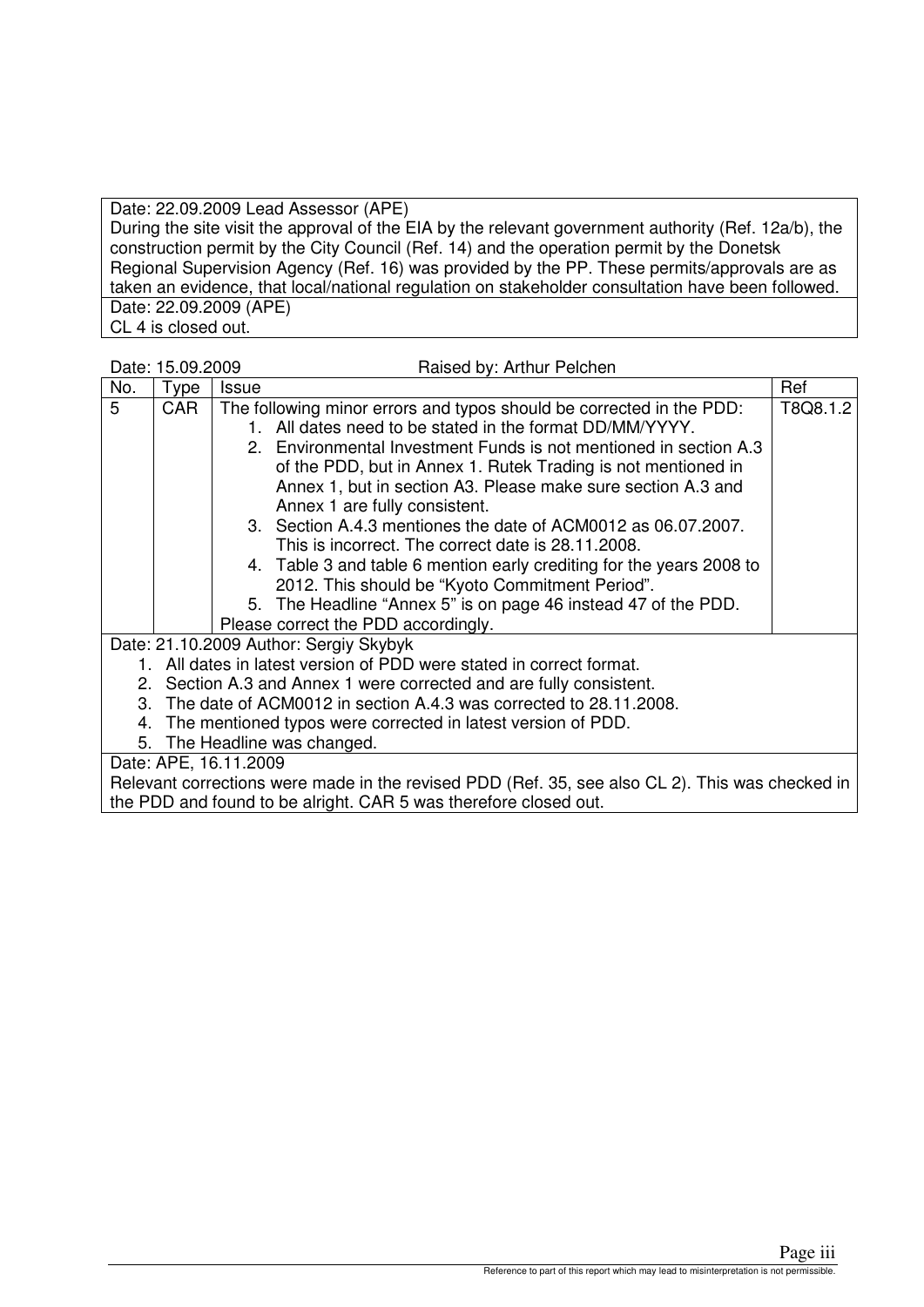| Date: 22.09.2009 Lead Assessor (APE) During the site visit the approval of the EIA by the relevant government authority (Ref. 12a/b), the construction permit by the City Council (Ref. 14) and the operation permit by the Donetsk Regional Supervision Agency (Ref. 16) was provided by the PP. These permits/approvals are as taken an evidence, that local/national regulation on stakeholder consultation have been followed. |
|---|
| Date: 22.09.2009 (APE) CL 4 is closed out. |

Date: 15.09.2009 Raised by: Arthur Pelchen

| No. | Type | Issue | Ref |
|---|---|---|---|
| 5 | CAR | The following minor errors and typos should be corrected in the PDD:<br>1. All dates need to be stated in the format DD/MM/YYYY.<br>2. Environmental Investment Funds is not mentioned in section A.3 of the PDD, but in Annex 1. Rutek Trading is not mentioned in Annex 1, but in section A3. Please make sure section A.3 and Annex 1 are fully consistent.<br>3. Section A.4.3 mentiones the date of ACM0012 as 06.07.2007. This is incorrect. The correct date is 28.11.2008.<br>4. Table 3 and table 6 mention early crediting for the years 2008 to 2012. This should be "Kyoto Commitment Period".<br>5. The Headline "Annex 5" is on page 46 instead 47 of the PDD.<br>Please correct the PDD accordingly. | T8Q8.1.2 |
| Date: 21.10.2009 Author: Sergiy Skybyk<br>1. All dates in latest version of PDD were stated in correct format.<br>2. Section A.3 and Annex 1 were corrected and are fully consistent.<br>3. The date of ACM0012 in section A.4.3 was corrected to 28.11.2008.<br>4. The mentioned typos were corrected in latest version of PDD.<br>5. The Headline was changed. | | | |
| Date: APE, 16.11.2009<br>Relevant corrections were made in the revised PDD (Ref. 35, see also CL 2). This was checked in the PDD and found to be alright. CAR 5 was therefore closed out. | | | |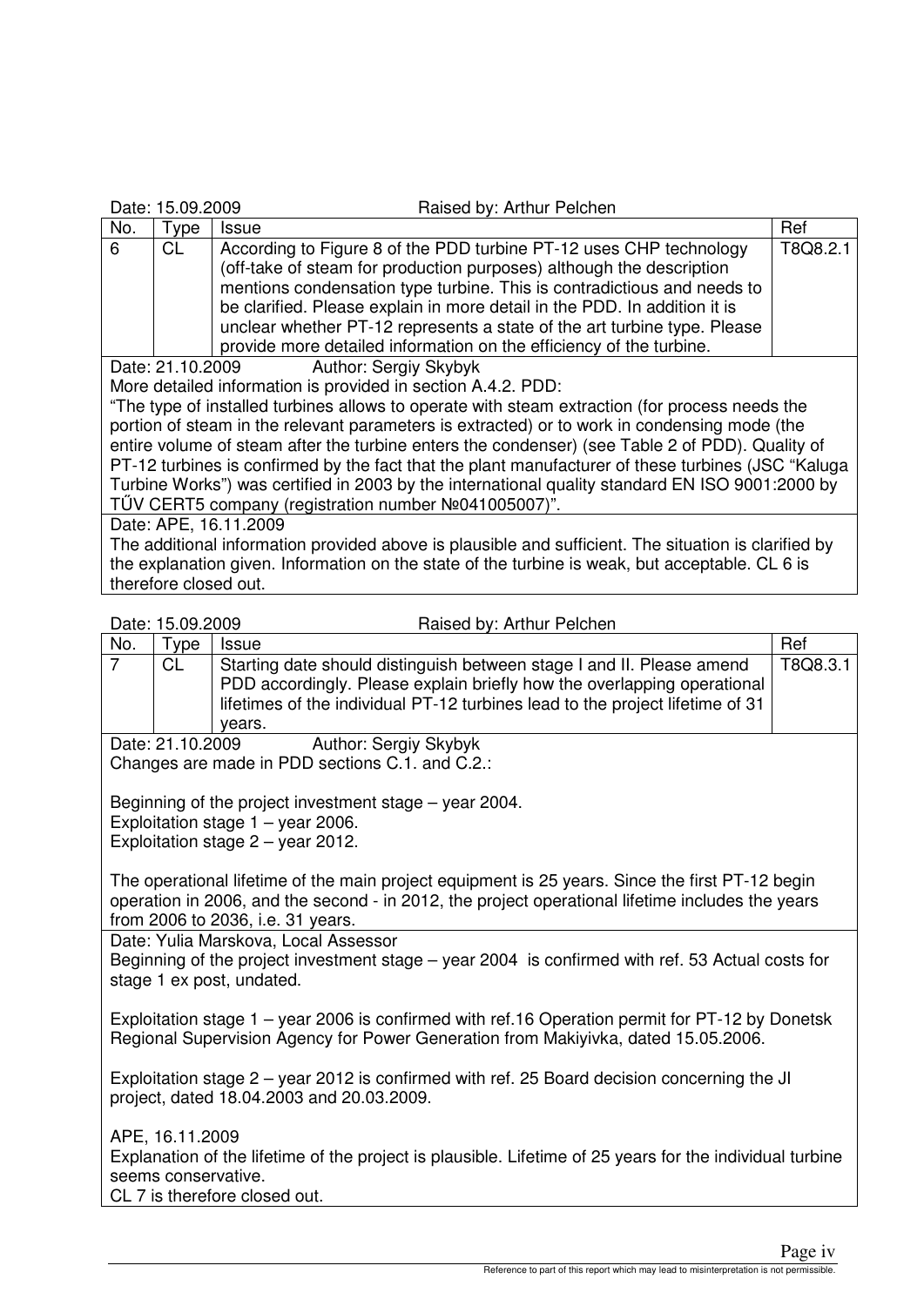Date: 15.09.2009 Raised by: Arthur Pelchen

| No. | Type | Issue | Ref |
|---|---|---|---|
| 6 | CL | According to Figure 8 of the PDD turbine PT-12 uses CHP technology (off-take of steam for production purposes) although the description mentions condensation type turbine. This is contradictious and needs to be clarified. Please explain in more detail in the PDD. In addition it is unclear whether PT-12 represents a state of the art turbine type. Please provide more detailed information on the efficiency of the turbine. | T8Q8.2.1 |

Date: 21.10.2009 Author: Sergiy Skybyk

More detailed information is provided in section A.4.2. PDD:

"The type of installed turbines allows to operate with steam extraction (for process needs the portion of steam in the relevant parameters is extracted) or to work in condensing mode (the entire volume of steam after the turbine enters the condenser) (see Table 2 of PDD). Quality of PT-12 turbines is confirmed by the fact that the plant manufacturer of these turbines (JSC "Kaluga Turbine Works") was certified in 2003 by the international quality standard EN ISO 9001:2000 by TŰV CERT5 company (registration number №041005007)".

Date: APE, 16.11.2009

The additional information provided above is plausible and sufficient. The situation is clarified by the explanation given. Information on the state of the turbine is weak, but acceptable. CL 6 is therefore closed out.

Date: 15.09.2009 Raised by: Arthur Pelchen

| No. | Type | Issue | Ref |
|---|---|---|---|
| 7 | CL | Starting date should distinguish between stage I and II. Please amend PDD accordingly. Please explain briefly how the overlapping operational lifetimes of the individual PT-12 turbines lead to the project lifetime of 31 years. | T8Q8.3.1 |

Date: 21.10.2009 Author: Sergiy Skybyk

Changes are made in PDD sections C.1. and C.2.:

Beginning of the project investment stage – year 2004.
Exploitation stage 1 – year 2006.
Exploitation stage 2 – year 2012.

The operational lifetime of the main project equipment is 25 years. Since the first PT-12 begin operation in 2006, and the second - in 2012, the project operational lifetime includes the years from 2006 to 2036, i.e. 31 years.

Date: Yulia Marskova, Local Assessor

Beginning of the project investment stage – year 2004 is confirmed with ref. 53 Actual costs for stage 1 ex post, undated.

Exploitation stage 1 – year 2006 is confirmed with ref.16 Operation permit for PT-12 by Donetsk Regional Supervision Agency for Power Generation from Makiyivka, dated 15.05.2006.

Exploitation stage 2 – year 2012 is confirmed with ref. 25 Board decision concerning the JI project, dated 18.04.2003 and 20.03.2009.

APE, 16.11.2009

Explanation of the lifetime of the project is plausible. Lifetime of 25 years for the individual turbine seems conservative.

CL 7 is therefore closed out.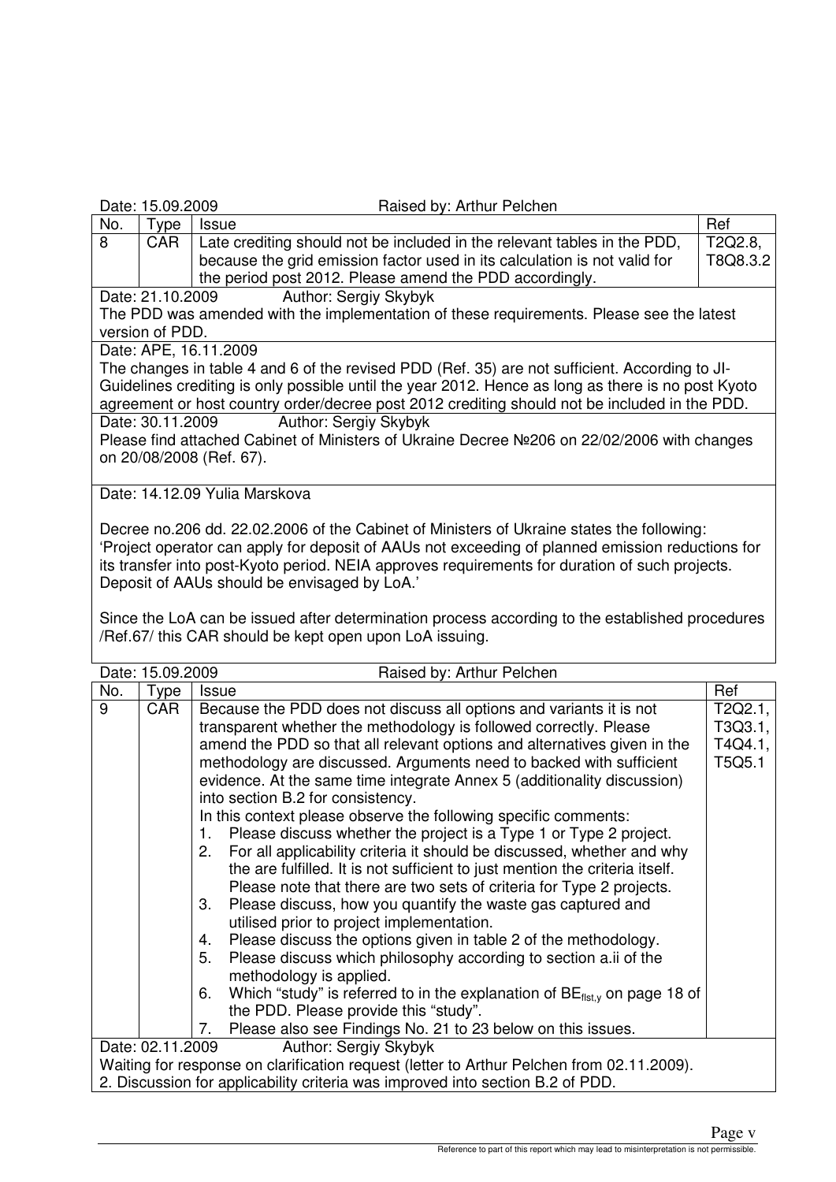Date: 15.09.2009 Raised by: Arthur Pelchen

| No. | Type | Issue | Ref |
|---|---|---|---|
| 8 | CAR | Late crediting should not be included in the relevant tables in the PDD, because the grid emission factor used in its calculation is not valid for the period post 2012. Please amend the PDD accordingly. | T2Q2.8, T8Q8.3.2 |

Date: 21.10.2009 Author: Sergiy Skybyk

The PDD was amended with the implementation of these requirements. Please see the latest version of PDD.

Date: APE, 16.11.2009

The changes in table 4 and 6 of the revised PDD (Ref. 35) are not sufficient. According to JI-Guidelines crediting is only possible until the year 2012. Hence as long as there is no post Kyoto agreement or host country order/decree post 2012 crediting should not be included in the PDD.

Date: 30.11.2009 Author: Sergiy Skybyk

Please find attached Cabinet of Ministers of Ukraine Decree №206 on 22/02/2006 with changes on 20/08/2008 (Ref. 67).

Date: 14.12.09 Yulia Marskova

Decree no.206 dd. 22.02.2006 of the Cabinet of Ministers of Ukraine states the following: 'Project operator can apply for deposit of AAUs not exceeding of planned emission reductions for its transfer into post-Kyoto period. NEIA approves requirements for duration of such projects. Deposit of AAUs should be envisaged by LoA.'

Since the LoA can be issued after determination process according to the established procedures /Ref.67/ this CAR should be kept open upon LoA issuing.

Date: 15.09.2009 Raised by: Arthur Pelchen

| No. | Type | Issue | Ref |
|---|---|---|---|
| 9 | CAR | Because the PDD does not discuss all options and variants it is not transparent whether the methodology is followed correctly. Please amend the PDD so that all relevant options and alternatives given in the methodology are discussed. Arguments need to backed with sufficient evidence. At the same time integrate Annex 5 (additionality discussion) into section B.2 for consistency.<br>In this context please observe the following specific comments:<br>1. Please discuss whether the project is a Type 1 or Type 2 project.<br>2. For all applicability criteria it should be discussed, whether and why the are fulfilled. It is not sufficient to just mention the criteria itself. Please note that there are two sets of criteria for Type 2 projects.<br>3. Please discuss, how you quantify the waste gas captured and utilised prior to project implementation.<br>4. Please discuss the options given in table 2 of the methodology.<br>5. Please discuss which philosophy according to section a.ii of the methodology is applied.<br>6. Which "study" is referred to in the explanation of $BE_{flst,y}$ on page 18 of the PDD. Please provide this "study".<br>7. Please also see Findings No. 21 to 23 below on this issues. | T2Q2.1, T3Q3.1, T4Q4.1, T5Q5.1 |

Date: 02.11.2009 Author: Sergiy Skybyk

Waiting for response on clarification request (letter to Arthur Pelchen from 02.11.2009).

2. Discussion for applicability criteria was improved into section B.2 of PDD.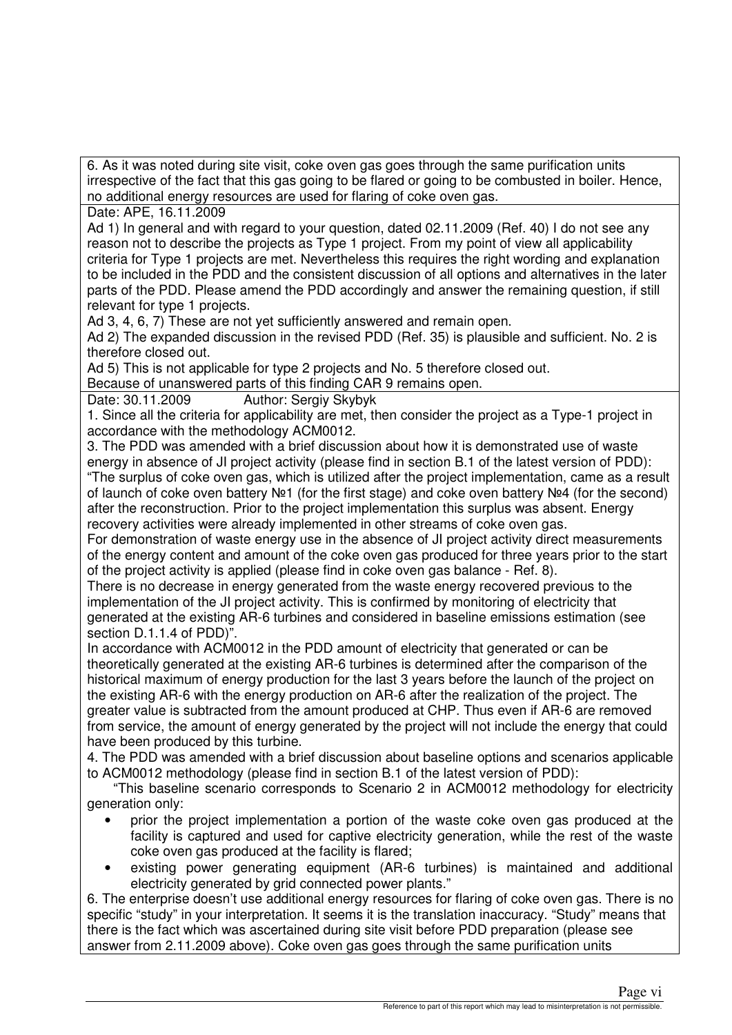6. As it was noted during site visit, coke oven gas goes through the same purification units irrespective of the fact that this gas going to be flared or going to be combusted in boiler. Hence, no additional energy resources are used for flaring of coke oven gas.

Date: APE, 16.11.2009

Ad 1) In general and with regard to your question, dated 02.11.2009 (Ref. 40) I do not see any reason not to describe the projects as Type 1 project. From my point of view all applicability criteria for Type 1 projects are met. Nevertheless this requires the right wording and explanation to be included in the PDD and the consistent discussion of all options and alternatives in the later parts of the PDD. Please amend the PDD accordingly and answer the remaining question, if still relevant for type 1 projects.

Ad 3, 4, 6, 7) These are not yet sufficiently answered and remain open.

Ad 2) The expanded discussion in the revised PDD (Ref. 35) is plausible and sufficient. No. 2 is therefore closed out.

Ad 5) This is not applicable for type 2 projects and No. 5 therefore closed out.

Because of unanswered parts of this finding CAR 9 remains open.

Date: 30.11.2009 Author: Sergiy Skybyk

1. Since all the criteria for applicability are met, then consider the project as a Type-1 project in accordance with the methodology ACM0012.

3. The PDD was amended with a brief discussion about how it is demonstrated use of waste energy in absence of JI project activity (please find in section B.1 of the latest version of PDD): "The surplus of coke oven gas, which is utilized after the project implementation, came as a result of launch of coke oven battery №1 (for the first stage) and coke oven battery №4 (for the second) after the reconstruction. Prior to the project implementation this surplus was absent. Energy recovery activities were already implemented in other streams of coke oven gas.

For demonstration of waste energy use in the absence of JI project activity direct measurements of the energy content and amount of the coke oven gas produced for three years prior to the start of the project activity is applied (please find in coke oven gas balance - Ref. 8).

There is no decrease in energy generated from the waste energy recovered previous to the implementation of the JI project activity. This is confirmed by monitoring of electricity that generated at the existing AR-6 turbines and considered in baseline emissions estimation (see section D.1.1.4 of PDD)".

In accordance with ACM0012 in the PDD amount of electricity that generated or can be theoretically generated at the existing AR-6 turbines is determined after the comparison of the historical maximum of energy production for the last 3 years before the launch of the project on the existing AR-6 with the energy production on AR-6 after the realization of the project. The greater value is subtracted from the amount produced at CHP. Thus even if AR-6 are removed from service, the amount of energy generated by the project will not include the energy that could have been produced by this turbine.

4. The PDD was amended with a brief discussion about baseline options and scenarios applicable to ACM0012 methodology (please find in section B.1 of the latest version of PDD):

"This baseline scenario corresponds to Scenario 2 in ACM0012 methodology for electricity generation only:

- prior the project implementation a portion of the waste coke oven gas produced at the facility is captured and used for captive electricity generation, while the rest of the waste coke oven gas produced at the facility is flared;
- existing power generating equipment (AR-6 turbines) is maintained and additional electricity generated by grid connected power plants."

6. The enterprise doesn't use additional energy resources for flaring of coke oven gas. There is no specific "study" in your interpretation. It seems it is the translation inaccuracy. "Study" means that there is the fact which was ascertained during site visit before PDD preparation (please see answer from 2.11.2009 above). Coke oven gas goes through the same purification units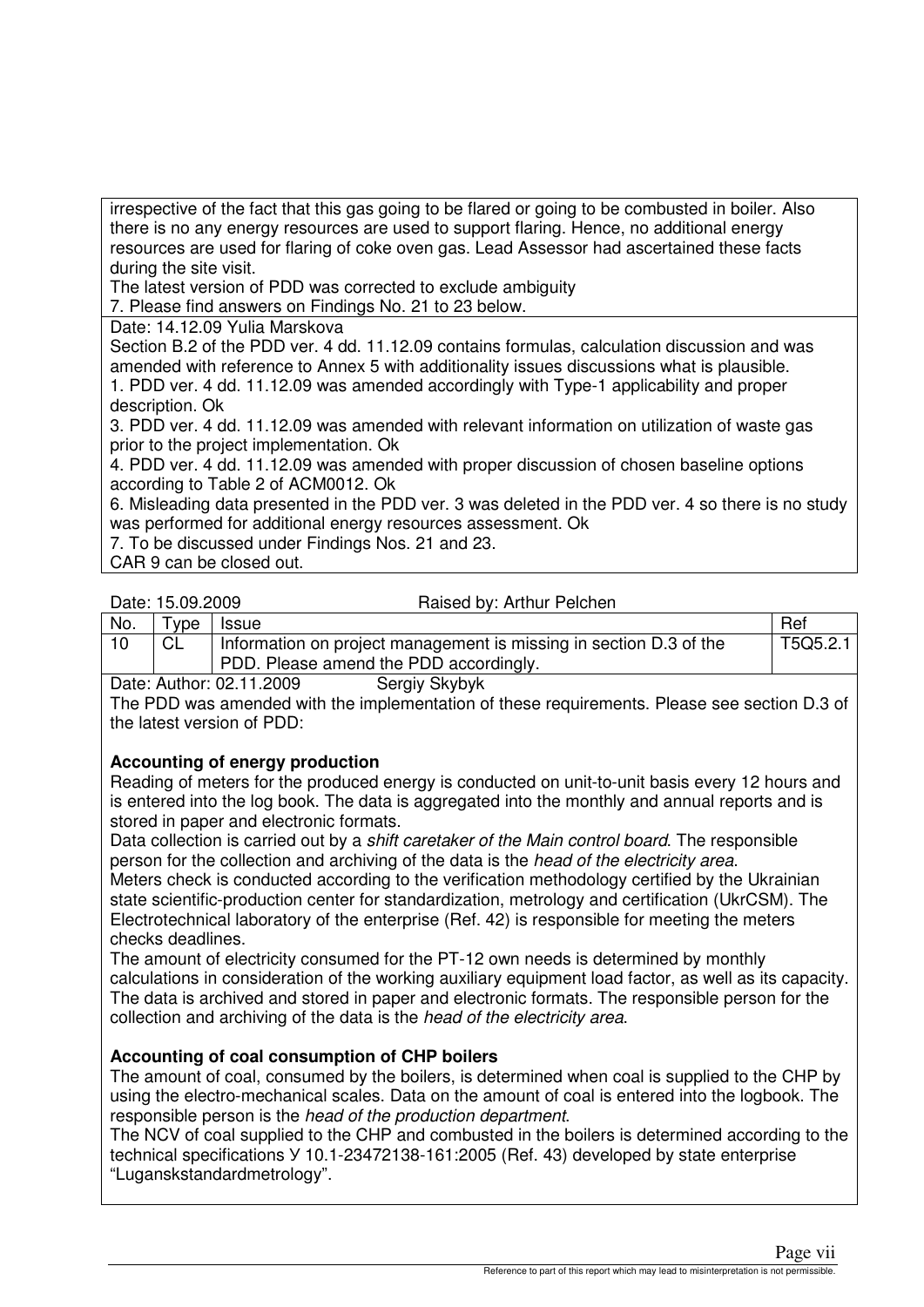irrespective of the fact that this gas going to be flared or going to be combusted in boiler. Also there is no any energy resources are used to support flaring. Hence, no additional energy resources are used for flaring of coke oven gas. Lead Assessor had ascertained these facts during the site visit.
The latest version of PDD was corrected to exclude ambiguity
7. Please find answers on Findings No. 21 to 23 below.

Date: 14.12.09 Yulia Marskova
Section B.2 of the PDD ver. 4 dd. 11.12.09 contains formulas, calculation discussion and was amended with reference to Annex 5 with additionality issues discussions what is plausible.
1. PDD ver. 4 dd. 11.12.09 was amended accordingly with Type-1 applicability and proper description. Ok
3. PDD ver. 4 dd. 11.12.09 was amended with relevant information on utilization of waste gas prior to the project implementation. Ok
4. PDD ver. 4 dd. 11.12.09 was amended with proper discussion of chosen baseline options according to Table 2 of ACM0012. Ok
6. Misleading data presented in the PDD ver. 3 was deleted in the PDD ver. 4 so there is no study was performed for additional energy resources assessment. Ok
7. To be discussed under Findings Nos. 21 and 23.
CAR 9 can be closed out.

Date: 15.09.2009 Raised by: Arthur Pelchen

| No. | Type | Issue | Ref |
|---|---|---|---|
| 10 | CL | Information on project management is missing in section D.3 of the PDD. Please amend the PDD accordingly. | T5Q5.2.1 |

Date: Author: 02.11.2009 Sergiy Skybyk
The PDD was amended with the implementation of these requirements. Please see section D.3 of the latest version of PDD:

**Accounting of energy production**
Reading of meters for the produced energy is conducted on unit-to-unit basis every 12 hours and is entered into the log book. The data is aggregated into the monthly and annual reports and is stored in paper and electronic formats.
Data collection is carried out by a *shift caretaker of the Main control board*. The responsible person for the collection and archiving of the data is the *head of the electricity area*.
Meters check is conducted according to the verification methodology certified by the Ukrainian state scientific-production center for standardization, metrology and certification (UkrCSM). The Electrotechnical laboratory of the enterprise (Ref. 42) is responsible for meeting the meters checks deadlines.
The amount of electricity consumed for the PT-12 own needs is determined by monthly calculations in consideration of the working auxiliary equipment load factor, as well as its capacity. The data is archived and stored in paper and electronic formats. The responsible person for the collection and archiving of the data is the *head of the electricity area*.

**Accounting of coal consumption of CHP boilers**
The amount of coal, consumed by the boilers, is determined when coal is supplied to the CHP by using the electro-mechanical scales. Data on the amount of coal is entered into the logbook. The responsible person is the *head of the production department*.
The NCV of coal supplied to the CHP and combusted in the boilers is determined according to the technical specifications У 10.1-23472138-161:2005 (Ref. 43) developed by state enterprise "Luganskstandardmetrology".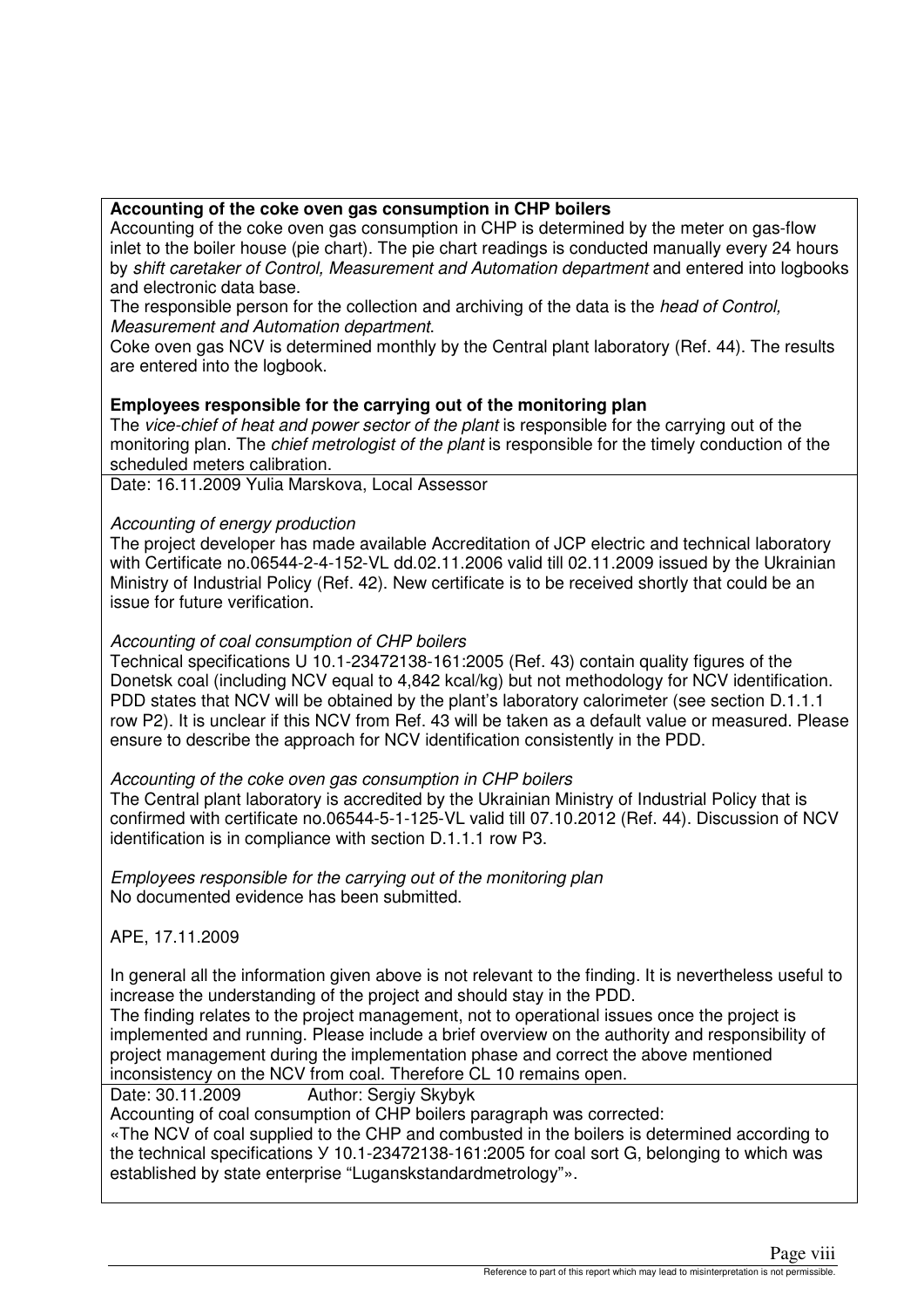**Accounting of the coke oven gas consumption in CHP boilers**

Accounting of the coke oven gas consumption in CHP is determined by the meter on gas-flow inlet to the boiler house (pie chart). The pie chart readings is conducted manually every 24 hours by *shift caretaker of Control, Measurement and Automation department* and entered into logbooks and electronic data base.

The responsible person for the collection and archiving of the data is the *head of Control, Measurement and Automation department*.

Coke oven gas NCV is determined monthly by the Central plant laboratory (Ref. 44). The results are entered into the logbook.

**Employees responsible for the carrying out of the monitoring plan**

The *vice-chief of heat and power sector of the plant* is responsible for the carrying out of the monitoring plan. The *chief metrologist of the plant* is responsible for the timely conduction of the scheduled meters calibration.

Date: 16.11.2009 Yulia Marskova, Local Assessor

*Accounting of energy production*

The project developer has made available Accreditation of JCP electric and technical laboratory with Certificate no.06544-2-4-152-VL dd.02.11.2006 valid till 02.11.2009 issued by the Ukrainian Ministry of Industrial Policy (Ref. 42). New certificate is to be received shortly that could be an issue for future verification.

*Accounting of coal consumption of CHP boilers*

Technical specifications U 10.1-23472138-161:2005 (Ref. 43) contain quality figures of the Donetsk coal (including NCV equal to 4,842 kcal/kg) but not methodology for NCV identification. PDD states that NCV will be obtained by the plant's laboratory calorimeter (see section D.1.1.1 row P2). It is unclear if this NCV from Ref. 43 will be taken as a default value or measured. Please ensure to describe the approach for NCV identification consistently in the PDD.

*Accounting of the coke oven gas consumption in CHP boilers*

The Central plant laboratory is accredited by the Ukrainian Ministry of Industrial Policy that is confirmed with certificate no.06544-5-1-125-VL valid till 07.10.2012 (Ref. 44). Discussion of NCV identification is in compliance with section D.1.1.1 row P3.

*Employees responsible for the carrying out of the monitoring plan*

No documented evidence has been submitted.

APE, 17.11.2009

In general all the information given above is not relevant to the finding. It is nevertheless useful to increase the understanding of the project and should stay in the PDD.

The finding relates to the project management, not to operational issues once the project is implemented and running. Please include a brief overview on the authority and responsibility of project management during the implementation phase and correct the above mentioned inconsistency on the NCV from coal. Therefore CL 10 remains open.

Date: 30.11.2009 Author: Sergiy Skybyk

Accounting of coal consumption of CHP boilers paragraph was corrected:

«The NCV of coal supplied to the CHP and combusted in the boilers is determined according to the technical specifications У 10.1-23472138-161:2005 for coal sort G, belonging to which was established by state enterprise "Luganskstandardmetrology"».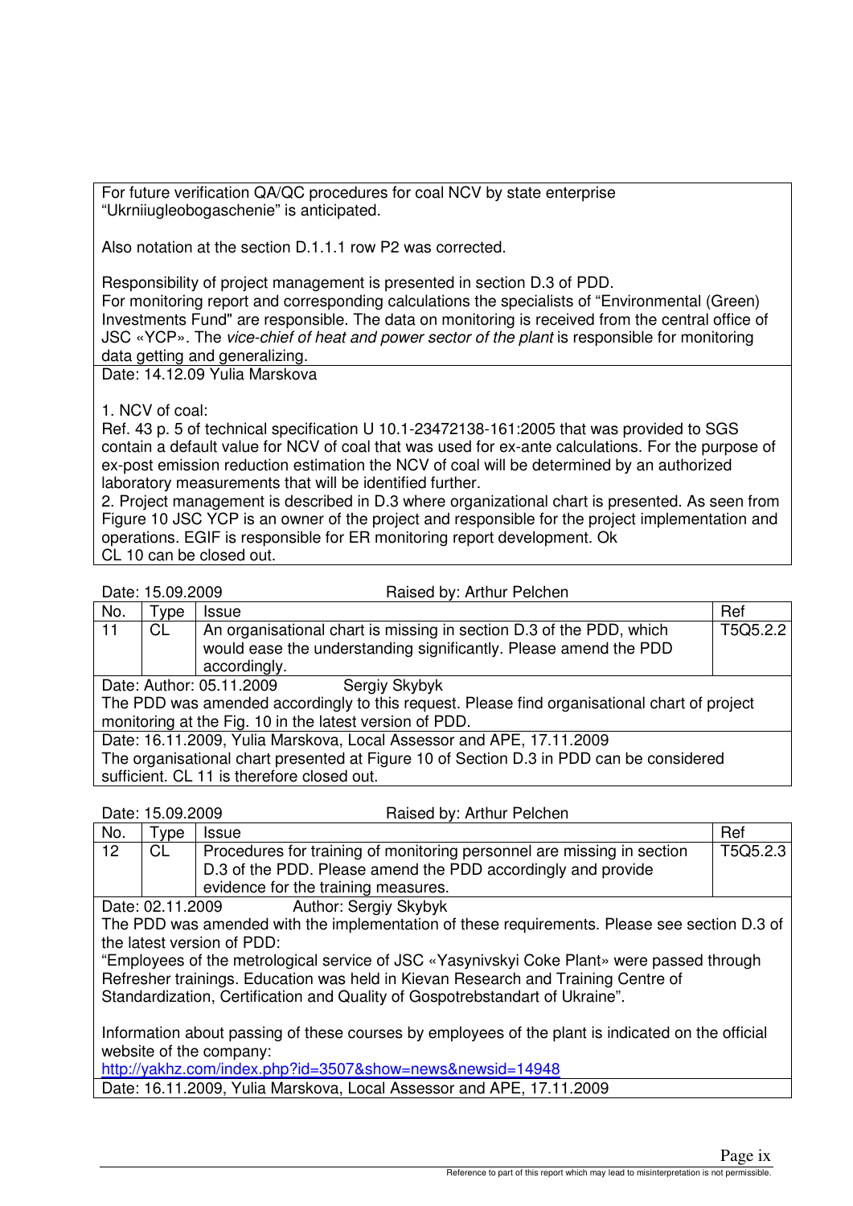| For future verification QA/QC procedures for coal NCV by state enterprise "Ukrniiugleobogaschenie" is anticipated.<br><br>Also notation at the section D.1.1.1 row P2 was corrected.<br><br>Responsibility of project management is presented in section D.3 of PDD.<br>For monitoring report and corresponding calculations the specialists of "Environmental (Green) Investments Fund" are responsible. The data on monitoring is received from the central office of JSC «YCP». The *vice-chief of heat and power sector of the plant* is responsible for monitoring data getting and generalizing. |
|---|
| Date: 14.12.09 Yulia Marskova<br><br>1. NCV of coal:<br>Ref. 43 p. 5 of technical specification U 10.1-23472138-161:2005 that was provided to SGS contain a default value for NCV of coal that was used for ex-ante calculations. For the purpose of ex-post emission reduction estimation the NCV of coal will be determined by an authorized laboratory measurements that will be identified further.<br>2. Project management is described in D.3 where organizational chart is presented. As seen from Figure 10 JSC YCP is an owner of the project and responsible for the project implementation and operations. EGIF is responsible for ER monitoring report development. Ok<br>CL 10 can be closed out. |

Date: 15.09.2009 Raised by: Arthur Pelchen

| No. | Type | Issue | Ref |
|---|---|---|---|
| 11 | CL | An organisational chart is missing in section D.3 of the PDD, which would ease the understanding significantly. Please amend the PDD accordingly. | T5Q5.2.2 |
| Date: Author: 05.11.2009 Sergiy Skybyk<br>The PDD was amended accordingly to this request. Please find organisational chart of project monitoring at the Fig. 10 in the latest version of PDD. | | | |
| Date: 16.11.2009, Yulia Marskova, Local Assessor and APE, 17.11.2009<br>The organisational chart presented at Figure 10 of Section D.3 in PDD can be considered sufficient. CL 11 is therefore closed out. | | | |

Date: 15.09.2009 Raised by: Arthur Pelchen

| No. | Type | Issue | Ref |
|---|---|---|---|
| 12 | CL | Procedures for training of monitoring personnel are missing in section D.3 of the PDD. Please amend the PDD accordingly and provide evidence for the training measures. | T5Q5.2.3 |
| Date: 02.11.2009 Author: Sergiy Skybyk<br>The PDD was amended with the implementation of these requirements. Please see section D.3 of the latest version of PDD:<br>"Employees of the metrological service of JSC «Yasynivskyi Coke Plant» were passed through Refresher trainings. Education was held in Kievan Research and Training Centre of Standardization, Certification and Quality of Gospotrebstandart of Ukraine".<br><br>Information about passing of these courses by employees of the plant is indicated on the official website of the company:<br>http://yakhz.com/index.php?id=3507&show=news&newsid=14948 | | | |
| Date: 16.11.2009, Yulia Marskova, Local Assessor and APE, 17.11.2009 | | | |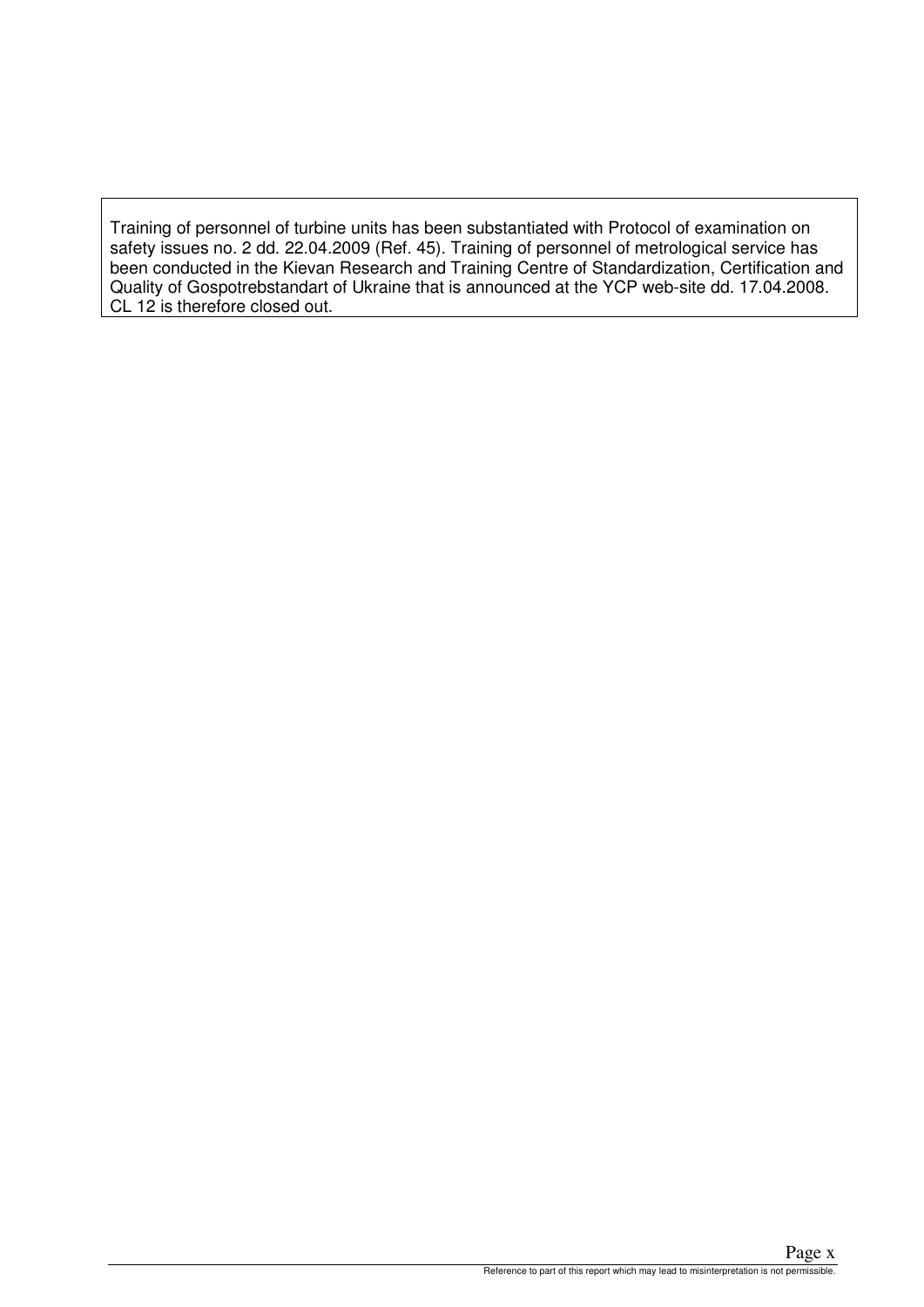Training of personnel of turbine units has been substantiated with Protocol of examination on safety issues no. 2 dd. 22.04.2009 (Ref. 45). Training of personnel of metrological service has been conducted in the Kievan Research and Training Centre of Standardization, Certification and Quality of Gospotrebstandart of Ukraine that is announced at the YCP web-site dd. 17.04.2008. CL 12 is therefore closed out.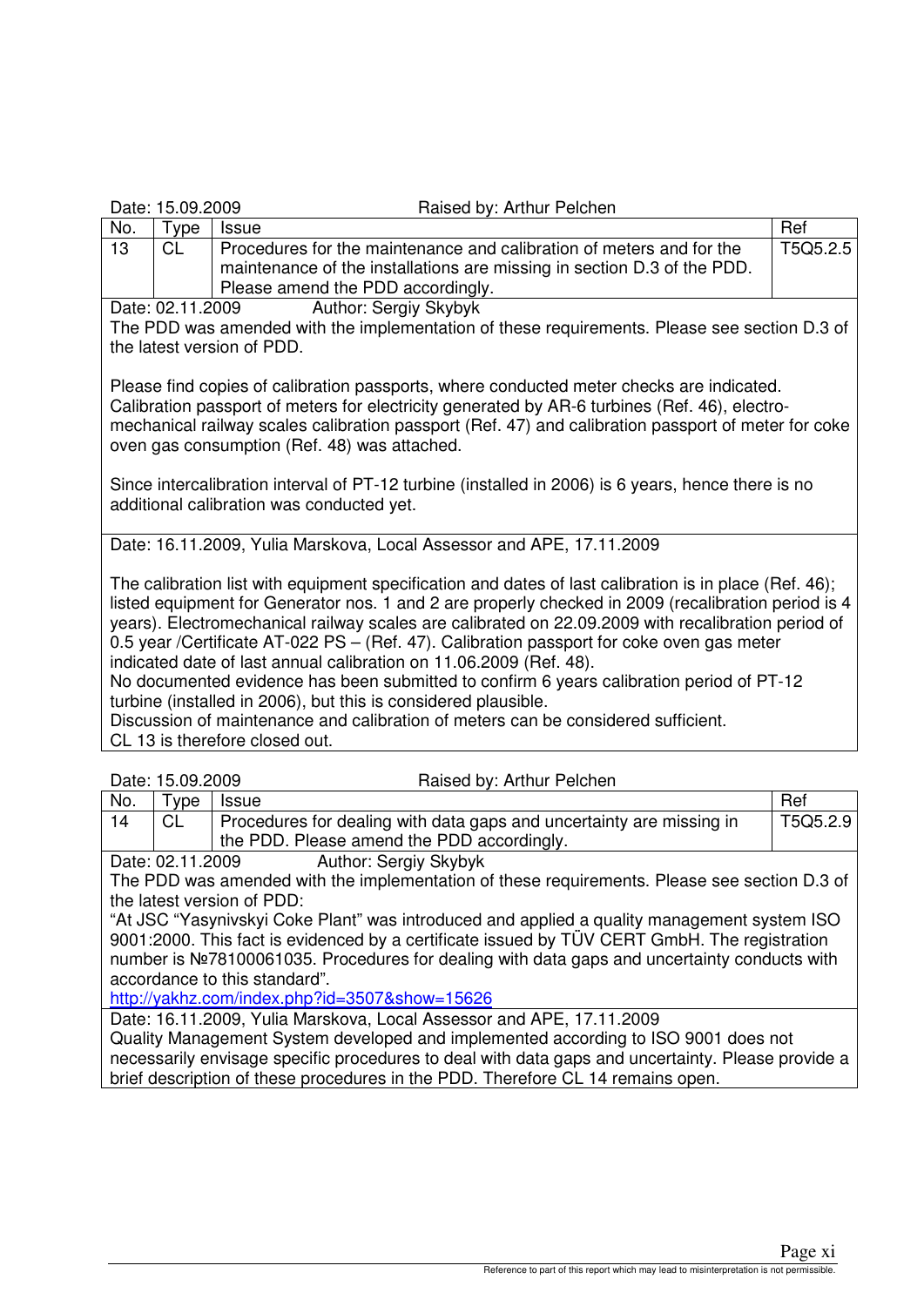Date: 15.09.2009 Raised by: Arthur Pelchen

| No. | Type | Issue | Ref |
|---|---|---|---|
| 13 | CL | Procedures for the maintenance and calibration of meters and for the maintenance of the installations are missing in section D.3 of the PDD. Please amend the PDD accordingly. | T5Q5.2.5 |

Date: 02.11.2009 Author: Sergiy Skybyk

The PDD was amended with the implementation of these requirements. Please see section D.3 of the latest version of PDD.

Please find copies of calibration passports, where conducted meter checks are indicated. Calibration passport of meters for electricity generated by AR-6 turbines (Ref. 46), electro-mechanical railway scales calibration passport (Ref. 47) and calibration passport of meter for coke oven gas consumption (Ref. 48) was attached.

Since intercalibration interval of PT-12 turbine (installed in 2006) is 6 years, hence there is no additional calibration was conducted yet.

Date: 16.11.2009, Yulia Marskova, Local Assessor and APE, 17.11.2009

The calibration list with equipment specification and dates of last calibration is in place (Ref. 46); listed equipment for Generator nos. 1 and 2 are properly checked in 2009 (recalibration period is 4 years). Electromechanical railway scales are calibrated on 22.09.2009 with recalibration period of 0.5 year /Certificate AT-022 PS – (Ref. 47). Calibration passport for coke oven gas meter indicated date of last annual calibration on 11.06.2009 (Ref. 48).
No documented evidence has been submitted to confirm 6 years calibration period of PT-12 turbine (installed in 2006), but this is considered plausible.
Discussion of maintenance and calibration of meters can be considered sufficient.
CL 13 is therefore closed out.

Date: 15.09.2009 Raised by: Arthur Pelchen

| No. | Type | Issue | Ref |
|---|---|---|---|
| 14 | CL | Procedures for dealing with data gaps and uncertainty are missing in the PDD. Please amend the PDD accordingly. | T5Q5.2.9 |

Date: 02.11.2009 Author: Sergiy Skybyk

The PDD was amended with the implementation of these requirements. Please see section D.3 of the latest version of PDD:
"At JSC "Yasynivskyi Coke Plant" was introduced and applied a quality management system ISO 9001:2000. This fact is evidenced by a certificate issued by TÜV CERT GmbH. The registration number is №78100061035. Procedures for dealing with data gaps and uncertainty conducts with accordance to this standard".
http://yakhz.com/index.php?id=3507&show=15626

Date: 16.11.2009, Yulia Marskova, Local Assessor and APE, 17.11.2009

Quality Management System developed and implemented according to ISO 9001 does not necessarily envisage specific procedures to deal with data gaps and uncertainty. Please provide a brief description of these procedures in the PDD. Therefore CL 14 remains open.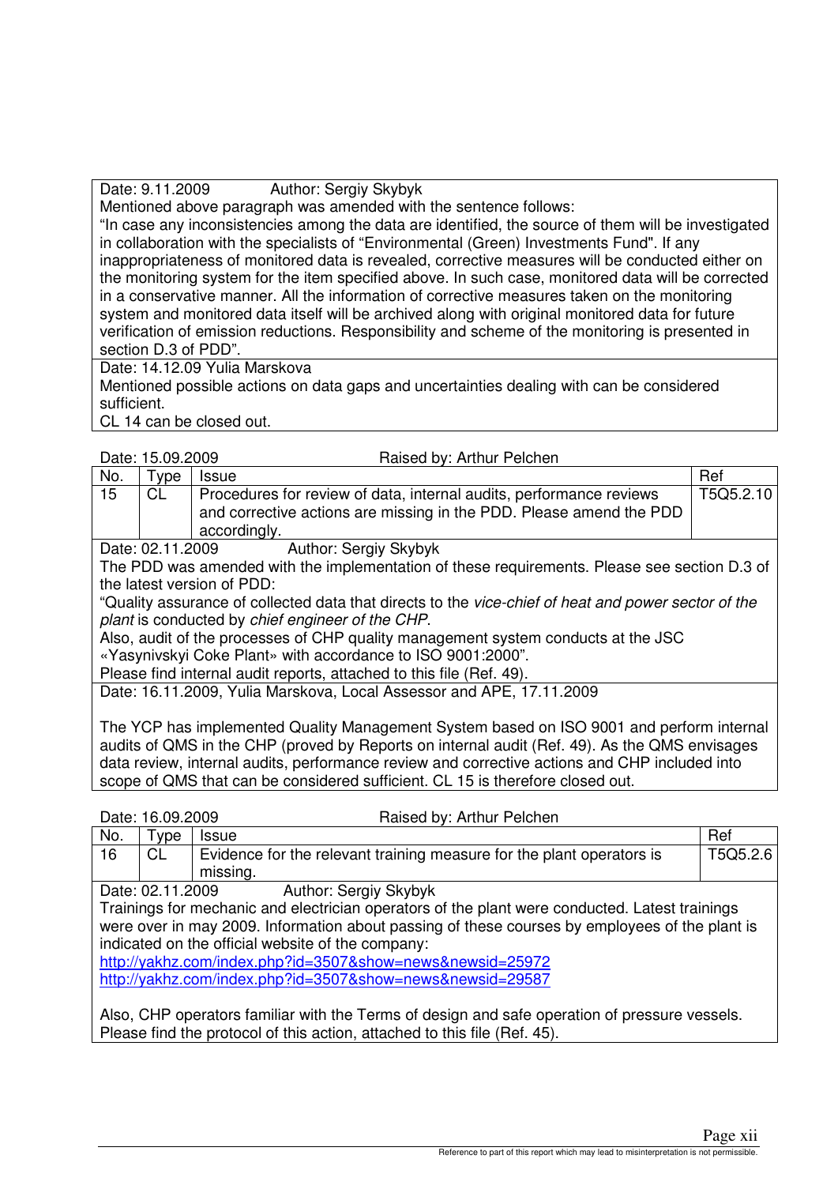Date: 9.11.2009 Author: Sergiy Skybyk

Mentioned above paragraph was amended with the sentence follows:

"In case any inconsistencies among the data are identified, the source of them will be investigated in collaboration with the specialists of "Environmental (Green) Investments Fund". If any inappropriateness of monitored data is revealed, corrective measures will be conducted either on the monitoring system for the item specified above. In such case, monitored data will be corrected in a conservative manner. All the information of corrective measures taken on the monitoring system and monitored data itself will be archived along with original monitored data for future verification of emission reductions. Responsibility and scheme of the monitoring is presented in section D.3 of PDD".

Date: 14.12.09 Yulia Marskova

Mentioned possible actions on data gaps and uncertainties dealing with can be considered sufficient.

CL 14 can be closed out.

Date: 15.09.2009 Raised by: Arthur Pelchen

| No. | Type | Issue | Ref |
|---|---|---|---|
| 15 | CL | Procedures for review of data, internal audits, performance reviews and corrective actions are missing in the PDD. Please amend the PDD accordingly. | T5Q5.2.10 |

Date: 02.11.2009 Author: Sergiy Skybyk

The PDD was amended with the implementation of these requirements. Please see section D.3 of the latest version of PDD:

"Quality assurance of collected data that directs to the *vice-chief of heat and power sector of the plant* is conducted by *chief engineer of the CHP*.

Also, audit of the processes of CHP quality management system conducts at the JSC «Yasynivskyi Coke Plant» with accordance to ISO 9001:2000".

Please find internal audit reports, attached to this file (Ref. 49).

Date: 16.11.2009, Yulia Marskova, Local Assessor and APE, 17.11.2009

The YCP has implemented Quality Management System based on ISO 9001 and perform internal audits of QMS in the CHP (proved by Reports on internal audit (Ref. 49). As the QMS envisages data review, internal audits, performance review and corrective actions and CHP included into scope of QMS that can be considered sufficient. CL 15 is therefore closed out.

Date: 16.09.2009 Raised by: Arthur Pelchen

| No. | Type | Issue | Ref |
|---|---|---|---|
| 16 | CL | Evidence for the relevant training measure for the plant operators is missing. | T5Q5.2.6 |

Date: 02.11.2009 Author: Sergiy Skybyk

Trainings for mechanic and electrician operators of the plant were conducted. Latest trainings were over in may 2009. Information about passing of these courses by employees of the plant is indicated on the official website of the company:

http://yakhz.com/index.php?id=3507&show=news&newsid=25972

http://yakhz.com/index.php?id=3507&show=news&newsid=29587

Also, CHP operators familiar with the Terms of design and safe operation of pressure vessels. Please find the protocol of this action, attached to this file (Ref. 45).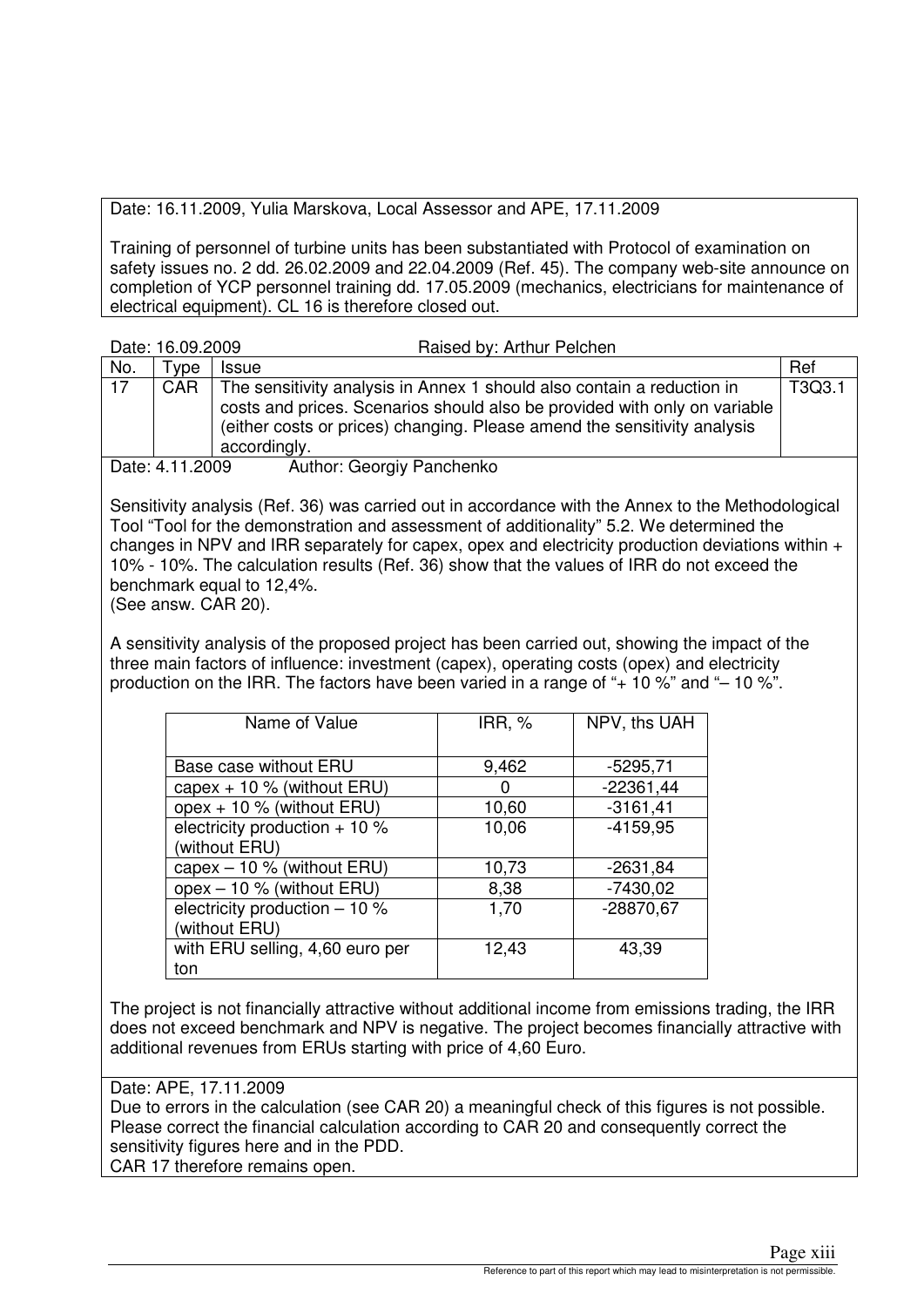Date: 16.11.2009, Yulia Marskova, Local Assessor and APE, 17.11.2009

Training of personnel of turbine units has been substantiated with Protocol of examination on safety issues no. 2 dd. 26.02.2009 and 22.04.2009 (Ref. 45). The company web-site announce on completion of YCP personnel training dd. 17.05.2009 (mechanics, electricians for maintenance of electrical equipment). CL 16 is therefore closed out.

Date: 16.09.2009 Raised by: Arthur Pelchen

| No. | Type | Issue | Ref |
|---|---|---|---|
| 17 | CAR | The sensitivity analysis in Annex 1 should also contain a reduction in costs and prices. Scenarios should also be provided with only on variable (either costs or prices) changing. Please amend the sensitivity analysis accordingly. | T3Q3.1 |

Date: 4.11.2009 Author: Georgiy Panchenko

Sensitivity analysis (Ref. 36) was carried out in accordance with the Annex to the Methodological Tool "Tool for the demonstration and assessment of additionality" 5.2. We determined the changes in NPV and IRR separately for capex, opex and electricity production deviations within + 10% - 10%. The calculation results (Ref. 36) show that the values of IRR do not exceed the benchmark equal to 12,4%.
(See answ. CAR 20).

A sensitivity analysis of the proposed project has been carried out, showing the impact of the three main factors of influence: investment (capex), operating costs (opex) and electricity production on the IRR. The factors have been varied in a range of "+ 10 %" and "– 10 %".

| Name of Value | IRR, % | NPV, ths UAH |
|---|---|---|
| Base case without ERU | 9,462 | -5295,71 |
| capex + 10 % (without ERU) | 0 | -22361,44 |
| opex + 10 % (without ERU) | 10,60 | -3161,41 |
| electricity production + 10 % (without ERU) | 10,06 | -4159,95 |
| capex – 10 % (without ERU) | 10,73 | -2631,84 |
| opex – 10 % (without ERU) | 8,38 | -7430,02 |
| electricity production – 10 % (without ERU) | 1,70 | -28870,67 |
| with ERU selling, 4,60 euro per ton | 12,43 | 43,39 |

The project is not financially attractive without additional income from emissions trading, the IRR does not exceed benchmark and NPV is negative. The project becomes financially attractive with additional revenues from ERUs starting with price of 4,60 Euro.

Date: APE, 17.11.2009
Due to errors in the calculation (see CAR 20) a meaningful check of this figures is not possible. Please correct the financial calculation according to CAR 20 and consequently correct the sensitivity figures here and in the PDD.
CAR 17 therefore remains open.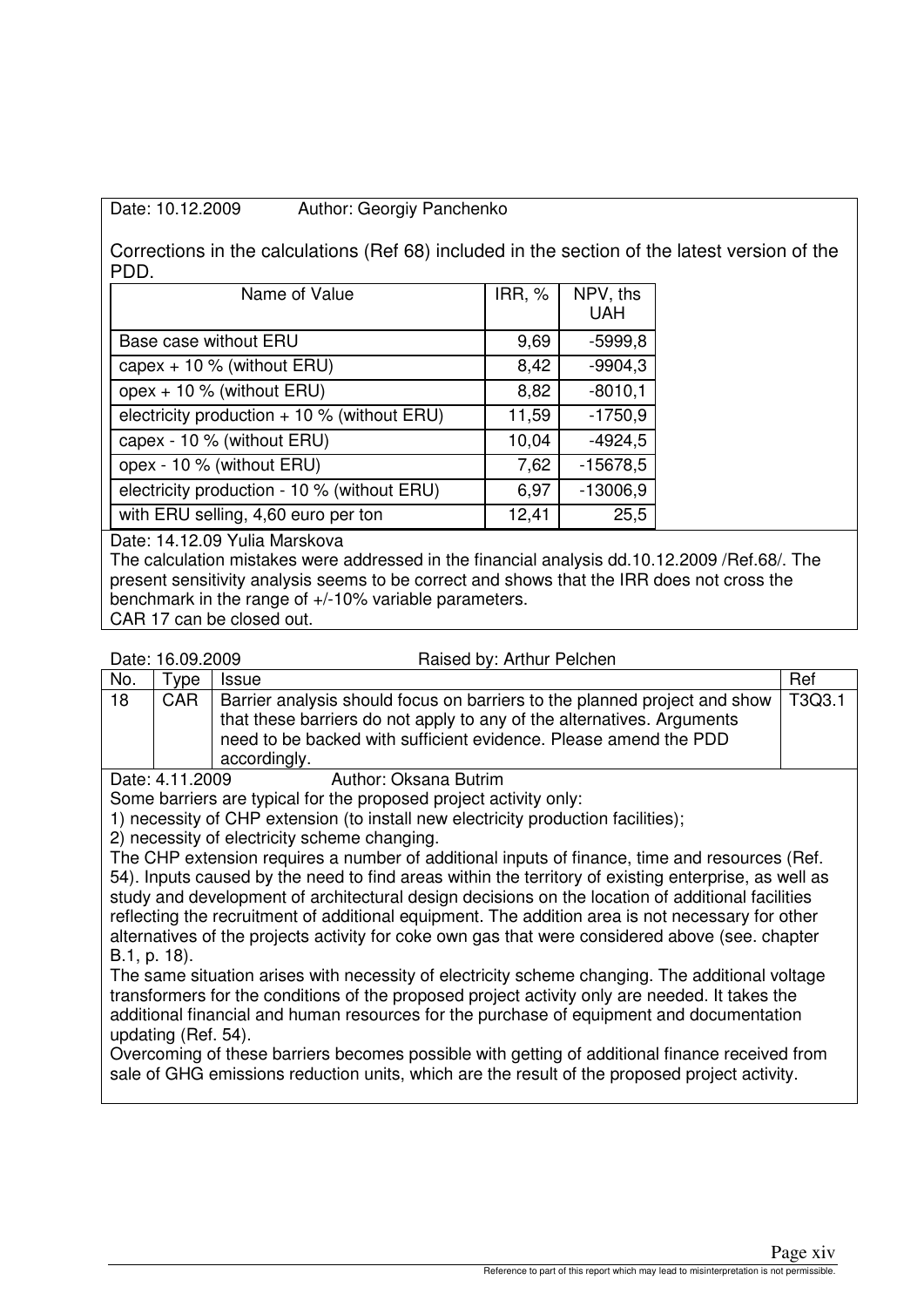Date: 10.12.2009 Author: Georgiy Panchenko

Corrections in the calculations (Ref 68) included in the section of the latest version of the PDD.

| Name of Value | IRR, % | NPV, ths UAH |
|---|---|---|
| Base case without ERU | 9,69 | -5999,8 |
| capex + 10 % (without ERU) | 8,42 | -9904,3 |
| opex + 10 % (without ERU) | 8,82 | -8010,1 |
| electricity production + 10 % (without ERU) | 11,59 | -1750,9 |
| capex - 10 % (without ERU) | 10,04 | -4924,5 |
| opex - 10 % (without ERU) | 7,62 | -15678,5 |
| electricity production - 10 % (without ERU) | 6,97 | -13006,9 |
| with ERU selling, 4,60 euro per ton | 12,41 | 25,5 |

Date: 14.12.09 Yulia Marskova

The calculation mistakes were addressed in the financial analysis dd.10.12.2009 /Ref.68/. The present sensitivity analysis seems to be correct and shows that the IRR does not cross the benchmark in the range of +/-10% variable parameters.

CAR 17 can be closed out.

Date: 16.09.2009 Raised by: Arthur Pelchen

| No. | Type | Issue | Ref |
|---|---|---|---|
| 18 | CAR | Barrier analysis should focus on barriers to the planned project and show that these barriers do not apply to any of the alternatives. Arguments need to be backed with sufficient evidence. Please amend the PDD accordingly. | T3Q3.1 |

Date: 4.11.2009 Author: Oksana Butrim

Some barriers are typical for the proposed project activity only:

1) necessity of CHP extension (to install new electricity production facilities);

2) necessity of electricity scheme changing.

The CHP extension requires a number of additional inputs of finance, time and resources (Ref. 54). Inputs caused by the need to find areas within the territory of existing enterprise, as well as study and development of architectural design decisions on the location of additional facilities reflecting the recruitment of additional equipment. The addition area is not necessary for other alternatives of the projects activity for coke own gas that were considered above (see. chapter B.1, p. 18).

The same situation arises with necessity of electricity scheme changing. The additional voltage transformers for the conditions of the proposed project activity only are needed. It takes the additional financial and human resources for the purchase of equipment and documentation updating (Ref. 54).

Overcoming of these barriers becomes possible with getting of additional finance received from sale of GHG emissions reduction units, which are the result of the proposed project activity.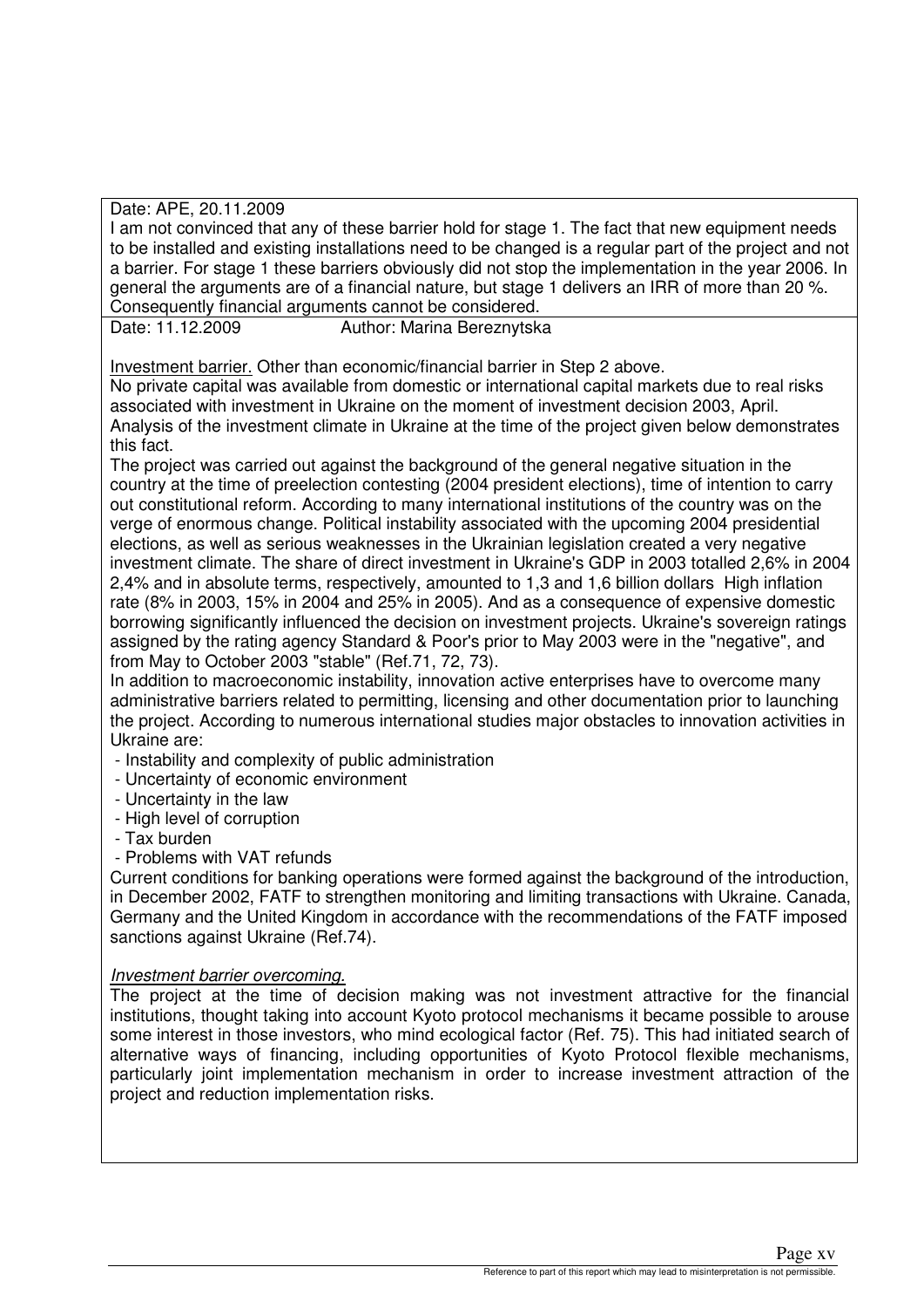Date: APE, 20.11.2009

I am not convinced that any of these barrier hold for stage 1. The fact that new equipment needs to be installed and existing installations need to be changed is a regular part of the project and not a barrier. For stage 1 these barriers obviously did not stop the implementation in the year 2006. In general the arguments are of a financial nature, but stage 1 delivers an IRR of more than 20 %. Consequently financial arguments cannot be considered.

Date: 11.12.2009 Author: Marina Bereznytska

Investment barrier. Other than economic/financial barrier in Step 2 above.

No private capital was available from domestic or international capital markets due to real risks associated with investment in Ukraine on the moment of investment decision 2003, April. Analysis of the investment climate in Ukraine at the time of the project given below demonstrates this fact.

The project was carried out against the background of the general negative situation in the country at the time of preelection contesting (2004 president elections), time of intention to carry out constitutional reform. According to many international institutions of the country was on the verge of enormous change. Political instability associated with the upcoming 2004 presidential elections, as well as serious weaknesses in the Ukrainian legislation created a very negative investment climate. The share of direct investment in Ukraine's GDP in 2003 totalled 2,6% in 2004 2,4% and in absolute terms, respectively, amounted to 1,3 and 1,6 billion dollars High inflation rate (8% in 2003, 15% in 2004 and 25% in 2005). And as a consequence of expensive domestic borrowing significantly influenced the decision on investment projects. Ukraine's sovereign ratings assigned by the rating agency Standard & Poor's prior to May 2003 were in the "negative", and from May to October 2003 "stable" (Ref.71, 72, 73).

In addition to macroeconomic instability, innovation active enterprises have to overcome many administrative barriers related to permitting, licensing and other documentation prior to launching the project. According to numerous international studies major obstacles to innovation activities in Ukraine are:

- Instability and complexity of public administration
- Uncertainty of economic environment
- Uncertainty in the law
- High level of corruption
- Tax burden
- Problems with VAT refunds

Current conditions for banking operations were formed against the background of the introduction, in December 2002, FATF to strengthen monitoring and limiting transactions with Ukraine. Canada, Germany and the United Kingdom in accordance with the recommendations of the FATF imposed sanctions against Ukraine (Ref.74).

*Investment barrier overcoming.*

The project at the time of decision making was not investment attractive for the financial institutions, thought taking into account Kyoto protocol mechanisms it became possible to arouse some interest in those investors, who mind ecological factor (Ref. 75). This had initiated search of alternative ways of financing, including opportunities of Kyoto Protocol flexible mechanisms, particularly joint implementation mechanism in order to increase investment attraction of the project and reduction implementation risks.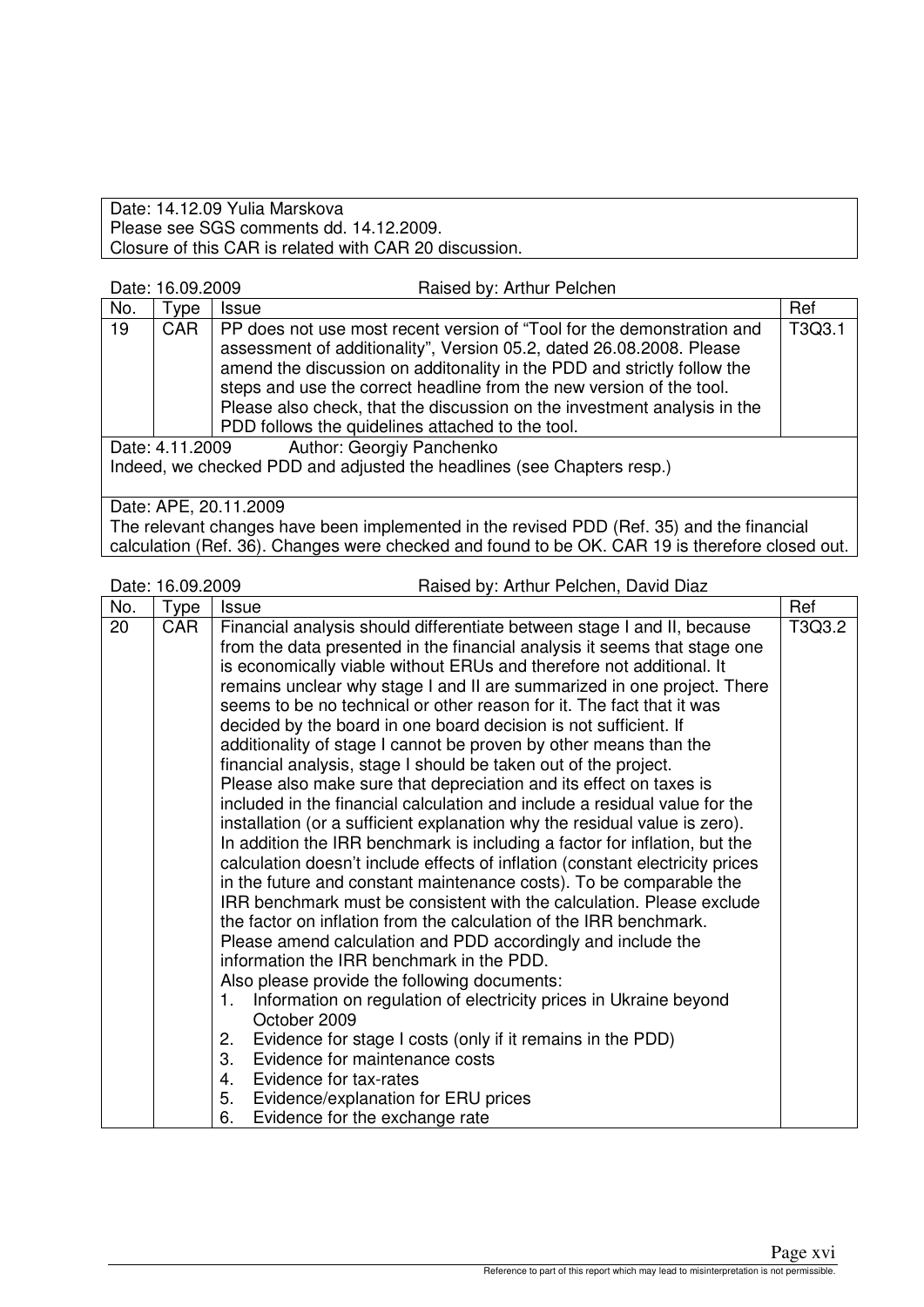| Date: 14.12.09 Yulia Marskova<br>Please see SGS comments dd. 14.12.2009.<br>Closure of this CAR is related with CAR 20 discussion. |
|---|

Date: 16.09.2009 Raised by: Arthur Pelchen

| No. | Type | Issue | Ref |
|---|---|---|---|
| 19 | CAR | PP does not use most recent version of "Tool for the demonstration and assessment of additionality", Version 05.2, dated 26.08.2008. Please amend the discussion on additonality in the PDD and strictly follow the steps and use the correct headline from the new version of the tool. Please also check, that the discussion on the investment analysis in the PDD follows the quidelines attached to the tool. | T3Q3.1 |
| Date: 4.11.2009 Author: Georgiy Panchenko<br>Indeed, we checked PDD and adjusted the headlines (see Chapters resp.) | | | |
| Date: APE, 20.11.2009<br>The relevant changes have been implemented in the revised PDD (Ref. 35) and the financial calculation (Ref. 36). Changes were checked and found to be OK. CAR 19 is therefore closed out. | | | |

Date: 16.09.2009 Raised by: Arthur Pelchen, David Diaz

| No. | Type | Issue | Ref |
|---|---|---|---|
| 20 | CAR | Financial analysis should differentiate between stage I and II, because from the data presented in the financial analysis it seems that stage one is economically viable without ERUs and therefore not additional. It remains unclear why stage I and II are summarized in one project. There seems to be no technical or other reason for it. The fact that it was decided by the board in one board decision is not sufficient. If additionality of stage I cannot be proven by other means than the financial analysis, stage I should be taken out of the project.<br>Please also make sure that depreciation and its effect on taxes is included in the financial calculation and include a residual value for the installation (or a sufficient explanation why the residual value is zero).<br>In addition the IRR benchmark is including a factor for inflation, but the calculation doesn't include effects of inflation (constant electricity prices in the future and constant maintenance costs). To be comparable the IRR benchmark must be consistent with the calculation. Please exclude the factor on inflation from the calculation of the IRR benchmark.<br>Please amend calculation and PDD accordingly and include the information the IRR benchmark in the PDD.<br>Also please provide the following documents:<br>1. Information on regulation of electricity prices in Ukraine beyond October 2009<br>2. Evidence for stage I costs (only if it remains in the PDD)<br>3. Evidence for maintenance costs<br>4. Evidence for tax-rates<br>5. Evidence/explanation for ERU prices<br>6. Evidence for the exchange rate | T3Q3.2 |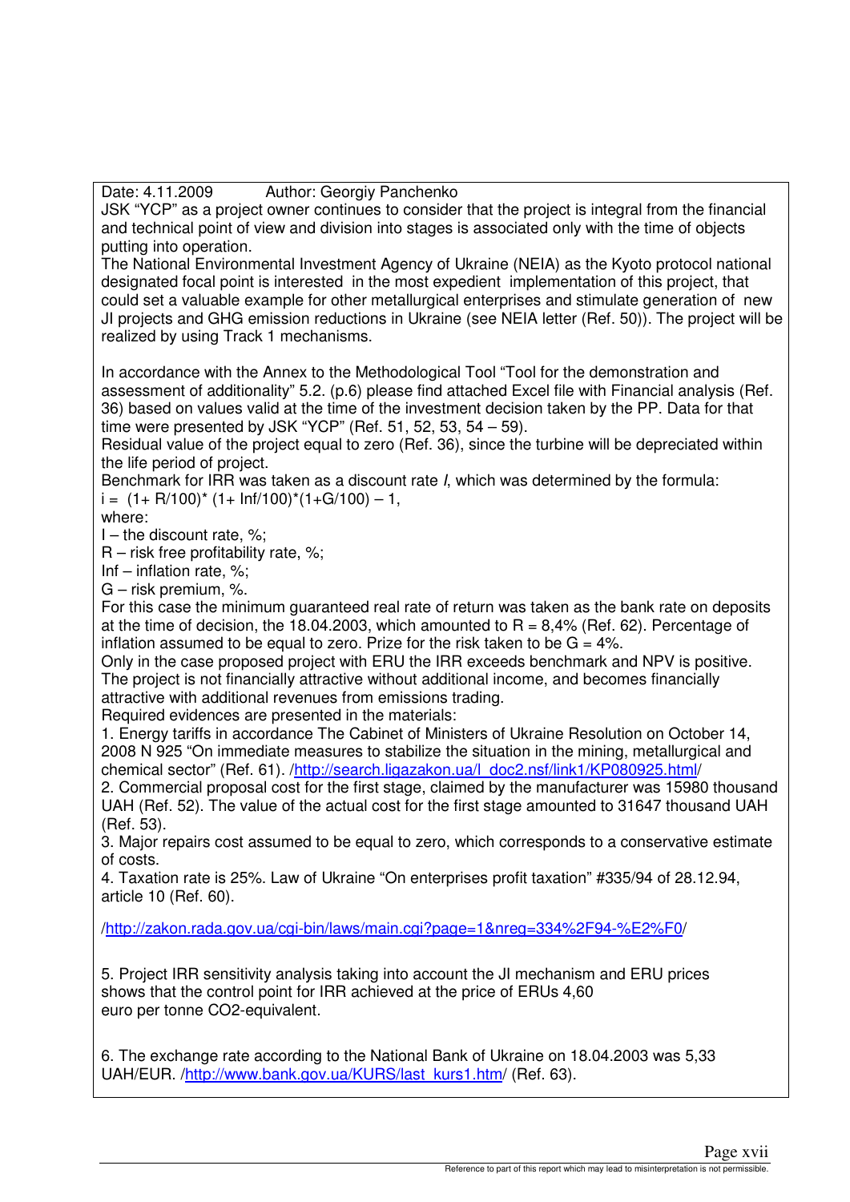Date: 4.11.2009 Author: Georgiy Panchenko

JSK "YCP" as a project owner continues to consider that the project is integral from the financial and technical point of view and division into stages is associated only with the time of objects putting into operation.

The National Environmental Investment Agency of Ukraine (NEIA) as the Kyoto protocol national designated focal point is interested in the most expedient implementation of this project, that could set a valuable example for other metallurgical enterprises and stimulate generation of new JI projects and GHG emission reductions in Ukraine (see NEIA letter (Ref. 50)). The project will be realized by using Track 1 mechanisms.

In accordance with the Annex to the Methodological Tool "Tool for the demonstration and assessment of additionality" 5.2. (p.6) please find attached Excel file with Financial analysis (Ref. 36) based on values valid at the time of the investment decision taken by the PP. Data for that time were presented by JSK "YCP" (Ref. 51, 52, 53, 54 – 59).

Residual value of the project equal to zero (Ref. 36), since the turbine will be depreciated within the life period of project.

Benchmark for IRR was taken as a discount rate *I*, which was determined by the formula:

$i = (1+ R/100)^* (1+ Inf/100)^*(1+G/100) – 1,$

where:

I – the discount rate, %;

R – risk free profitability rate, %;

Inf – inflation rate, %;

G – risk premium, %.

For this case the minimum guaranteed real rate of return was taken as the bank rate on deposits at the time of decision, the 18.04.2003, which amounted to R = 8,4% (Ref. 62). Percentage of inflation assumed to be equal to zero. Prize for the risk taken to be G = 4%.

Only in the case proposed project with ERU the IRR exceeds benchmark and NPV is positive. The project is not financially attractive without additional income, and becomes financially attractive with additional revenues from emissions trading.

Required evidences are presented in the materials:

1. Energy tariffs in accordance The Cabinet of Ministers of Ukraine Resolution on October 14, 2008 N 925 "On immediate measures to stabilize the situation in the mining, metallurgical and chemical sector" (Ref. 61). /http://search.ligazakon.ua/l_doc2.nsf/link1/KP080925.html/
2. Commercial proposal cost for the first stage, claimed by the manufacturer was 15980 thousand UAH (Ref. 52). The value of the actual cost for the first stage amounted to 31647 thousand UAH (Ref. 53).
3. Major repairs cost assumed to be equal to zero, which corresponds to a conservative estimate of costs.
4. Taxation rate is 25%. Law of Ukraine "On enterprises profit taxation" #335/94 of 28.12.94, article 10 (Ref. 60).

/http://zakon.rada.gov.ua/cgi-bin/laws/main.cgi?page=1&nreg=334%2F94-%E2%F0/

5. Project IRR sensitivity analysis taking into account the JI mechanism and ERU prices shows that the control point for IRR achieved at the price of ERUs 4,60 euro per tonne CO2-equivalent.

6. The exchange rate according to the National Bank of Ukraine on 18.04.2003 was 5,33 UAH/EUR. /http://www.bank.gov.ua/KURS/last_kurs1.htm/ (Ref. 63).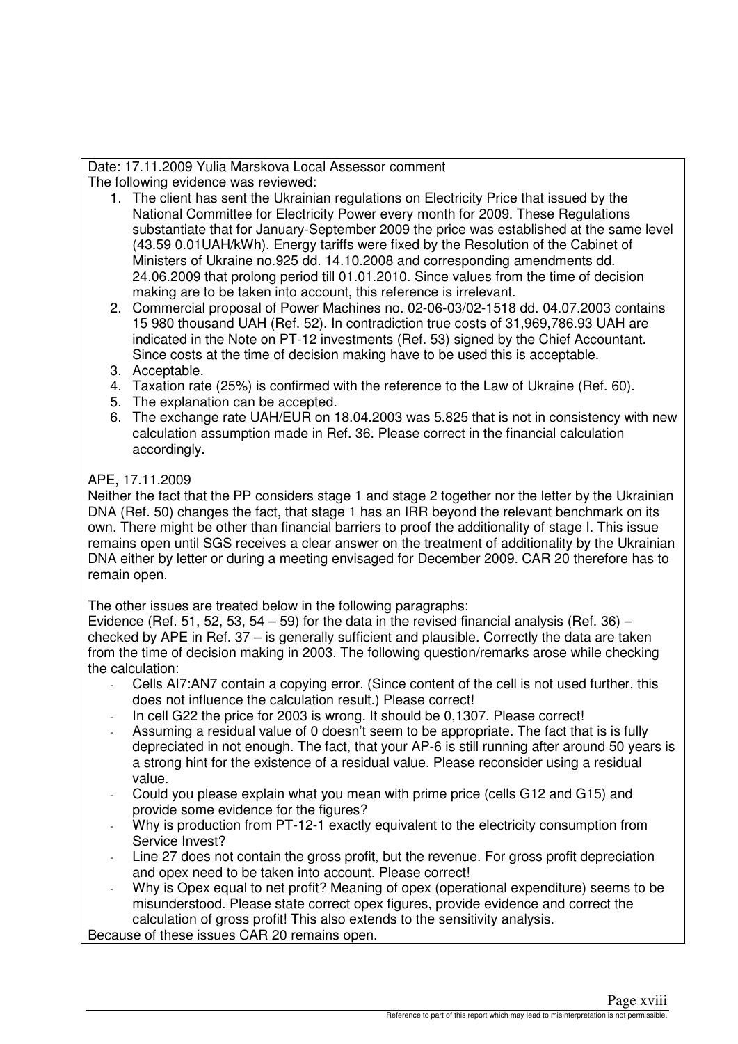Date: 17.11.2009 Yulia Marskova Local Assessor comment

The following evidence was reviewed:

1. The client has sent the Ukrainian regulations on Electricity Price that issued by the National Committee for Electricity Power every month for 2009. These Regulations substantiate that for January-September 2009 the price was established at the same level (43.59 0.01UAH/kWh). Energy tariffs were fixed by the Resolution of the Cabinet of Ministers of Ukraine no.925 dd. 14.10.2008 and corresponding amendments dd. 24.06.2009 that prolong period till 01.01.2010. Since values from the time of decision making are to be taken into account, this reference is irrelevant.
2. Commercial proposal of Power Machines no. 02-06-03/02-1518 dd. 04.07.2003 contains 15 980 thousand UAH (Ref. 52). In contradiction true costs of 31,969,786.93 UAH are indicated in the Note on PT-12 investments (Ref. 53) signed by the Chief Accountant. Since costs at the time of decision making have to be used this is acceptable.
3. Acceptable.
4. Taxation rate (25%) is confirmed with the reference to the Law of Ukraine (Ref. 60).
5. The explanation can be accepted.
6. The exchange rate UAH/EUR on 18.04.2003 was 5.825 that is not in consistency with new calculation assumption made in Ref. 36. Please correct in the financial calculation accordingly.

APE, 17.11.2009

Neither the fact that the PP considers stage 1 and stage 2 together nor the letter by the Ukrainian DNA (Ref. 50) changes the fact, that stage 1 has an IRR beyond the relevant benchmark on its own. There might be other than financial barriers to proof the additionality of stage I. This issue remains open until SGS receives a clear answer on the treatment of additionality by the Ukrainian DNA either by letter or during a meeting envisaged for December 2009. CAR 20 therefore has to remain open.

The other issues are treated below in the following paragraphs:

Evidence (Ref. 51, 52, 53, 54 – 59) for the data in the revised financial analysis (Ref. 36) – checked by APE in Ref. 37 – is generally sufficient and plausible. Correctly the data are taken from the time of decision making in 2003. The following question/remarks arose while checking the calculation:

- Cells AI7:AN7 contain a copying error. (Since content of the cell is not used further, this does not influence the calculation result.) Please correct!
- In cell G22 the price for 2003 is wrong. It should be 0,1307. Please correct!
- Assuming a residual value of 0 doesn't seem to be appropriate. The fact that is is fully depreciated in not enough. The fact, that your AP-6 is still running after around 50 years is a strong hint for the existence of a residual value. Please reconsider using a residual value.
- Could you please explain what you mean with prime price (cells G12 and G15) and provide some evidence for the figures?
- Why is production from PT-12-1 exactly equivalent to the electricity consumption from Service Invest?
- Line 27 does not contain the gross profit, but the revenue. For gross profit depreciation and opex need to be taken into account. Please correct!
- Why is Opex equal to net profit? Meaning of opex (operational expenditure) seems to be misunderstood. Please state correct opex figures, provide evidence and correct the calculation of gross profit! This also extends to the sensitivity analysis.

Because of these issues CAR 20 remains open.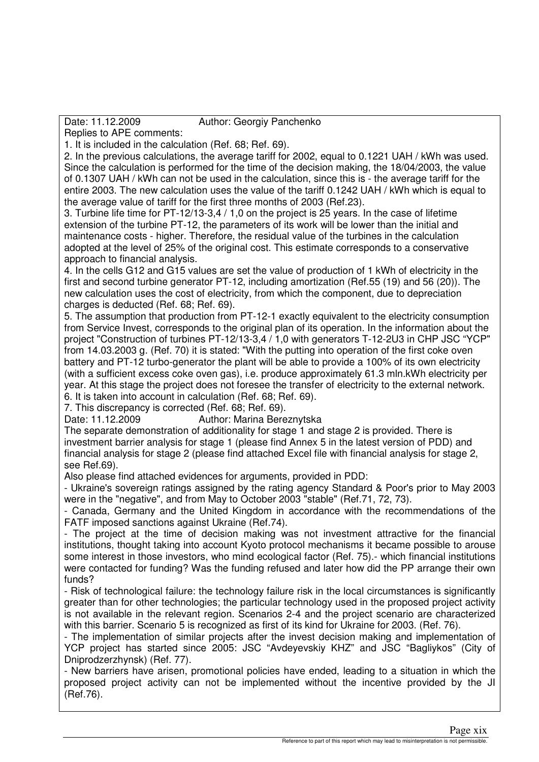Date: 11.12.2009 Author: Georgiy Panchenko

Replies to APE comments:

1. It is included in the calculation (Ref. 68; Ref. 69).
2. In the previous calculations, the average tariff for 2002, equal to 0.1221 UAH / kWh was used. Since the calculation is performed for the time of the decision making, the 18/04/2003, the value of 0.1307 UAH / kWh can not be used in the calculation, since this is - the average tariff for the entire 2003. The new calculation uses the value of the tariff 0.1242 UAH / kWh which is equal to the average value of tariff for the first three months of 2003 (Ref.23).
3. Turbine life time for PT-12/13-3,4 / 1,0 on the project is 25 years. In the case of lifetime extension of the turbine PT-12, the parameters of its work will be lower than the initial and maintenance costs - higher. Therefore, the residual value of the turbines in the calculation adopted at the level of 25% of the original cost. This estimate corresponds to a conservative approach to financial analysis.
4. In the cells G12 and G15 values are set the value of production of 1 kWh of electricity in the first and second turbine generator PT-12, including amortization (Ref.55 (19) and 56 (20)). The new calculation uses the cost of electricity, from which the component, due to depreciation charges is deducted (Ref. 68; Ref. 69).
5. The assumption that production from PT-12-1 exactly equivalent to the electricity consumption from Service Invest, corresponds to the original plan of its operation. In the information about the project "Construction of turbines PT-12/13-3,4 / 1,0 with generators T-12-2U3 in CHP JSC "YCP" from 14.03.2003 g. (Ref. 70) it is stated: "With the putting into operation of the first coke oven battery and PT-12 turbo-generator the plant will be able to provide a 100% of its own electricity (with a sufficient excess coke oven gas), i.e. produce approximately 61.3 mln.kWh electricity per year. At this stage the project does not foresee the transfer of electricity to the external network.
6. It is taken into account in calculation (Ref. 68; Ref. 69).
7. This discrepancy is corrected (Ref. 68; Ref. 69).

Date: 11.12.2009 Author: Marina Bereznytska

The separate demonstration of additionality for stage 1 and stage 2 is provided. There is investment barrier analysis for stage 1 (please find Annex 5 in the latest version of PDD) and financial analysis for stage 2 (please find attached Excel file with financial analysis for stage 2, see Ref.69).

Also please find attached evidences for arguments, provided in PDD:

- Ukraine's sovereign ratings assigned by the rating agency Standard & Poor's prior to May 2003 were in the "negative", and from May to October 2003 "stable" (Ref.71, 72, 73).
- Canada, Germany and the United Kingdom in accordance with the recommendations of the FATF imposed sanctions against Ukraine (Ref.74).
- The project at the time of decision making was not investment attractive for the financial institutions, thought taking into account Kyoto protocol mechanisms it became possible to arouse some interest in those investors, who mind ecological factor (Ref. 75).- which financial institutions were contacted for funding? Was the funding refused and later how did the PP arrange their own funds?
- Risk of technological failure: the technology failure risk in the local circumstances is significantly greater than for other technologies; the particular technology used in the proposed project activity is not available in the relevant region. Scenarios 2-4 and the project scenario are characterized with this barrier. Scenario 5 is recognized as first of its kind for Ukraine for 2003. (Ref. 76).
- The implementation of similar projects after the invest decision making and implementation of YCP project has started since 2005: JSC "Avdeyevskiy KHZ" and JSC "Bagliykos" (City of Dniprodzerzhynsk) (Ref. 77).
- New barriers have arisen, promotional policies have ended, leading to a situation in which the proposed project activity can not be implemented without the incentive provided by the JI (Ref.76).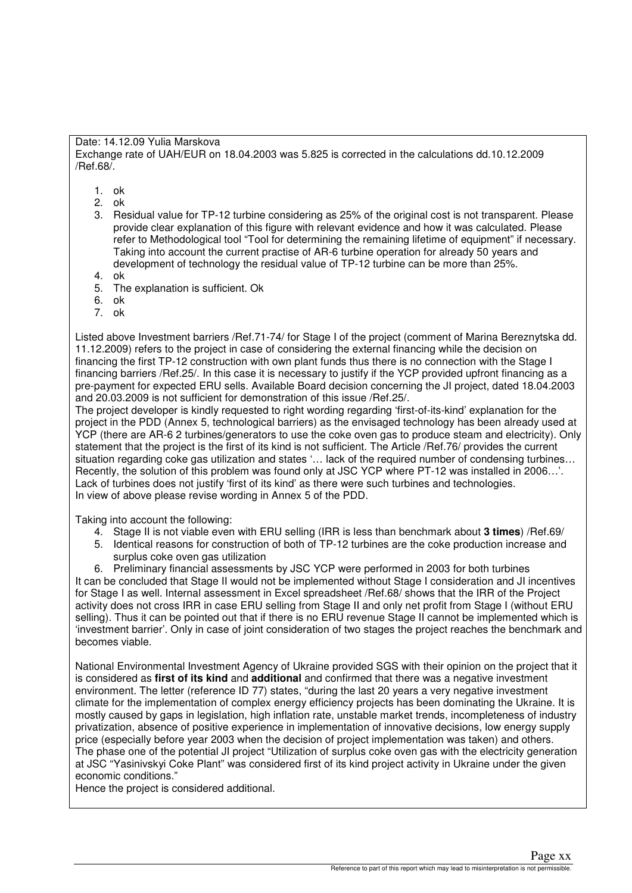Date: 14.12.09 Yulia Marskova
Exchange rate of UAH/EUR on 18.04.2003 was 5.825 is corrected in the calculations dd.10.12.2009 /Ref.68/.

1. ok
2. ok
3. Residual value for TP-12 turbine considering as 25% of the original cost is not transparent. Please provide clear explanation of this figure with relevant evidence and how it was calculated. Please refer to Methodological tool "Tool for determining the remaining lifetime of equipment" if necessary. Taking into account the current practise of AR-6 turbine operation for already 50 years and development of technology the residual value of TP-12 turbine can be more than 25%.
4. ok
5. The explanation is sufficient. Ok
6. ok
7. ok

Listed above Investment barriers /Ref.71-74/ for Stage I of the project (comment of Marina Bereznytska dd. 11.12.2009) refers to the project in case of considering the external financing while the decision on financing the first TP-12 construction with own plant funds thus there is no connection with the Stage I financing barriers /Ref.25/. In this case it is necessary to justify if the YCP provided upfront financing as a pre-payment for expected ERU sells. Available Board decision concerning the JI project, dated 18.04.2003 and 20.03.2009 is not sufficient for demonstration of this issue /Ref.25/.
The project developer is kindly requested to right wording regarding 'first-of-its-kind' explanation for the project in the PDD (Annex 5, technological barriers) as the envisaged technology has been already used at YCP (there are AR-6 2 turbines/generators to use the coke oven gas to produce steam and electricity). Only statement that the project is the first of its kind is not sufficient. The Article /Ref.76/ provides the current situation regarding coke gas utilization and states '… lack of the required number of condensing turbines… Recently, the solution of this problem was found only at JSC YCP where PT-12 was installed in 2006…'. Lack of turbines does not justify 'first of its kind' as there were such turbines and technologies.
In view of above please revise wording in Annex 5 of the PDD.

Taking into account the following:

4. Stage II is not viable even with ERU selling (IRR is less than benchmark about **3 times**) /Ref.69/
5. Identical reasons for construction of both of TP-12 turbines are the coke production increase and surplus coke oven gas utilization
6. Preliminary financial assessments by JSC YCP were performed in 2003 for both turbines

It can be concluded that Stage II would not be implemented without Stage I consideration and JI incentives for Stage I as well. Internal assessment in Excel spreadsheet /Ref.68/ shows that the IRR of the Project activity does not cross IRR in case ERU selling from Stage II and only net profit from Stage I (without ERU selling). Thus it can be pointed out that if there is no ERU revenue Stage II cannot be implemented which is 'investment barrier'. Only in case of joint consideration of two stages the project reaches the benchmark and becomes viable.

National Environmental Investment Agency of Ukraine provided SGS with their opinion on the project that it is considered as **first of its kind** and **additional** and confirmed that there was a negative investment environment. The letter (reference ID 77) states, "during the last 20 years a very negative investment climate for the implementation of complex energy efficiency projects has been dominating the Ukraine. It is mostly caused by gaps in legislation, high inflation rate, unstable market trends, incompleteness of industry privatization, absence of positive experience in implementation of innovative decisions, low energy supply price (especially before year 2003 when the decision of project implementation was taken) and others. The phase one of the potential JI project "Utilization of surplus coke oven gas with the electricity generation at JSC "Yasinivskyi Coke Plant" was considered first of its kind project activity in Ukraine under the given economic conditions."
Hence the project is considered additional.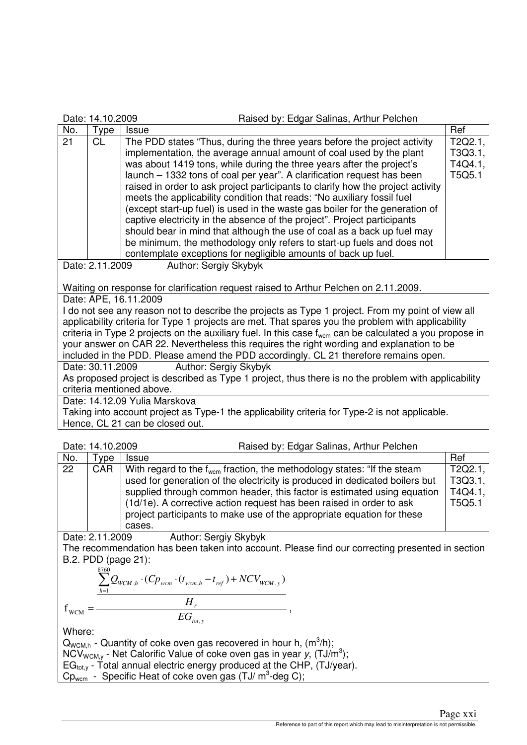Date: 14.10.2009 Raised by: Edgar Salinas, Arthur Pelchen

| No. | Type | Issue | Ref |
|---|---|---|---|
| 21 | CL | The PDD states "Thus, during the three years before the project activity implementation, the average annual amount of coal used by the plant was about 1419 tons, while during the three years after the project's launch – 1332 tons of coal per year". A clarification request has been raised in order to ask project participants to clarify how the project activity meets the applicability condition that reads: "No auxiliary fossil fuel (except start-up fuel) is used in the waste gas boiler for the generation of captive electricity in the absence of the project". Project participants should bear in mind that although the use of coal as a back up fuel may be minimum, the methodology only refers to start-up fuels and does not contemplate exceptions for negligible amounts of back up fuel. | T2Q2.1, T3Q3.1, T4Q4.1, T5Q5.1 |
| Date: 2.11.2009 Author: Sergiy Skybyk<br><br>Waiting on response for clarification request raised to Arthur Pelchen on 2.11.2009. | | | |
| Date: APE, 16.11.2009<br>I do not see any reason not to describe the projects as Type 1 project. From my point of view all applicability criteria for Type 1 projects are met. That spares you the problem with applicability criteria in Type 2 projects on the auxiliary fuel. In this case $f_{wcm}$ can be calculated a you propose in your answer on CAR 22. Nevertheless this requires the right wording and explanation to be included in the PDD. Please amend the PDD accordingly. CL 21 therefore remains open. | | | |
| Date: 30.11.2009 Author: Sergiy Skybyk<br>As proposed project is described as Type 1 project, thus there is no the problem with applicability criteria mentioned above. | | | |
| Date: 14.12.09 Yulia Marskova<br>Taking into account project as Type-1 the applicability criteria for Type-2 is not applicable. Hence, CL 21 can be closed out. | | | |

Date: 14.10.2009 Raised by: Edgar Salinas, Arthur Pelchen

| No. | Type | Issue | Ref |
|---|---|---|---|
| 22 | CAR | With regard to the $f_{wcm}$ fraction, the methodology states: "If the steam used for generation of the electricity is produced in dedicated boilers but supplied through common header, this factor is estimated using equation (1d/1e). A corrective action request has been raised in order to ask project participants to make use of the appropriate equation for these cases. | T2Q2.1, T3Q3.1, T4Q4.1, T5Q5.1 |

Date: 2.11.2009 Author: Sergiy Skybyk

The recommendation has been taken into account. Please find our correcting presented in section B.2. PDD (page 21):

$$f_{WCM} = \frac{\dfrac{\sum_{h=1}^{8760} Q_{WCM,h} \cdot (Cp_{wcm} \cdot (t_{wcm,h} - t_{ref}) + NCV_{WCM,y})}{H_r}}{EG_{tot,y}},$$

Where:

$Q_{WCM,h}$ - Quantity of coke oven gas recovered in hour h, ($m^3$/h);
$NCV_{WCM,y}$ - Net Calorific Value of coke oven gas in year *y*, (TJ/$m^3$);
$EG_{tot,y}$ - Total annual electric energy produced at the CHP, (TJ/year).
$Cp_{wcm}$ - Specific Heat of coke oven gas (TJ/ $m^3$-deg C);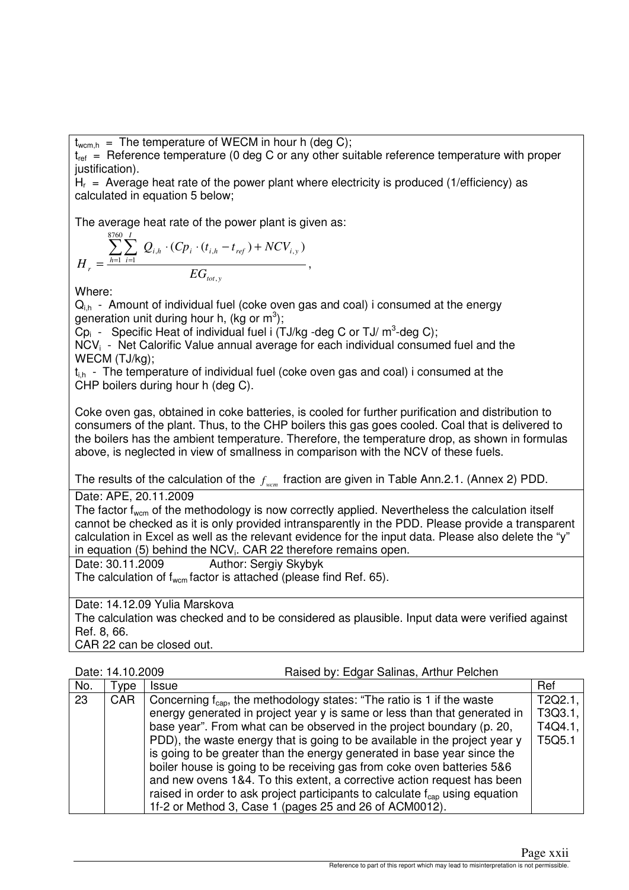$t_{wcm,h}$ = The temperature of WECM in hour h (deg C);
$t_{ref}$ = Reference temperature (0 deg C or any other suitable reference temperature with proper justification).
$H_r$ = Average heat rate of the power plant where electricity is produced (1/efficiency) as calculated in equation 5 below;

The average heat rate of the power plant is given as:

$$H_r = \frac{\sum_{h=1}^{8760}\sum_{i=1}^{I} Q_{i,h} \cdot (Cp_i \cdot (t_{i,h} - t_{ref}) + NCV_{i,y})}{EG_{tot,y}},$$

Where:
$Q_{i,h}$ - Amount of individual fuel (coke oven gas and coal) i consumed at the energy generation unit during hour h, (kg or $m^3$);
$Cp_i$ - Specific Heat of individual fuel i (TJ/kg -deg C or TJ/ $m^3$-deg C);
$NCV_i$ - Net Calorific Value annual average for each individual consumed fuel and the WECM (TJ/kg);
$t_{i,h}$ - The temperature of individual fuel (coke oven gas and coal) i consumed at the CHP boilers during hour h (deg C).

Coke oven gas, obtained in coke batteries, is cooled for further purification and distribution to consumers of the plant. Thus, to the CHP boilers this gas goes cooled. Coal that is delivered to the boilers has the ambient temperature. Therefore, the temperature drop, as shown in formulas above, is neglected in view of smallness in comparison with the NCV of these fuels.

The results of the calculation of the $f_{wcm}$ fraction are given in Table Ann.2.1. (Annex 2) PDD.

Date: APE, 20.11.2009
The factor $f_{wcm}$ of the methodology is now correctly applied. Nevertheless the calculation itself cannot be checked as it is only provided intransparently in the PDD. Please provide a transparent calculation in Excel as well as the relevant evidence for the input data. Please also delete the "y" in equation (5) behind the $NCV_i$. CAR 22 therefore remains open.

Date: 30.11.2009 Author: Sergiy Skybyk
The calculation of $f_{wcm}$ factor is attached (please find Ref. 65).

Date: 14.12.09 Yulia Marskova
The calculation was checked and to be considered as plausible. Input data were verified against Ref. 8, 66.
CAR 22 can be closed out.

Date: 14.10.2009 Raised by: Edgar Salinas, Arthur Pelchen

| No. | Type | Issue | Ref |
|---|---|---|---|
| 23 | CAR | Concerning $f_{cap}$, the methodology states: "The ratio is 1 if the waste energy generated in project year y is same or less than that generated in base year". From what can be observed in the project boundary (p. 20, PDD), the waste energy that is going to be available in the project year y is going to be greater than the energy generated in base year since the boiler house is going to be receiving gas from coke oven batteries 5&6 and new ovens 1&4. To this extent, a corrective action request has been raised in order to ask project participants to calculate $f_{cap}$ using equation 1f-2 or Method 3, Case 1 (pages 25 and 26 of ACM0012). | T2Q2.1, T3Q3.1, T4Q4.1, T5Q5.1 |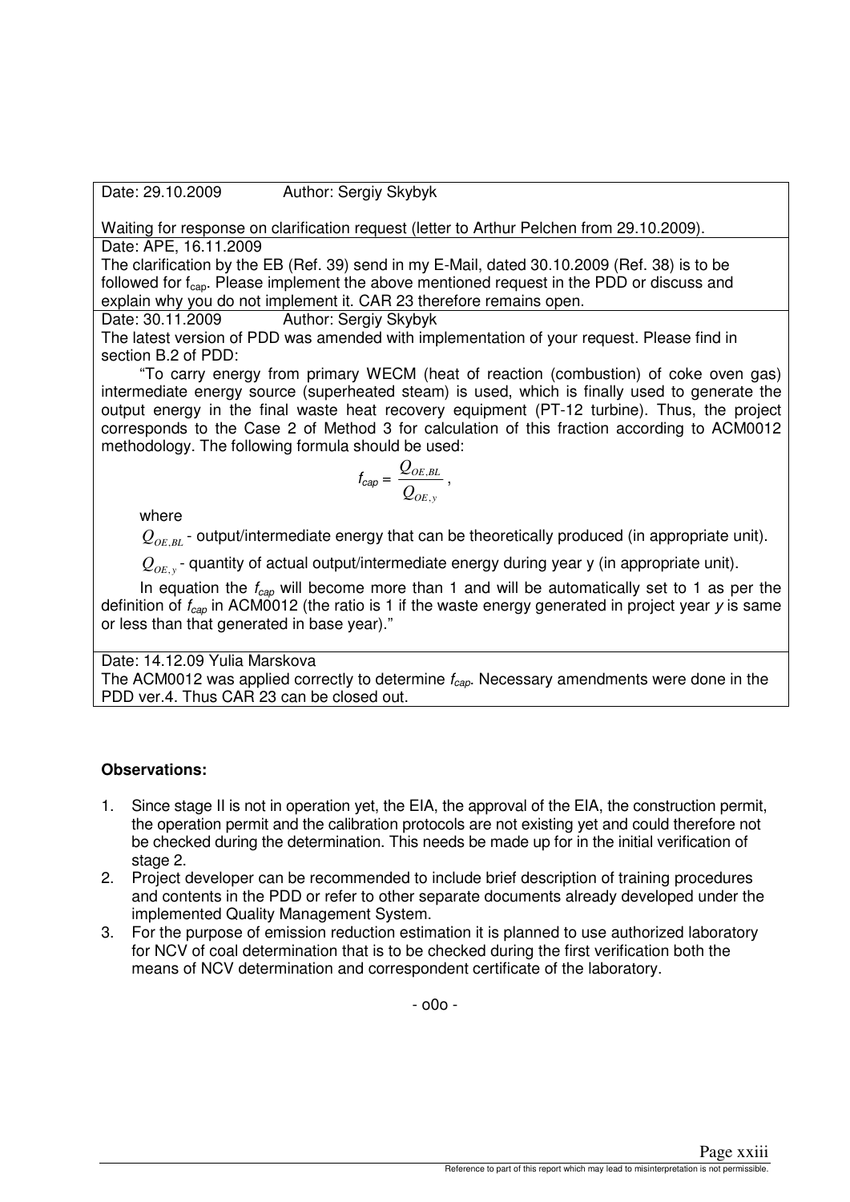| |
|---|
| Date: 29.10.2009 Author: Sergiy Skybyk<br><br>Waiting for response on clarification request (letter to Arthur Pelchen from 29.10.2009). |
| Date: APE, 16.11.2009<br>The clarification by the EB (Ref. 39) send in my E-Mail, dated 30.10.2009 (Ref. 38) is to be followed for $f_{cap}$. Please implement the above mentioned request in the PDD or discuss and explain why you do not implement it. CAR 23 therefore remains open. |
| Date: 30.11.2009 Author: Sergiy Skybyk<br>The latest version of PDD was amended with implementation of your request. Please find in section B.2 of PDD:<br>"To carry energy from primary WECM (heat of reaction (combustion) of coke oven gas) intermediate energy source (superheated steam) is used, which is finally used to generate the output energy in the final waste heat recovery equipment (PT-12 turbine). Thus, the project corresponds to the Case 2 of Method 3 for calculation of this fraction according to ACM0012 methodology. The following formula should be used:<br>$$f_{cap} = \frac{Q_{OE,BL}}{Q_{OE,y}},$$<br>where<br>$Q_{OE,BL}$ - output/intermediate energy that can be theoretically produced (in appropriate unit).<br>$Q_{OE,y}$ - quantity of actual output/intermediate energy during year y (in appropriate unit).<br>In equation the $f_{cap}$ will become more than 1 and will be automatically set to 1 as per the definition of $f_{cap}$ in ACM0012 (the ratio is 1 if the waste energy generated in project year *y* is same or less than that generated in base year)." |
| Date: 14.12.09 Yulia Marskova<br>The ACM0012 was applied correctly to determine $f_{cap}$. Necessary amendments were done in the PDD ver.4. Thus CAR 23 can be closed out. |

**Observations:**

1. Since stage II is not in operation yet, the EIA, the approval of the EIA, the construction permit, the operation permit and the calibration protocols are not existing yet and could therefore not be checked during the determination. This needs be made up for in the initial verification of stage 2.
2. Project developer can be recommended to include brief description of training procedures and contents in the PDD or refer to other separate documents already developed under the implemented Quality Management System.
3. For the purpose of emission reduction estimation it is planned to use authorized laboratory for NCV of coal determination that is to be checked during the first verification both the means of NCV determination and correspondent certificate of the laboratory.

- o0o -